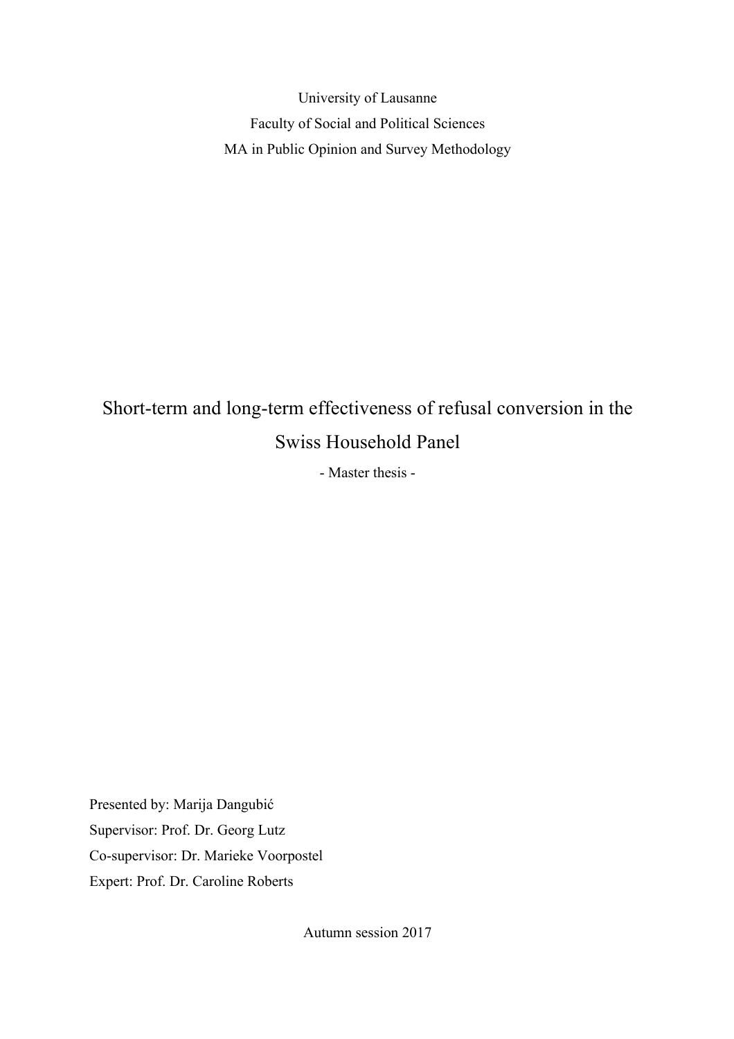University of Lausanne

Faculty of Social and Political Sciences

MA in Public Opinion and Survey Methodology

# Short-term and long-term effectiveness of refusal conversion in the Swiss Household Panel

- Master thesis -

Presented by: Marija Dangubić

Supervisor: Prof. Dr. Georg Lutz

Co-supervisor: Dr. Marieke Voorpostel

Expert: Prof. Dr. Caroline Roberts

Autumn session 2017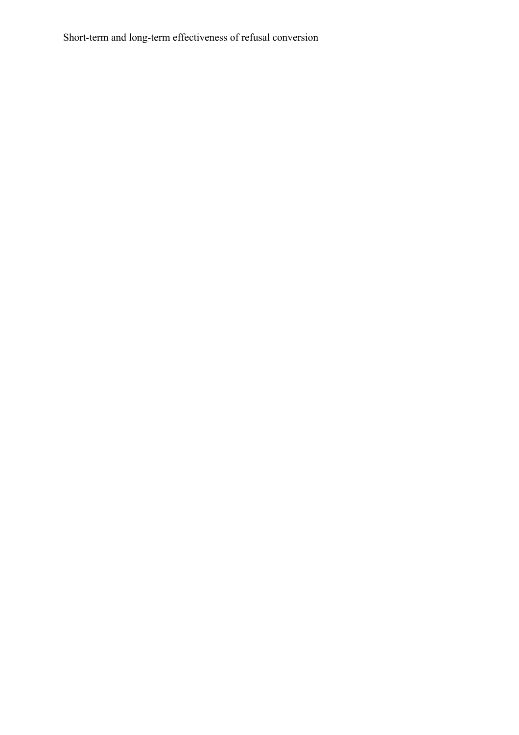Short-term and long-term effectiveness of refusal conversion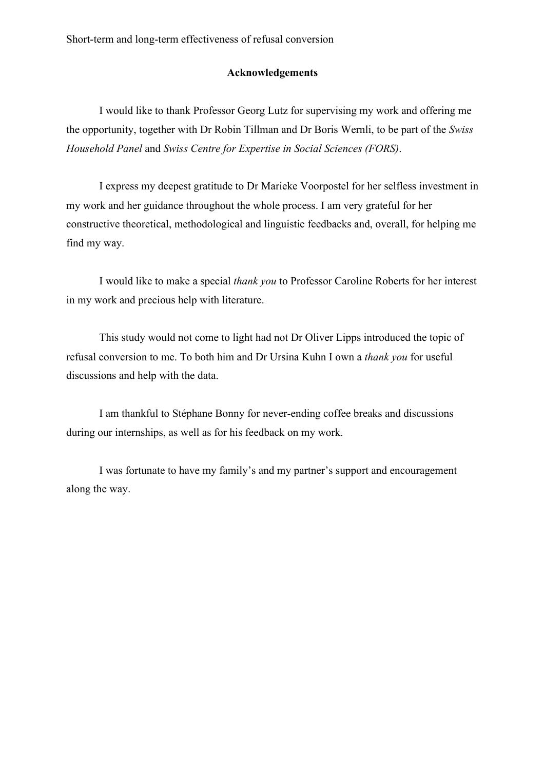## Acknowledgements

I would like to thank Professor Georg Lutz for supervising my work and offering me the opportunity, together with Dr Robin Tillman and Dr Boris Wernli, to be part of the *Swiss Household Panel* and *Swiss Centre for Expertise in Social Sciences (FORS)*.

I express my deepest gratitude to Dr Marieke Voorpostel for her selfless investment in my work and her guidance throughout the whole process. I am very grateful for her constructive theoretical, methodological and linguistic feedbacks and, overall, for helping me find my way.

I would like to make a special *thank you* to Professor Caroline Roberts for her interest in my work and precious help with literature.

This study would not come to light had not Dr Oliver Lipps introduced the topic of refusal conversion to me. To both him and Dr Ursina Kuhn I own a *thank you* for useful discussions and help with the data.

I am thankful to Stéphane Bonny for never-ending coffee breaks and discussions during our internships, as well as for his feedback on my work.

I was fortunate to have my family's and my partner's support and encouragement along the way.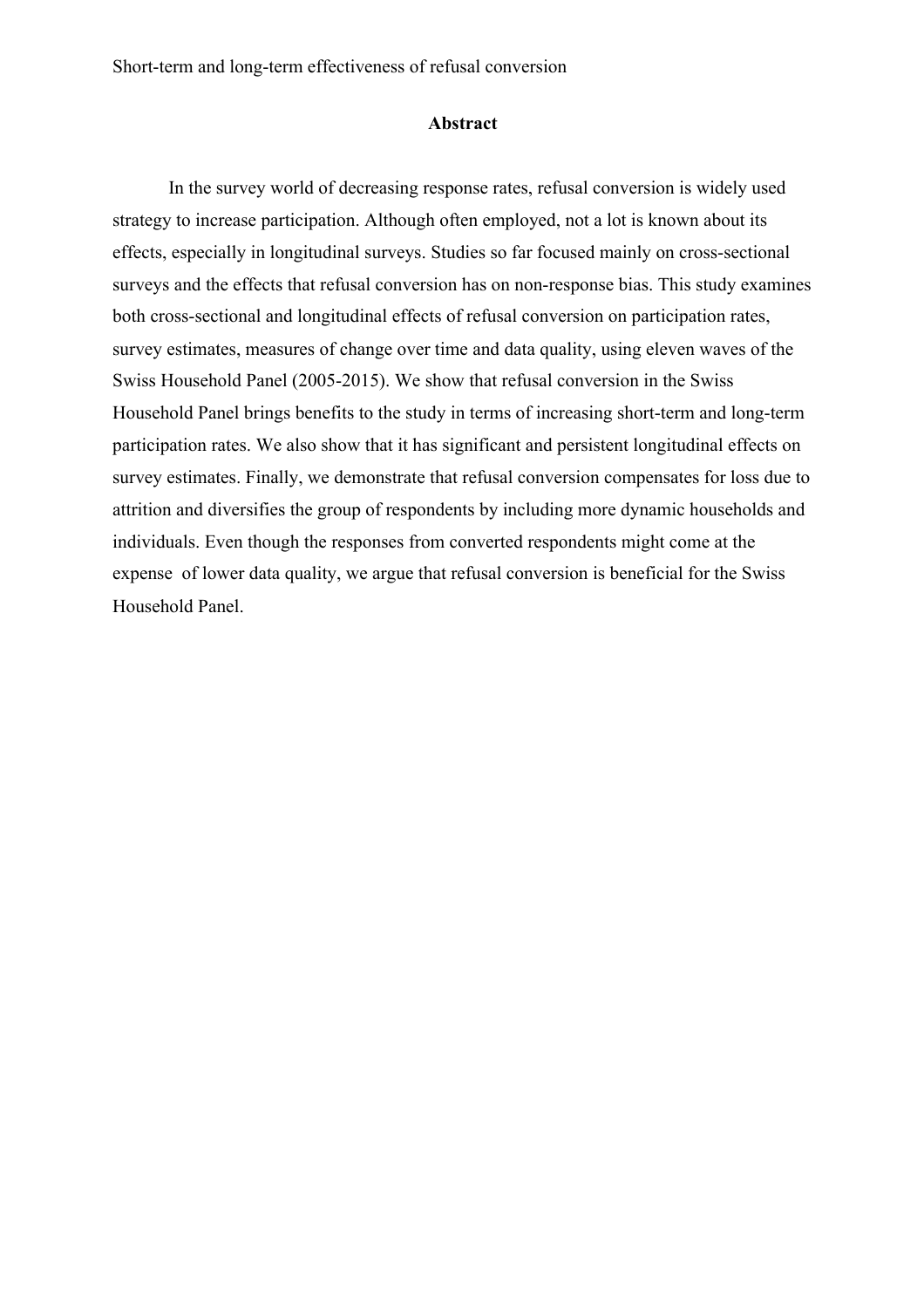## Abstract

In the survey world of decreasing response rates, refusal conversion is widely used strategy to increase participation. Although often employed, not a lot is known about its effects, especially in longitudinal surveys. Studies so far focused mainly on cross-sectional surveys and the effects that refusal conversion has on non-response bias. This study examines both cross-sectional and longitudinal effects of refusal conversion on participation rates, survey estimates, measures of change over time and data quality, using eleven waves of the Swiss Household Panel (2005-2015). We show that refusal conversion in the Swiss Household Panel brings benefits to the study in terms of increasing short-term and long-term participation rates. We also show that it has significant and persistent longitudinal effects on survey estimates. Finally, we demonstrate that refusal conversion compensates for loss due to attrition and diversifies the group of respondents by including more dynamic households and individuals. Even though the responses from converted respondents might come at the expense of lower data quality, we argue that refusal conversion is beneficial for the Swiss Household Panel.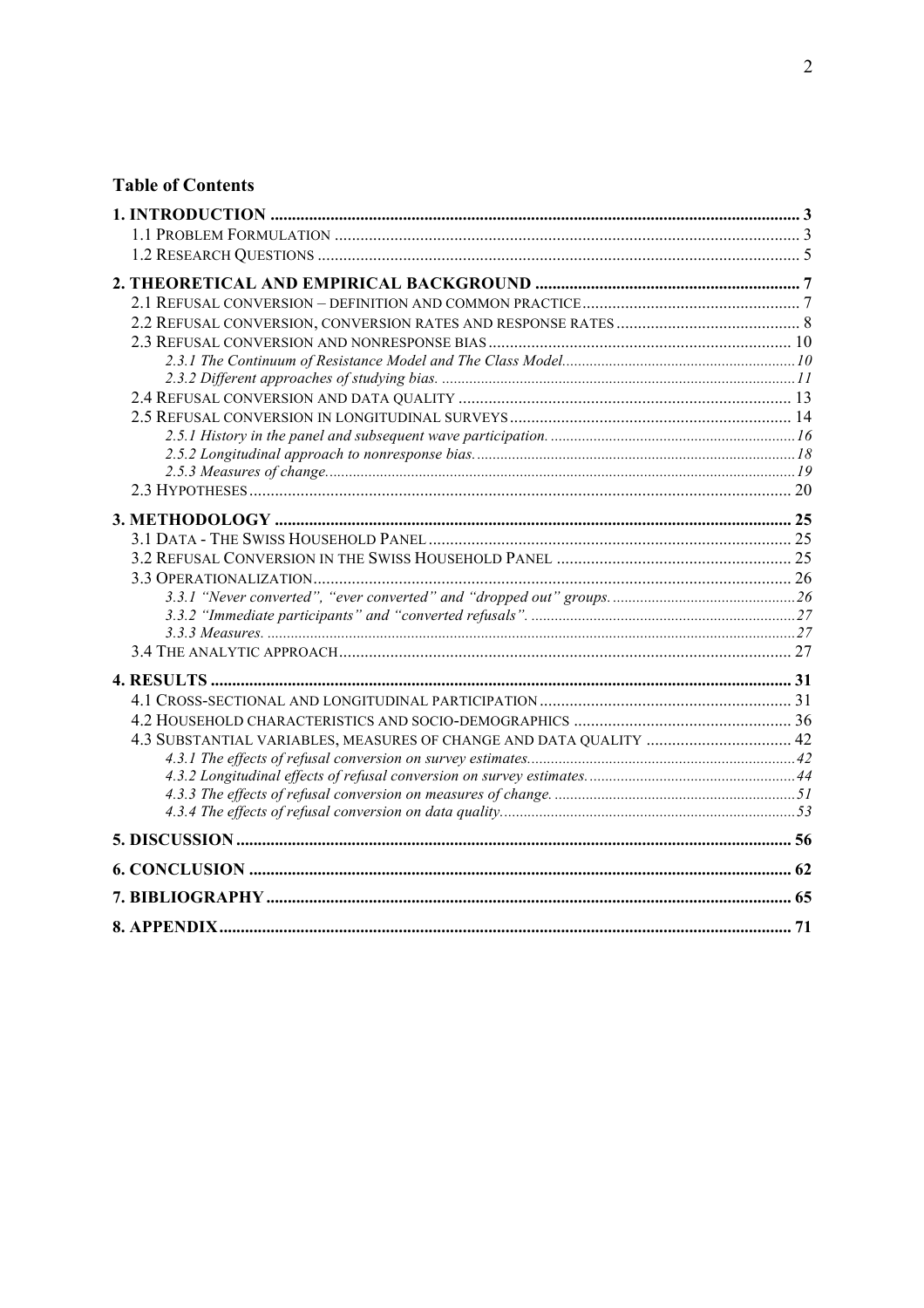# Table of Contents

**1. INTRODUCTION** ........ 3
- 1.1 Problem Formulation ........ 3
- 1.2 Research Questions ........ 5

**2. THEORETICAL AND EMPIRICAL BACKGROUND** ........ 7
- 2.1 Refusal conversion – definition and common practice ........ 7
- 2.2 Refusal conversion, conversion rates and response rates ........ 8
- 2.3 Refusal conversion and nonresponse bias ........ 10
  - *2.3.1 The Continuum of Resistance Model and The Class Model* ........ 10
  - *2.3.2 Different approaches of studying bias.* ........ 11
- 2.4 Refusal conversion and data quality ........ 13
- 2.5 Refusal conversion in longitudinal surveys ........ 14
  - *2.5.1 History in the panel and subsequent wave participation.* ........ 16
  - *2.5.2 Longitudinal approach to nonresponse bias.* ........ 18
  - *2.5.3 Measures of change.* ........ 19
- 2.3 Hypotheses ........ 20

**3. METHODOLOGY** ........ 25
- 3.1 Data - The Swiss Household Panel ........ 25
- 3.2 Refusal Conversion in the Swiss Household Panel ........ 25
- 3.3 Operationalization ........ 26
  - *3.3.1 "Never converted", "ever converted" and "dropped out" groups.* ........ 26
  - *3.3.2 "Immediate participants" and "converted refusals".* ........ 27
  - *3.3.3 Measures.* ........ 27
- 3.4 The analytic approach ........ 27

**4. RESULTS** ........ 31
- 4.1 Cross-sectional and longitudinal participation ........ 31
- 4.2 Household characteristics and socio-demographics ........ 36
- 4.3 Substantial variables, measures of change and data quality ........ 42
  - *4.3.1 The effects of refusal conversion on survey estimates.* ........ 42
  - *4.3.2 Longitudinal effects of refusal conversion on survey estimates.* ........ 44
  - *4.3.3 The effects of refusal conversion on measures of change.* ........ 51
  - *4.3.4 The effects of refusal conversion on data quality.* ........ 53

**5. DISCUSSION** ........ 56

**6. CONCLUSION** ........ 62

**7. BIBLIOGRAPHY** ........ 65

**8. APPENDIX** ........ 71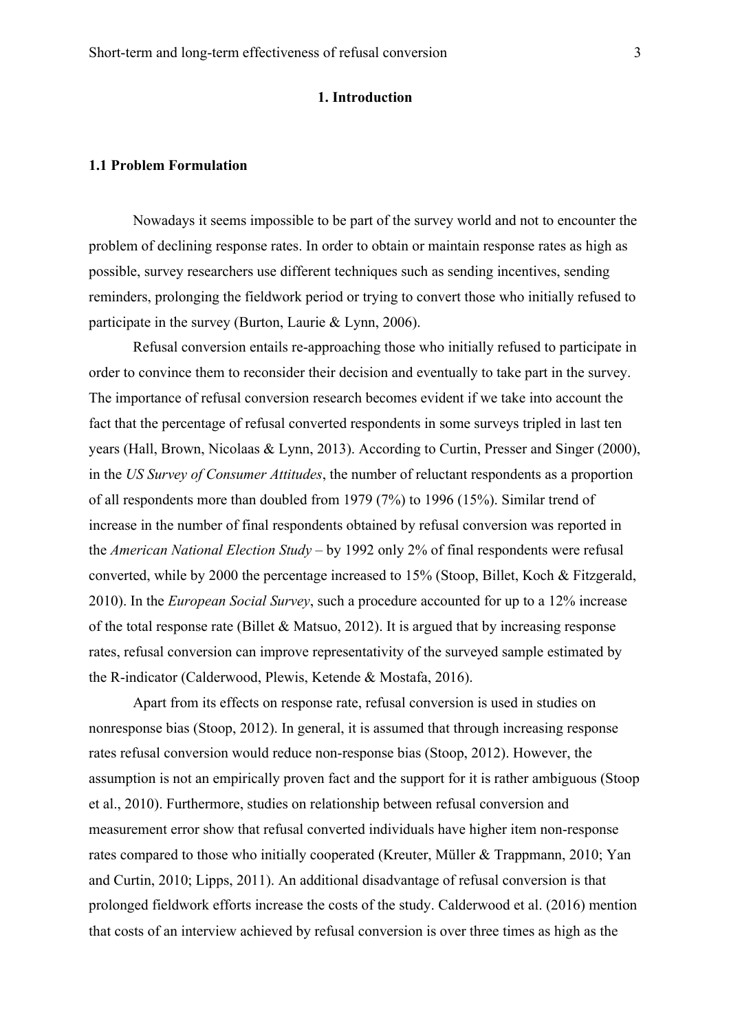# 1. Introduction

## 1.1 Problem Formulation

Nowadays it seems impossible to be part of the survey world and not to encounter the problem of declining response rates. In order to obtain or maintain response rates as high as possible, survey researchers use different techniques such as sending incentives, sending reminders, prolonging the fieldwork period or trying to convert those who initially refused to participate in the survey (Burton, Laurie & Lynn, 2006).

Refusal conversion entails re-approaching those who initially refused to participate in order to convince them to reconsider their decision and eventually to take part in the survey. The importance of refusal conversion research becomes evident if we take into account the fact that the percentage of refusal converted respondents in some surveys tripled in last ten years (Hall, Brown, Nicolaas & Lynn, 2013). According to Curtin, Presser and Singer (2000), in the *US Survey of Consumer Attitudes*, the number of reluctant respondents as a proportion of all respondents more than doubled from 1979 (7%) to 1996 (15%). Similar trend of increase in the number of final respondents obtained by refusal conversion was reported in the *American National Election Study* – by 1992 only 2% of final respondents were refusal converted, while by 2000 the percentage increased to 15% (Stoop, Billet, Koch & Fitzgerald, 2010). In the *European Social Survey*, such a procedure accounted for up to a 12% increase of the total response rate (Billet & Matsuo, 2012). It is argued that by increasing response rates, refusal conversion can improve representativity of the surveyed sample estimated by the R-indicator (Calderwood, Plewis, Ketende & Mostafa, 2016).

Apart from its effects on response rate, refusal conversion is used in studies on nonresponse bias (Stoop, 2012). In general, it is assumed that through increasing response rates refusal conversion would reduce non-response bias (Stoop, 2012). However, the assumption is not an empirically proven fact and the support for it is rather ambiguous (Stoop et al., 2010). Furthermore, studies on relationship between refusal conversion and measurement error show that refusal converted individuals have higher item non-response rates compared to those who initially cooperated (Kreuter, Müller & Trappmann, 2010; Yan and Curtin, 2010; Lipps, 2011). An additional disadvantage of refusal conversion is that prolonged fieldwork efforts increase the costs of the study. Calderwood et al. (2016) mention that costs of an interview achieved by refusal conversion is over three times as high as the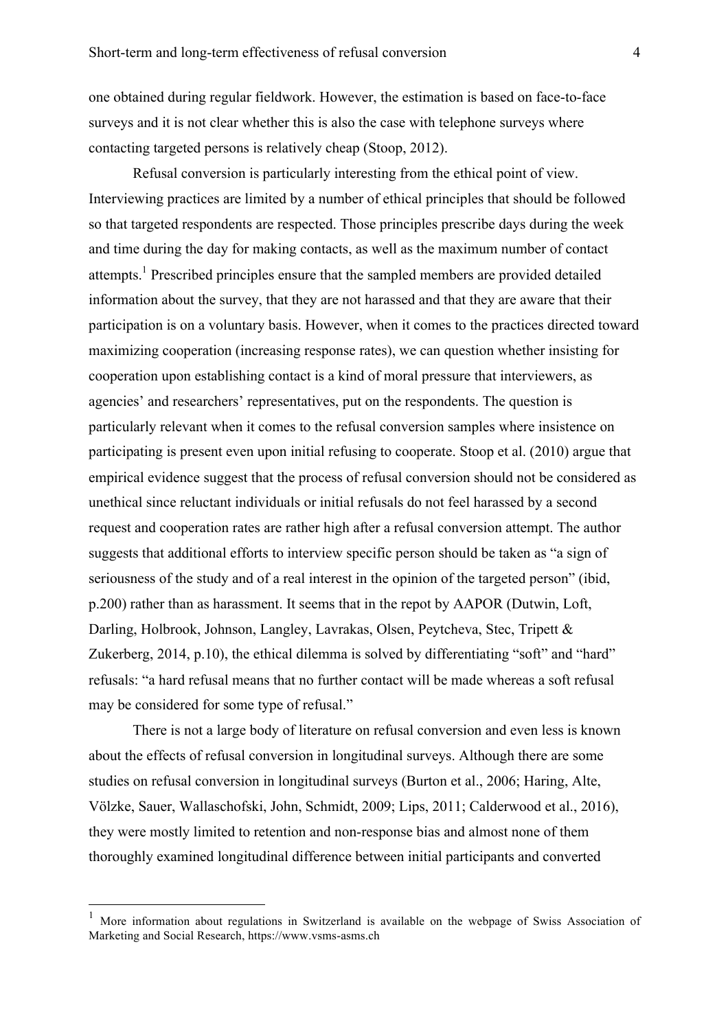one obtained during regular fieldwork. However, the estimation is based on face-to-face surveys and it is not clear whether this is also the case with telephone surveys where contacting targeted persons is relatively cheap (Stoop, 2012).

Refusal conversion is particularly interesting from the ethical point of view. Interviewing practices are limited by a number of ethical principles that should be followed so that targeted respondents are respected. Those principles prescribe days during the week and time during the day for making contacts, as well as the maximum number of contact attempts.[1] Prescribed principles ensure that the sampled members are provided detailed information about the survey, that they are not harassed and that they are aware that their participation is on a voluntary basis. However, when it comes to the practices directed toward maximizing cooperation (increasing response rates), we can question whether insisting for cooperation upon establishing contact is a kind of moral pressure that interviewers, as agencies' and researchers' representatives, put on the respondents. The question is particularly relevant when it comes to the refusal conversion samples where insistence on participating is present even upon initial refusing to cooperate. Stoop et al. (2010) argue that empirical evidence suggest that the process of refusal conversion should not be considered as unethical since reluctant individuals or initial refusals do not feel harassed by a second request and cooperation rates are rather high after a refusal conversion attempt. The author suggests that additional efforts to interview specific person should be taken as "a sign of seriousness of the study and of a real interest in the opinion of the targeted person" (ibid, p.200) rather than as harassment. It seems that in the repot by AAPOR (Dutwin, Loft, Darling, Holbrook, Johnson, Langley, Lavrakas, Olsen, Peytcheva, Stec, Tripett & Zukerberg, 2014, p.10), the ethical dilemma is solved by differentiating "soft" and "hard" refusals: "a hard refusal means that no further contact will be made whereas a soft refusal may be considered for some type of refusal."

There is not a large body of literature on refusal conversion and even less is known about the effects of refusal conversion in longitudinal surveys. Although there are some studies on refusal conversion in longitudinal surveys (Burton et al., 2006; Haring, Alte, Völzke, Sauer, Wallaschofski, John, Schmidt, 2009; Lips, 2011; Calderwood et al., 2016), they were mostly limited to retention and non-response bias and almost none of them thoroughly examined longitudinal difference between initial participants and converted

---

[1] More information about regulations in Switzerland is available on the webpage of Swiss Association of Marketing and Social Research, https://www.vsms-asms.ch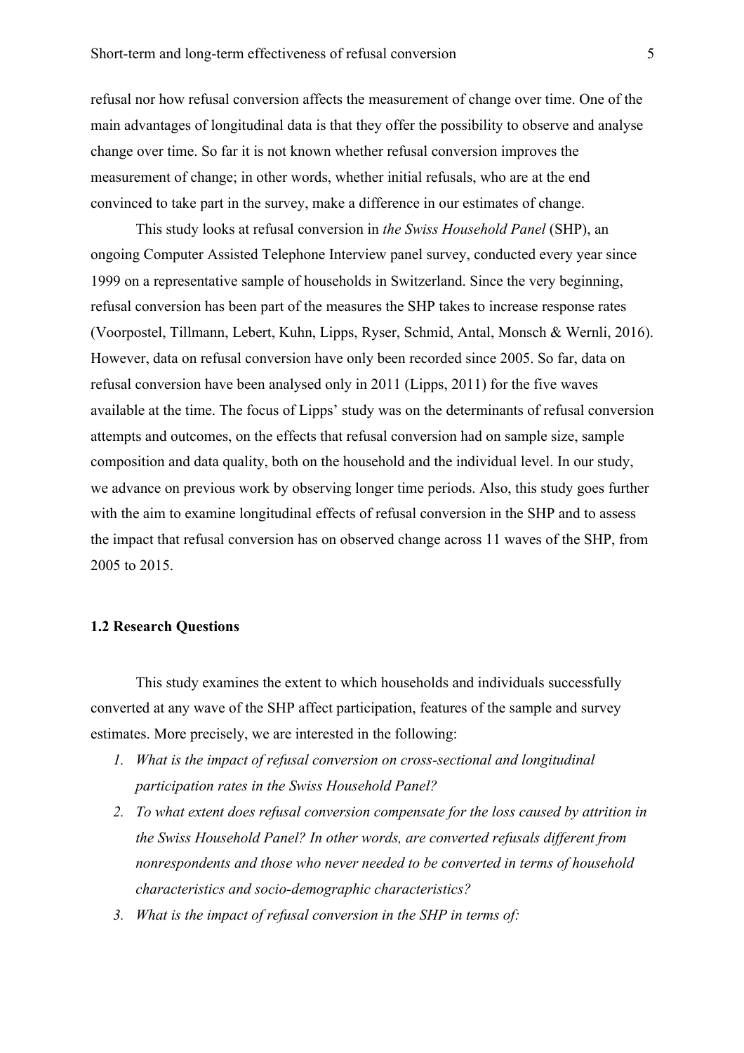refusal nor how refusal conversion affects the measurement of change over time. One of the main advantages of longitudinal data is that they offer the possibility to observe and analyse change over time. So far it is not known whether refusal conversion improves the measurement of change; in other words, whether initial refusals, who are at the end convinced to take part in the survey, make a difference in our estimates of change.

This study looks at refusal conversion in *the Swiss Household Panel* (SHP), an ongoing Computer Assisted Telephone Interview panel survey, conducted every year since 1999 on a representative sample of households in Switzerland. Since the very beginning, refusal conversion has been part of the measures the SHP takes to increase response rates (Voorpostel, Tillmann, Lebert, Kuhn, Lipps, Ryser, Schmid, Antal, Monsch & Wernli, 2016). However, data on refusal conversion have only been recorded since 2005. So far, data on refusal conversion have been analysed only in 2011 (Lipps, 2011) for the five waves available at the time. The focus of Lipps' study was on the determinants of refusal conversion attempts and outcomes, on the effects that refusal conversion had on sample size, sample composition and data quality, both on the household and the individual level. In our study, we advance on previous work by observing longer time periods. Also, this study goes further with the aim to examine longitudinal effects of refusal conversion in the SHP and to assess the impact that refusal conversion has on observed change across 11 waves of the SHP, from 2005 to 2015.

### 1.2 Research Questions

This study examines the extent to which households and individuals successfully converted at any wave of the SHP affect participation, features of the sample and survey estimates. More precisely, we are interested in the following:

1. *What is the impact of refusal conversion on cross-sectional and longitudinal participation rates in the Swiss Household Panel?*
2. *To what extent does refusal conversion compensate for the loss caused by attrition in the Swiss Household Panel? In other words, are converted refusals different from nonrespondents and those who never needed to be converted in terms of household characteristics and socio-demographic characteristics?*
3. *What is the impact of refusal conversion in the SHP in terms of:*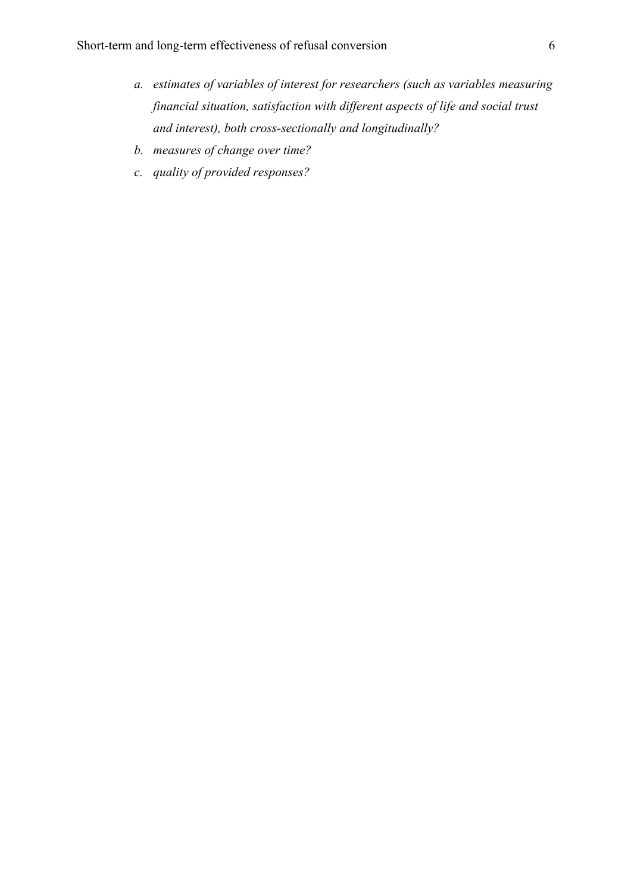a. *estimates of variables of interest for researchers (such as variables measuring financial situation, satisfaction with different aspects of life and social trust and interest), both cross-sectionally and longitudinally?*
b. *measures of change over time?*
c. *quality of provided responses?*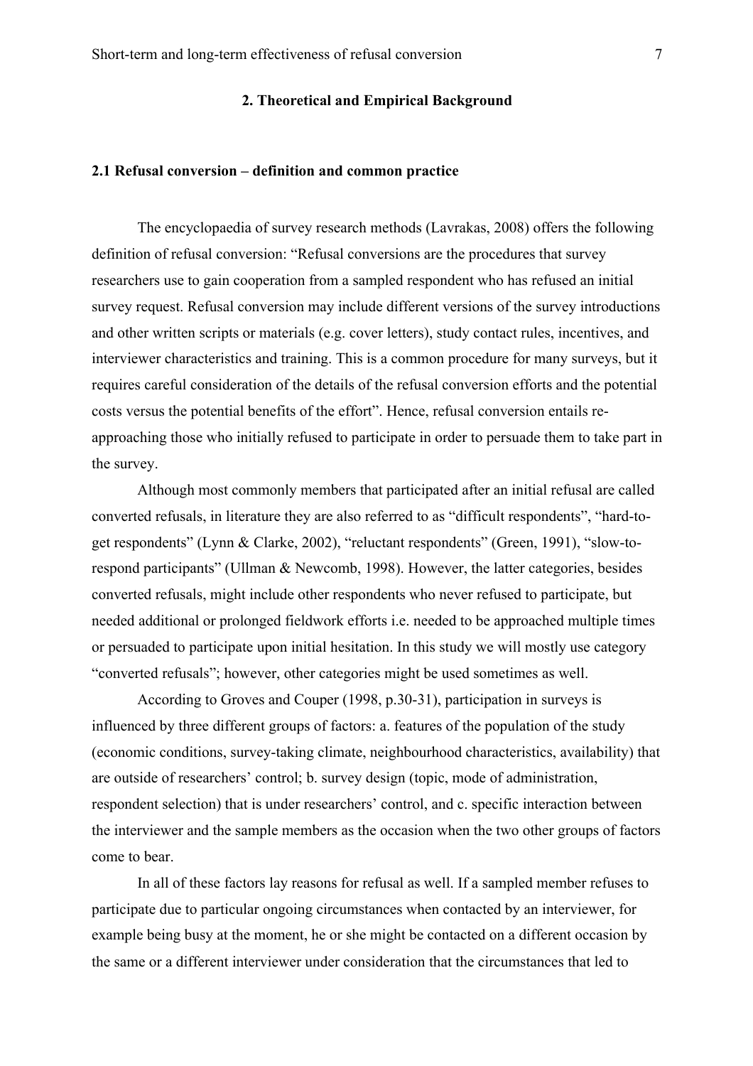## 2. Theoretical and Empirical Background

### 2.1 Refusal conversion – definition and common practice

The encyclopaedia of survey research methods (Lavrakas, 2008) offers the following definition of refusal conversion: "Refusal conversions are the procedures that survey researchers use to gain cooperation from a sampled respondent who has refused an initial survey request. Refusal conversion may include different versions of the survey introductions and other written scripts or materials (e.g. cover letters), study contact rules, incentives, and interviewer characteristics and training. This is a common procedure for many surveys, but it requires careful consideration of the details of the refusal conversion efforts and the potential costs versus the potential benefits of the effort". Hence, refusal conversion entails re-approaching those who initially refused to participate in order to persuade them to take part in the survey.

Although most commonly members that participated after an initial refusal are called converted refusals, in literature they are also referred to as "difficult respondents", "hard-to-get respondents" (Lynn & Clarke, 2002), "reluctant respondents" (Green, 1991), "slow-to-respond participants" (Ullman & Newcomb, 1998). However, the latter categories, besides converted refusals, might include other respondents who never refused to participate, but needed additional or prolonged fieldwork efforts i.e. needed to be approached multiple times or persuaded to participate upon initial hesitation. In this study we will mostly use category "converted refusals"; however, other categories might be used sometimes as well.

According to Groves and Couper (1998, p.30-31), participation in surveys is influenced by three different groups of factors: a. features of the population of the study (economic conditions, survey-taking climate, neighbourhood characteristics, availability) that are outside of researchers' control; b. survey design (topic, mode of administration, respondent selection) that is under researchers' control, and c. specific interaction between the interviewer and the sample members as the occasion when the two other groups of factors come to bear.

In all of these factors lay reasons for refusal as well. If a sampled member refuses to participate due to particular ongoing circumstances when contacted by an interviewer, for example being busy at the moment, he or she might be contacted on a different occasion by the same or a different interviewer under consideration that the circumstances that led to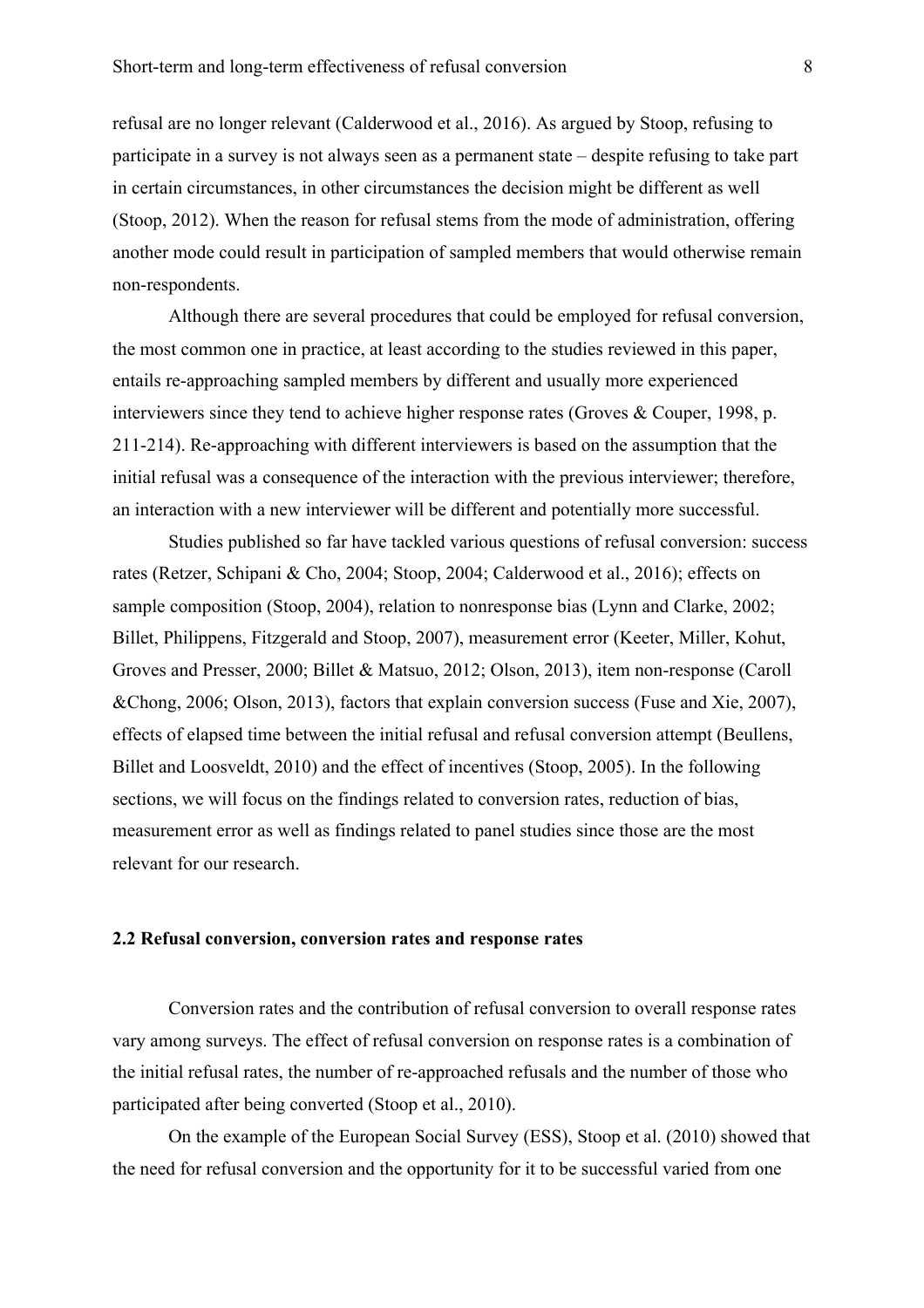refusal are no longer relevant (Calderwood et al., 2016). As argued by Stoop, refusing to participate in a survey is not always seen as a permanent state – despite refusing to take part in certain circumstances, in other circumstances the decision might be different as well (Stoop, 2012). When the reason for refusal stems from the mode of administration, offering another mode could result in participation of sampled members that would otherwise remain non-respondents.

Although there are several procedures that could be employed for refusal conversion, the most common one in practice, at least according to the studies reviewed in this paper, entails re-approaching sampled members by different and usually more experienced interviewers since they tend to achieve higher response rates (Groves & Couper, 1998, p. 211-214). Re-approaching with different interviewers is based on the assumption that the initial refusal was a consequence of the interaction with the previous interviewer; therefore, an interaction with a new interviewer will be different and potentially more successful.

Studies published so far have tackled various questions of refusal conversion: success rates (Retzer, Schipani & Cho, 2004; Stoop, 2004; Calderwood et al., 2016); effects on sample composition (Stoop, 2004), relation to nonresponse bias (Lynn and Clarke, 2002; Billet, Philippens, Fitzgerald and Stoop, 2007), measurement error (Keeter, Miller, Kohut, Groves and Presser, 2000; Billet & Matsuo, 2012; Olson, 2013), item non-response (Caroll &Chong, 2006; Olson, 2013), factors that explain conversion success (Fuse and Xie, 2007), effects of elapsed time between the initial refusal and refusal conversion attempt (Beullens, Billet and Loosveldt, 2010) and the effect of incentives (Stoop, 2005). In the following sections, we will focus on the findings related to conversion rates, reduction of bias, measurement error as well as findings related to panel studies since those are the most relevant for our research.

## 2.2 Refusal conversion, conversion rates and response rates

Conversion rates and the contribution of refusal conversion to overall response rates vary among surveys. The effect of refusal conversion on response rates is a combination of the initial refusal rates, the number of re-approached refusals and the number of those who participated after being converted (Stoop et al., 2010).

On the example of the European Social Survey (ESS), Stoop et al. (2010) showed that the need for refusal conversion and the opportunity for it to be successful varied from one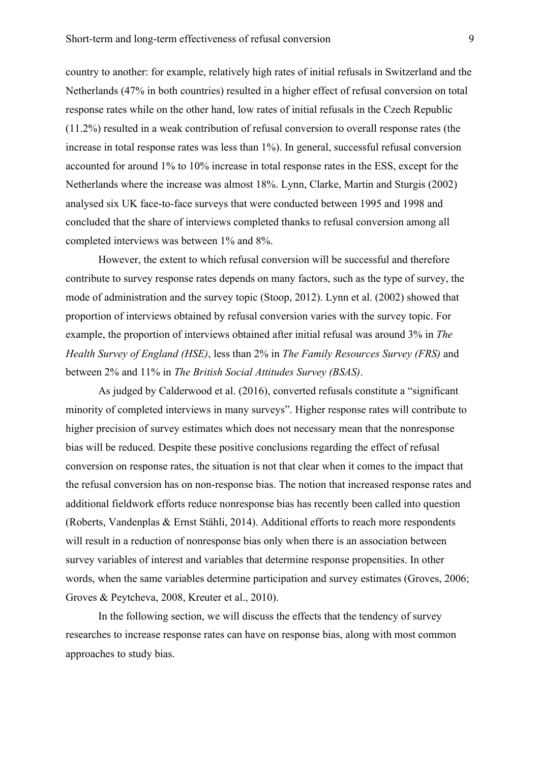country to another: for example, relatively high rates of initial refusals in Switzerland and the Netherlands (47% in both countries) resulted in a higher effect of refusal conversion on total response rates while on the other hand, low rates of initial refusals in the Czech Republic (11.2%) resulted in a weak contribution of refusal conversion to overall response rates (the increase in total response rates was less than 1%). In general, successful refusal conversion accounted for around 1% to 10% increase in total response rates in the ESS, except for the Netherlands where the increase was almost 18%. Lynn, Clarke, Martin and Sturgis (2002) analysed six UK face-to-face surveys that were conducted between 1995 and 1998 and concluded that the share of interviews completed thanks to refusal conversion among all completed interviews was between 1% and 8%.

However, the extent to which refusal conversion will be successful and therefore contribute to survey response rates depends on many factors, such as the type of survey, the mode of administration and the survey topic (Stoop, 2012). Lynn et al. (2002) showed that proportion of interviews obtained by refusal conversion varies with the survey topic. For example, the proportion of interviews obtained after initial refusal was around 3% in *The Health Survey of England (HSE)*, less than 2% in *The Family Resources Survey (FRS)* and between 2% and 11% in *The British Social Attitudes Survey (BSAS)*.

As judged by Calderwood et al. (2016), converted refusals constitute a "significant minority of completed interviews in many surveys". Higher response rates will contribute to higher precision of survey estimates which does not necessary mean that the nonresponse bias will be reduced. Despite these positive conclusions regarding the effect of refusal conversion on response rates, the situation is not that clear when it comes to the impact that the refusal conversion has on non-response bias. The notion that increased response rates and additional fieldwork efforts reduce nonresponse bias has recently been called into question (Roberts, Vandenplas & Ernst Stähli, 2014). Additional efforts to reach more respondents will result in a reduction of nonresponse bias only when there is an association between survey variables of interest and variables that determine response propensities. In other words, when the same variables determine participation and survey estimates (Groves, 2006; Groves & Peytcheva, 2008, Kreuter et al., 2010).

In the following section, we will discuss the effects that the tendency of survey researches to increase response rates can have on response bias, along with most common approaches to study bias.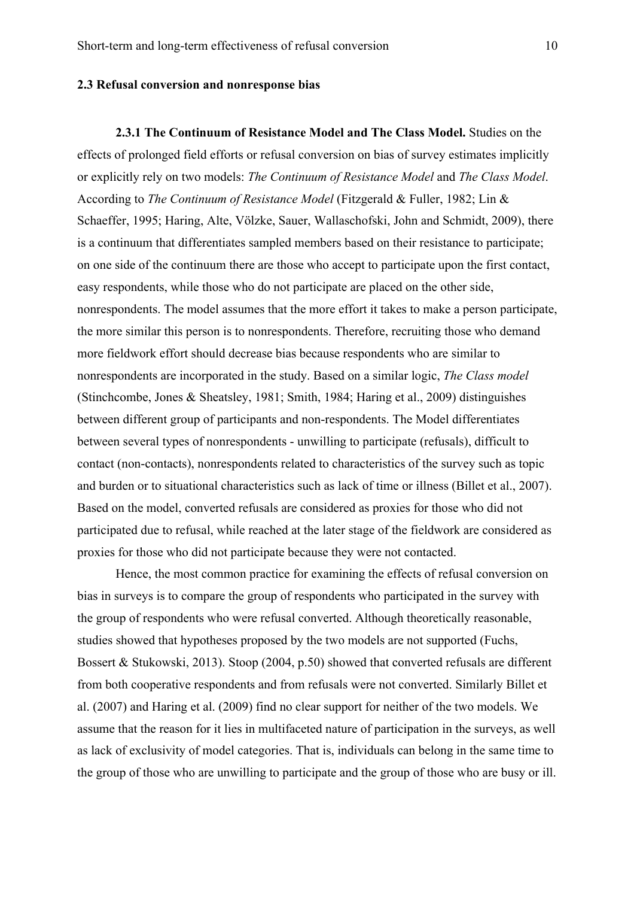## 2.3 Refusal conversion and nonresponse bias

**2.3.1 The Continuum of Resistance Model and The Class Model.** Studies on the effects of prolonged field efforts or refusal conversion on bias of survey estimates implicitly or explicitly rely on two models: *The Continuum of Resistance Model* and *The Class Model*. According to *The Continuum of Resistance Model* (Fitzgerald & Fuller, 1982; Lin & Schaeffer, 1995; Haring, Alte, Völzke, Sauer, Wallaschofski, John and Schmidt, 2009), there is a continuum that differentiates sampled members based on their resistance to participate; on one side of the continuum there are those who accept to participate upon the first contact, easy respondents, while those who do not participate are placed on the other side, nonrespondents. The model assumes that the more effort it takes to make a person participate, the more similar this person is to nonrespondents. Therefore, recruiting those who demand more fieldwork effort should decrease bias because respondents who are similar to nonrespondents are incorporated in the study. Based on a similar logic, *The Class model* (Stinchcombe, Jones & Sheatsley, 1981; Smith, 1984; Haring et al., 2009) distinguishes between different group of participants and non-respondents. The Model differentiates between several types of nonrespondents - unwilling to participate (refusals), difficult to contact (non-contacts), nonrespondents related to characteristics of the survey such as topic and burden or to situational characteristics such as lack of time or illness (Billet et al., 2007). Based on the model, converted refusals are considered as proxies for those who did not participated due to refusal, while reached at the later stage of the fieldwork are considered as proxies for those who did not participate because they were not contacted.

Hence, the most common practice for examining the effects of refusal conversion on bias in surveys is to compare the group of respondents who participated in the survey with the group of respondents who were refusal converted. Although theoretically reasonable, studies showed that hypotheses proposed by the two models are not supported (Fuchs, Bossert & Stukowski, 2013). Stoop (2004, p.50) showed that converted refusals are different from both cooperative respondents and from refusals were not converted. Similarly Billet et al. (2007) and Haring et al. (2009) find no clear support for neither of the two models. We assume that the reason for it lies in multifaceted nature of participation in the surveys, as well as lack of exclusivity of model categories. That is, individuals can belong in the same time to the group of those who are unwilling to participate and the group of those who are busy or ill.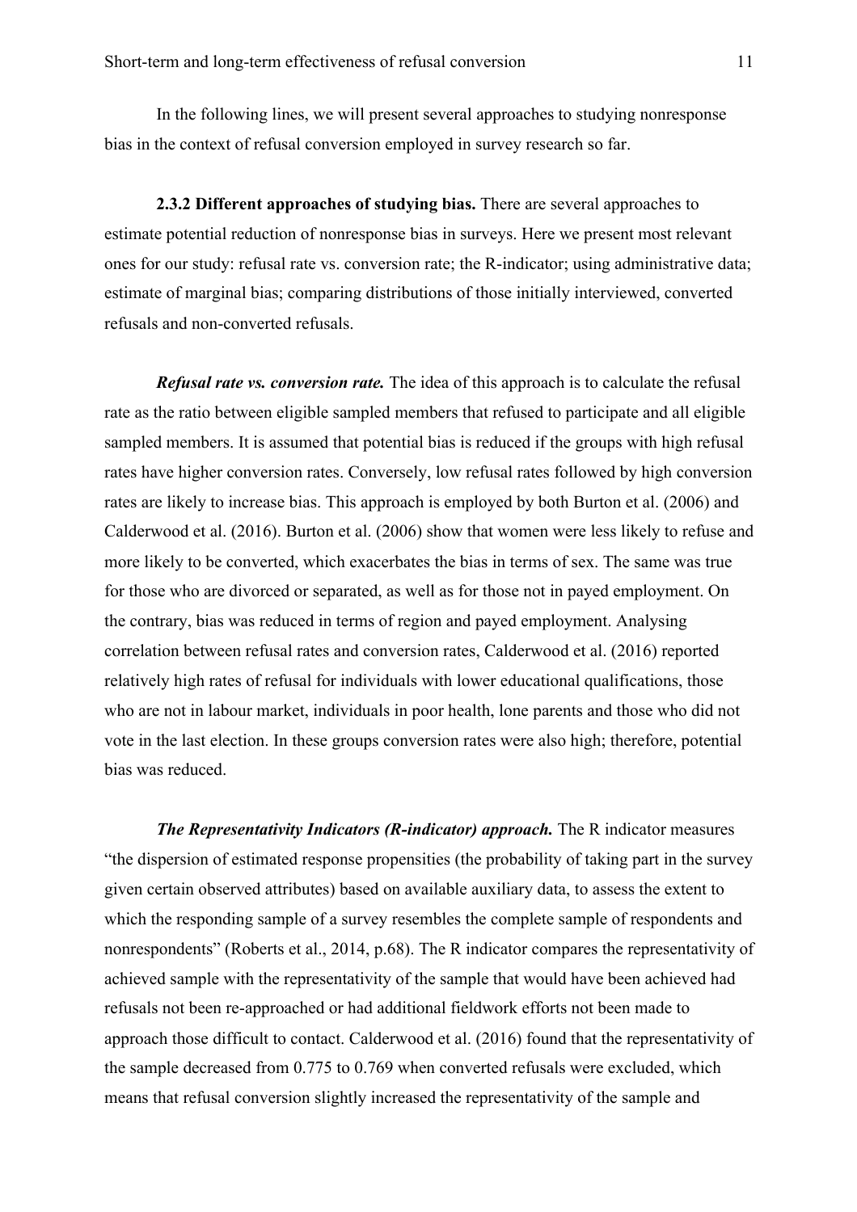In the following lines, we will present several approaches to studying nonresponse bias in the context of refusal conversion employed in survey research so far.

**2.3.2 Different approaches of studying bias.** There are several approaches to estimate potential reduction of nonresponse bias in surveys. Here we present most relevant ones for our study: refusal rate vs. conversion rate; the R-indicator; using administrative data; estimate of marginal bias; comparing distributions of those initially interviewed, converted refusals and non-converted refusals.

***Refusal rate vs. conversion rate.*** The idea of this approach is to calculate the refusal rate as the ratio between eligible sampled members that refused to participate and all eligible sampled members. It is assumed that potential bias is reduced if the groups with high refusal rates have higher conversion rates. Conversely, low refusal rates followed by high conversion rates are likely to increase bias. This approach is employed by both Burton et al. (2006) and Calderwood et al. (2016). Burton et al. (2006) show that women were less likely to refuse and more likely to be converted, which exacerbates the bias in terms of sex. The same was true for those who are divorced or separated, as well as for those not in payed employment. On the contrary, bias was reduced in terms of region and payed employment. Analysing correlation between refusal rates and conversion rates, Calderwood et al. (2016) reported relatively high rates of refusal for individuals with lower educational qualifications, those who are not in labour market, individuals in poor health, lone parents and those who did not vote in the last election. In these groups conversion rates were also high; therefore, potential bias was reduced.

***The Representativity Indicators (R-indicator) approach.*** The R indicator measures "the dispersion of estimated response propensities (the probability of taking part in the survey given certain observed attributes) based on available auxiliary data, to assess the extent to which the responding sample of a survey resembles the complete sample of respondents and nonrespondents" (Roberts et al., 2014, p.68). The R indicator compares the representativity of achieved sample with the representativity of the sample that would have been achieved had refusals not been re-approached or had additional fieldwork efforts not been made to approach those difficult to contact. Calderwood et al. (2016) found that the representativity of the sample decreased from 0.775 to 0.769 when converted refusals were excluded, which means that refusal conversion slightly increased the representativity of the sample and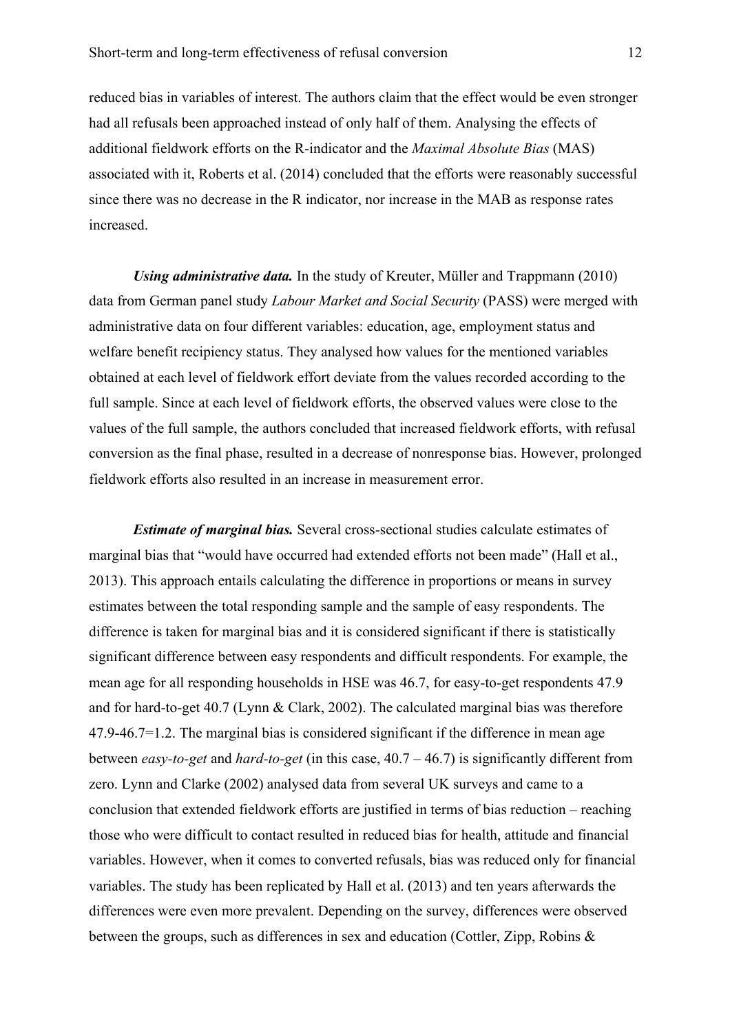reduced bias in variables of interest. The authors claim that the effect would be even stronger had all refusals been approached instead of only half of them. Analysing the effects of additional fieldwork efforts on the R-indicator and the *Maximal Absolute Bias* (MAS) associated with it, Roberts et al. (2014) concluded that the efforts were reasonably successful since there was no decrease in the R indicator, nor increase in the MAB as response rates increased.

***Using administrative data.*** In the study of Kreuter, Müller and Trappmann (2010) data from German panel study *Labour Market and Social Security* (PASS) were merged with administrative data on four different variables: education, age, employment status and welfare benefit recipiency status. They analysed how values for the mentioned variables obtained at each level of fieldwork effort deviate from the values recorded according to the full sample. Since at each level of fieldwork efforts, the observed values were close to the values of the full sample, the authors concluded that increased fieldwork efforts, with refusal conversion as the final phase, resulted in a decrease of nonresponse bias. However, prolonged fieldwork efforts also resulted in an increase in measurement error.

***Estimate of marginal bias.*** Several cross-sectional studies calculate estimates of marginal bias that "would have occurred had extended efforts not been made" (Hall et al., 2013). This approach entails calculating the difference in proportions or means in survey estimates between the total responding sample and the sample of easy respondents. The difference is taken for marginal bias and it is considered significant if there is statistically significant difference between easy respondents and difficult respondents. For example, the mean age for all responding households in HSE was 46.7, for easy-to-get respondents 47.9 and for hard-to-get 40.7 (Lynn & Clark, 2002). The calculated marginal bias was therefore 47.9-46.7=1.2. The marginal bias is considered significant if the difference in mean age between *easy-to-get* and *hard-to-get* (in this case, 40.7 – 46.7) is significantly different from zero. Lynn and Clarke (2002) analysed data from several UK surveys and came to a conclusion that extended fieldwork efforts are justified in terms of bias reduction – reaching those who were difficult to contact resulted in reduced bias for health, attitude and financial variables. However, when it comes to converted refusals, bias was reduced only for financial variables. The study has been replicated by Hall et al. (2013) and ten years afterwards the differences were even more prevalent. Depending on the survey, differences were observed between the groups, such as differences in sex and education (Cottler, Zipp, Robins &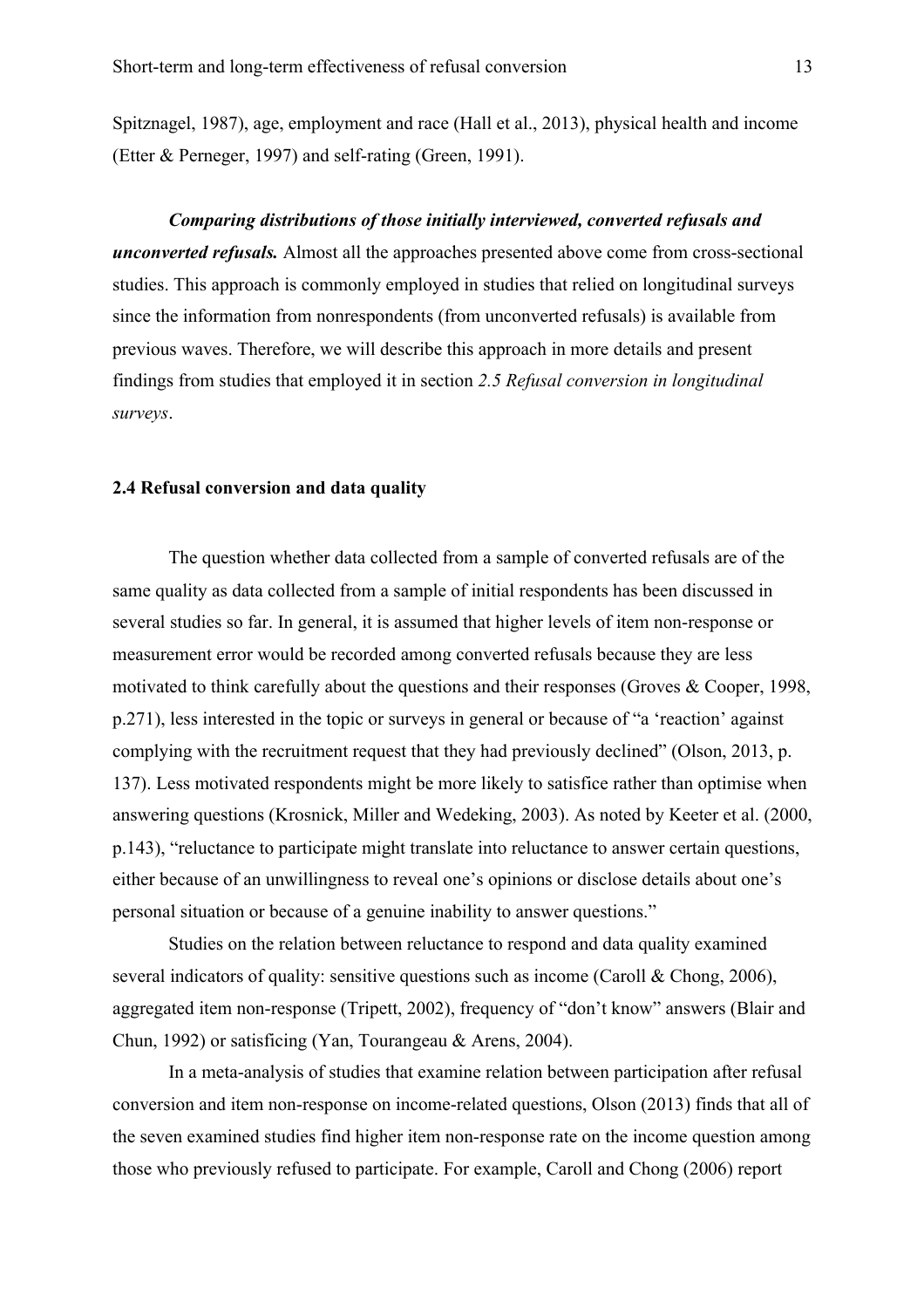Spitznagel, 1987), age, employment and race (Hall et al., 2013), physical health and income (Etter & Perneger, 1997) and self-rating (Green, 1991).

***Comparing distributions of those initially interviewed, converted refusals and unconverted refusals.*** Almost all the approaches presented above come from cross-sectional studies. This approach is commonly employed in studies that relied on longitudinal surveys since the information from nonrespondents (from unconverted refusals) is available from previous waves. Therefore, we will describe this approach in more details and present findings from studies that employed it in section *2.5 Refusal conversion in longitudinal surveys*.

### 2.4 Refusal conversion and data quality

The question whether data collected from a sample of converted refusals are of the same quality as data collected from a sample of initial respondents has been discussed in several studies so far. In general, it is assumed that higher levels of item non-response or measurement error would be recorded among converted refusals because they are less motivated to think carefully about the questions and their responses (Groves & Cooper, 1998, p.271), less interested in the topic or surveys in general or because of "a 'reaction' against complying with the recruitment request that they had previously declined" (Olson, 2013, p. 137). Less motivated respondents might be more likely to satisfice rather than optimise when answering questions (Krosnick, Miller and Wedeking, 2003). As noted by Keeter et al. (2000, p.143), "reluctance to participate might translate into reluctance to answer certain questions, either because of an unwillingness to reveal one's opinions or disclose details about one's personal situation or because of a genuine inability to answer questions."

Studies on the relation between reluctance to respond and data quality examined several indicators of quality: sensitive questions such as income (Caroll & Chong, 2006), aggregated item non-response (Tripett, 2002), frequency of "don't know" answers (Blair and Chun, 1992) or satisficing (Yan, Tourangeau & Arens, 2004).

In a meta-analysis of studies that examine relation between participation after refusal conversion and item non-response on income-related questions, Olson (2013) finds that all of the seven examined studies find higher item non-response rate on the income question among those who previously refused to participate. For example, Caroll and Chong (2006) report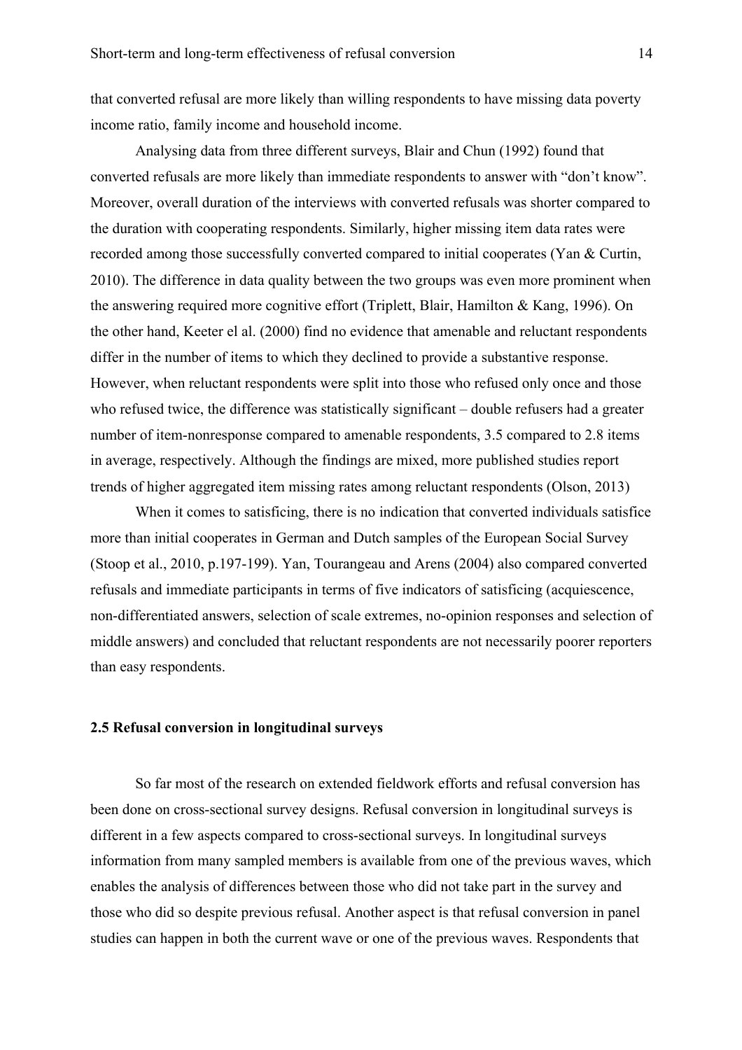that converted refusal are more likely than willing respondents to have missing data poverty income ratio, family income and household income.

Analysing data from three different surveys, Blair and Chun (1992) found that converted refusals are more likely than immediate respondents to answer with "don't know". Moreover, overall duration of the interviews with converted refusals was shorter compared to the duration with cooperating respondents. Similarly, higher missing item data rates were recorded among those successfully converted compared to initial cooperates (Yan & Curtin, 2010). The difference in data quality between the two groups was even more prominent when the answering required more cognitive effort (Triplett, Blair, Hamilton & Kang, 1996). On the other hand, Keeter el al. (2000) find no evidence that amenable and reluctant respondents differ in the number of items to which they declined to provide a substantive response. However, when reluctant respondents were split into those who refused only once and those who refused twice, the difference was statistically significant – double refusers had a greater number of item-nonresponse compared to amenable respondents, 3.5 compared to 2.8 items in average, respectively. Although the findings are mixed, more published studies report trends of higher aggregated item missing rates among reluctant respondents (Olson, 2013)

When it comes to satisficing, there is no indication that converted individuals satisfice more than initial cooperates in German and Dutch samples of the European Social Survey (Stoop et al., 2010, p.197-199). Yan, Tourangeau and Arens (2004) also compared converted refusals and immediate participants in terms of five indicators of satisficing (acquiescence, non-differentiated answers, selection of scale extremes, no-opinion responses and selection of middle answers) and concluded that reluctant respondents are not necessarily poorer reporters than easy respondents.

### 2.5 Refusal conversion in longitudinal surveys

So far most of the research on extended fieldwork efforts and refusal conversion has been done on cross-sectional survey designs. Refusal conversion in longitudinal surveys is different in a few aspects compared to cross-sectional surveys. In longitudinal surveys information from many sampled members is available from one of the previous waves, which enables the analysis of differences between those who did not take part in the survey and those who did so despite previous refusal. Another aspect is that refusal conversion in panel studies can happen in both the current wave or one of the previous waves. Respondents that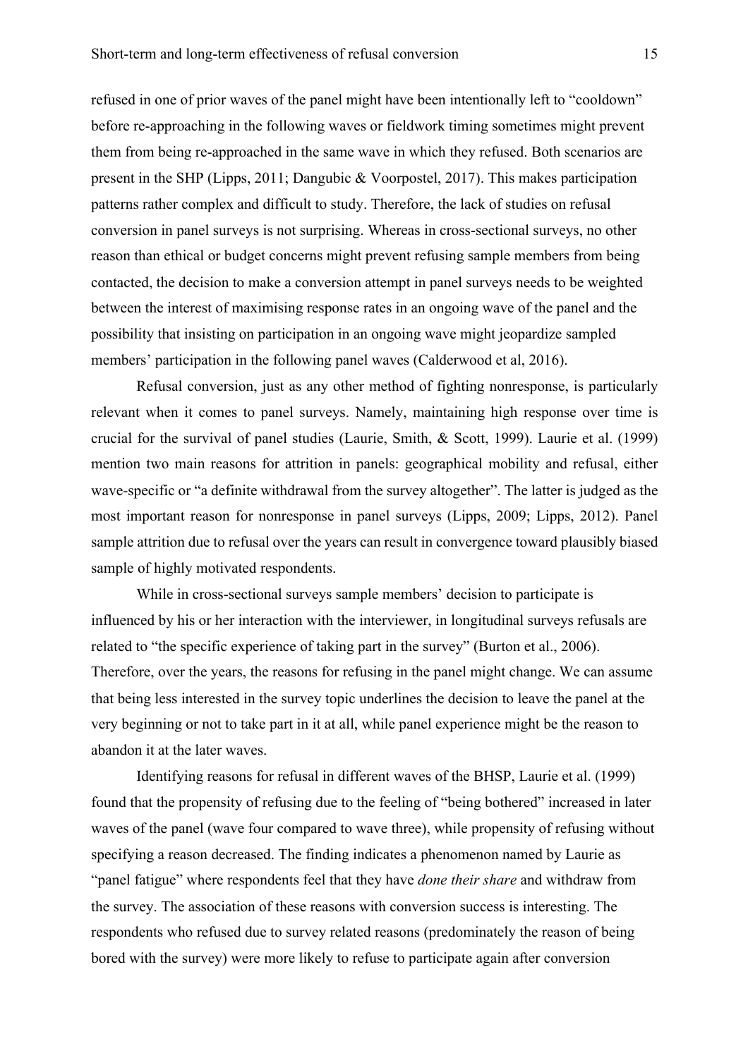refused in one of prior waves of the panel might have been intentionally left to "cooldown" before re-approaching in the following waves or fieldwork timing sometimes might prevent them from being re-approached in the same wave in which they refused. Both scenarios are present in the SHP (Lipps, 2011; Dangubic & Voorpostel, 2017). This makes participation patterns rather complex and difficult to study. Therefore, the lack of studies on refusal conversion in panel surveys is not surprising. Whereas in cross-sectional surveys, no other reason than ethical or budget concerns might prevent refusing sample members from being contacted, the decision to make a conversion attempt in panel surveys needs to be weighted between the interest of maximising response rates in an ongoing wave of the panel and the possibility that insisting on participation in an ongoing wave might jeopardize sampled members' participation in the following panel waves (Calderwood et al, 2016).

Refusal conversion, just as any other method of fighting nonresponse, is particularly relevant when it comes to panel surveys. Namely, maintaining high response over time is crucial for the survival of panel studies (Laurie, Smith, & Scott, 1999). Laurie et al. (1999) mention two main reasons for attrition in panels: geographical mobility and refusal, either wave-specific or "a definite withdrawal from the survey altogether". The latter is judged as the most important reason for nonresponse in panel surveys (Lipps, 2009; Lipps, 2012). Panel sample attrition due to refusal over the years can result in convergence toward plausibly biased sample of highly motivated respondents.

While in cross-sectional surveys sample members' decision to participate is influenced by his or her interaction with the interviewer, in longitudinal surveys refusals are related to "the specific experience of taking part in the survey" (Burton et al., 2006). Therefore, over the years, the reasons for refusing in the panel might change. We can assume that being less interested in the survey topic underlines the decision to leave the panel at the very beginning or not to take part in it at all, while panel experience might be the reason to abandon it at the later waves.

Identifying reasons for refusal in different waves of the BHSP, Laurie et al. (1999) found that the propensity of refusing due to the feeling of "being bothered" increased in later waves of the panel (wave four compared to wave three), while propensity of refusing without specifying a reason decreased. The finding indicates a phenomenon named by Laurie as "panel fatigue" where respondents feel that they have *done their share* and withdraw from the survey. The association of these reasons with conversion success is interesting. The respondents who refused due to survey related reasons (predominately the reason of being bored with the survey) were more likely to refuse to participate again after conversion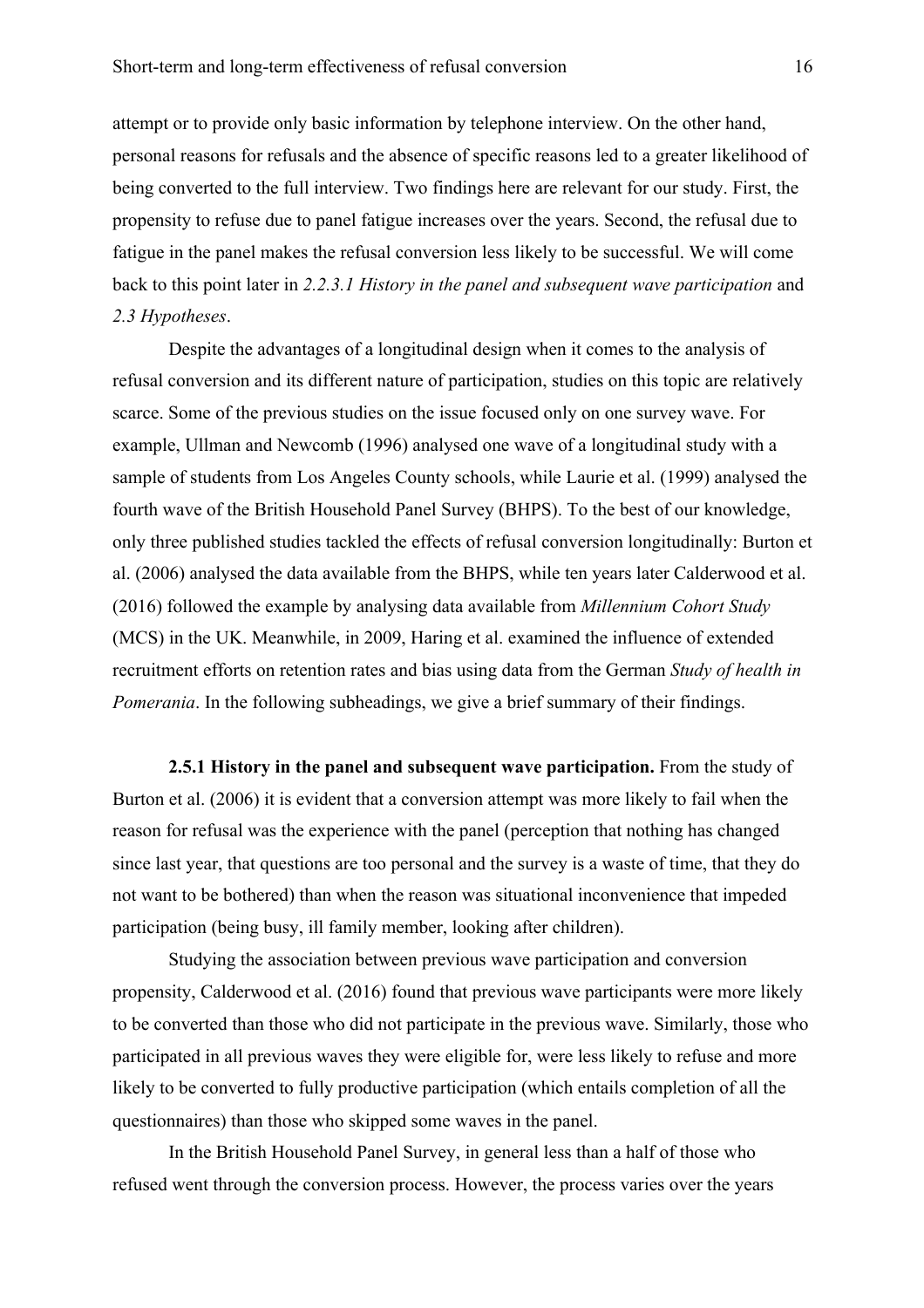attempt or to provide only basic information by telephone interview. On the other hand, personal reasons for refusals and the absence of specific reasons led to a greater likelihood of being converted to the full interview. Two findings here are relevant for our study. First, the propensity to refuse due to panel fatigue increases over the years. Second, the refusal due to fatigue in the panel makes the refusal conversion less likely to be successful. We will come back to this point later in *2.2.3.1 History in the panel and subsequent wave participation* and *2.3 Hypotheses*.

Despite the advantages of a longitudinal design when it comes to the analysis of refusal conversion and its different nature of participation, studies on this topic are relatively scarce. Some of the previous studies on the issue focused only on one survey wave. For example, Ullman and Newcomb (1996) analysed one wave of a longitudinal study with a sample of students from Los Angeles County schools, while Laurie et al. (1999) analysed the fourth wave of the British Household Panel Survey (BHPS). To the best of our knowledge, only three published studies tackled the effects of refusal conversion longitudinally: Burton et al. (2006) analysed the data available from the BHPS, while ten years later Calderwood et al. (2016) followed the example by analysing data available from *Millennium Cohort Study* (MCS) in the UK. Meanwhile, in 2009, Haring et al. examined the influence of extended recruitment efforts on retention rates and bias using data from the German *Study of health in Pomerania*. In the following subheadings, we give a brief summary of their findings.

**2.5.1 History in the panel and subsequent wave participation.** From the study of Burton et al. (2006) it is evident that a conversion attempt was more likely to fail when the reason for refusal was the experience with the panel (perception that nothing has changed since last year, that questions are too personal and the survey is a waste of time, that they do not want to be bothered) than when the reason was situational inconvenience that impeded participation (being busy, ill family member, looking after children).

Studying the association between previous wave participation and conversion propensity, Calderwood et al. (2016) found that previous wave participants were more likely to be converted than those who did not participate in the previous wave. Similarly, those who participated in all previous waves they were eligible for, were less likely to refuse and more likely to be converted to fully productive participation (which entails completion of all the questionnaires) than those who skipped some waves in the panel.

In the British Household Panel Survey, in general less than a half of those who refused went through the conversion process. However, the process varies over the years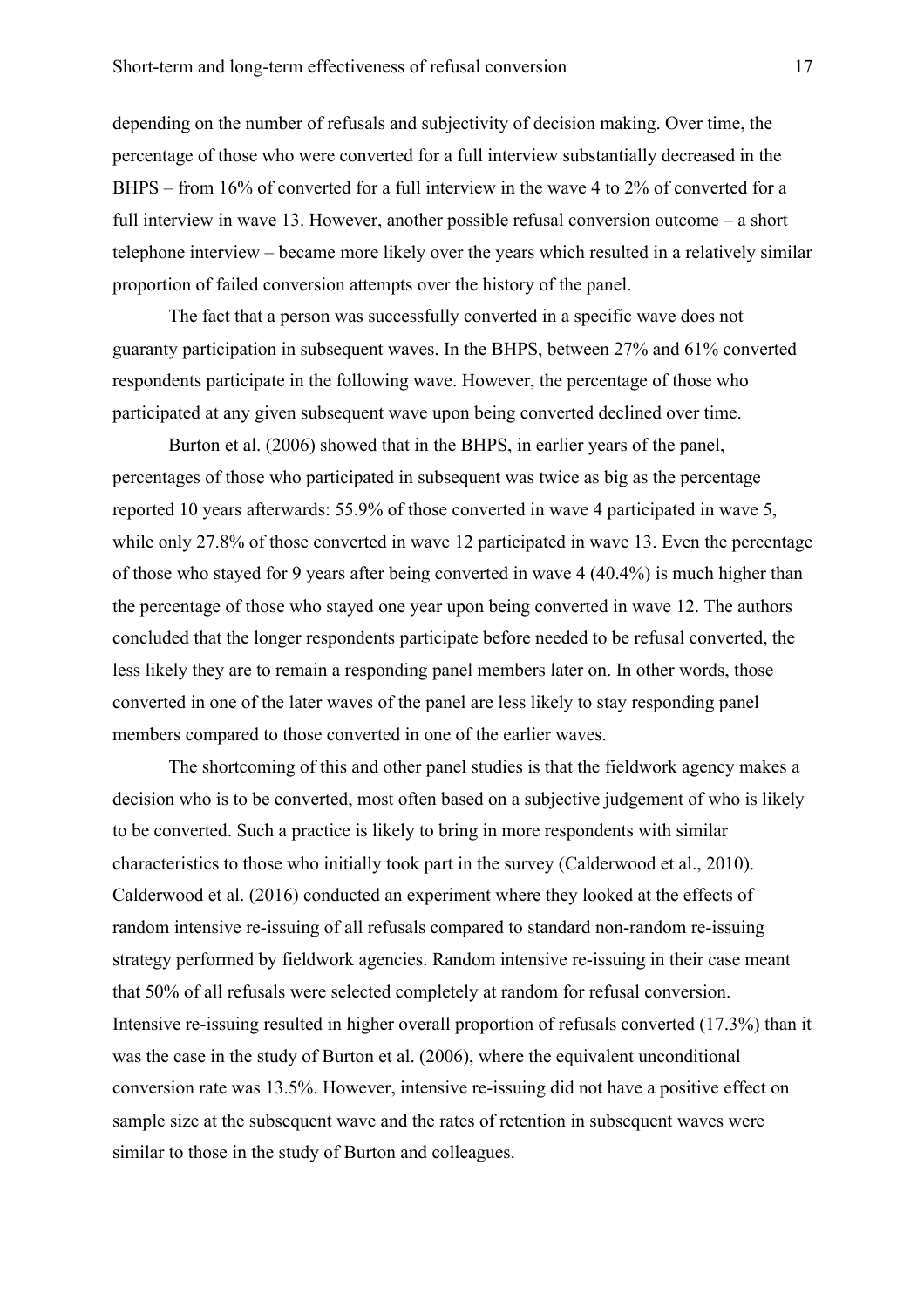depending on the number of refusals and subjectivity of decision making. Over time, the percentage of those who were converted for a full interview substantially decreased in the BHPS – from 16% of converted for a full interview in the wave 4 to 2% of converted for a full interview in wave 13. However, another possible refusal conversion outcome – a short telephone interview – became more likely over the years which resulted in a relatively similar proportion of failed conversion attempts over the history of the panel.

The fact that a person was successfully converted in a specific wave does not guaranty participation in subsequent waves. In the BHPS, between 27% and 61% converted respondents participate in the following wave. However, the percentage of those who participated at any given subsequent wave upon being converted declined over time.

Burton et al. (2006) showed that in the BHPS, in earlier years of the panel, percentages of those who participated in subsequent was twice as big as the percentage reported 10 years afterwards: 55.9% of those converted in wave 4 participated in wave 5, while only 27.8% of those converted in wave 12 participated in wave 13. Even the percentage of those who stayed for 9 years after being converted in wave 4 (40.4%) is much higher than the percentage of those who stayed one year upon being converted in wave 12. The authors concluded that the longer respondents participate before needed to be refusal converted, the less likely they are to remain a responding panel members later on. In other words, those converted in one of the later waves of the panel are less likely to stay responding panel members compared to those converted in one of the earlier waves.

The shortcoming of this and other panel studies is that the fieldwork agency makes a decision who is to be converted, most often based on a subjective judgement of who is likely to be converted. Such a practice is likely to bring in more respondents with similar characteristics to those who initially took part in the survey (Calderwood et al., 2010). Calderwood et al. (2016) conducted an experiment where they looked at the effects of random intensive re-issuing of all refusals compared to standard non-random re-issuing strategy performed by fieldwork agencies. Random intensive re-issuing in their case meant that 50% of all refusals were selected completely at random for refusal conversion. Intensive re-issuing resulted in higher overall proportion of refusals converted (17.3%) than it was the case in the study of Burton et al. (2006), where the equivalent unconditional conversion rate was 13.5%. However, intensive re-issuing did not have a positive effect on sample size at the subsequent wave and the rates of retention in subsequent waves were similar to those in the study of Burton and colleagues.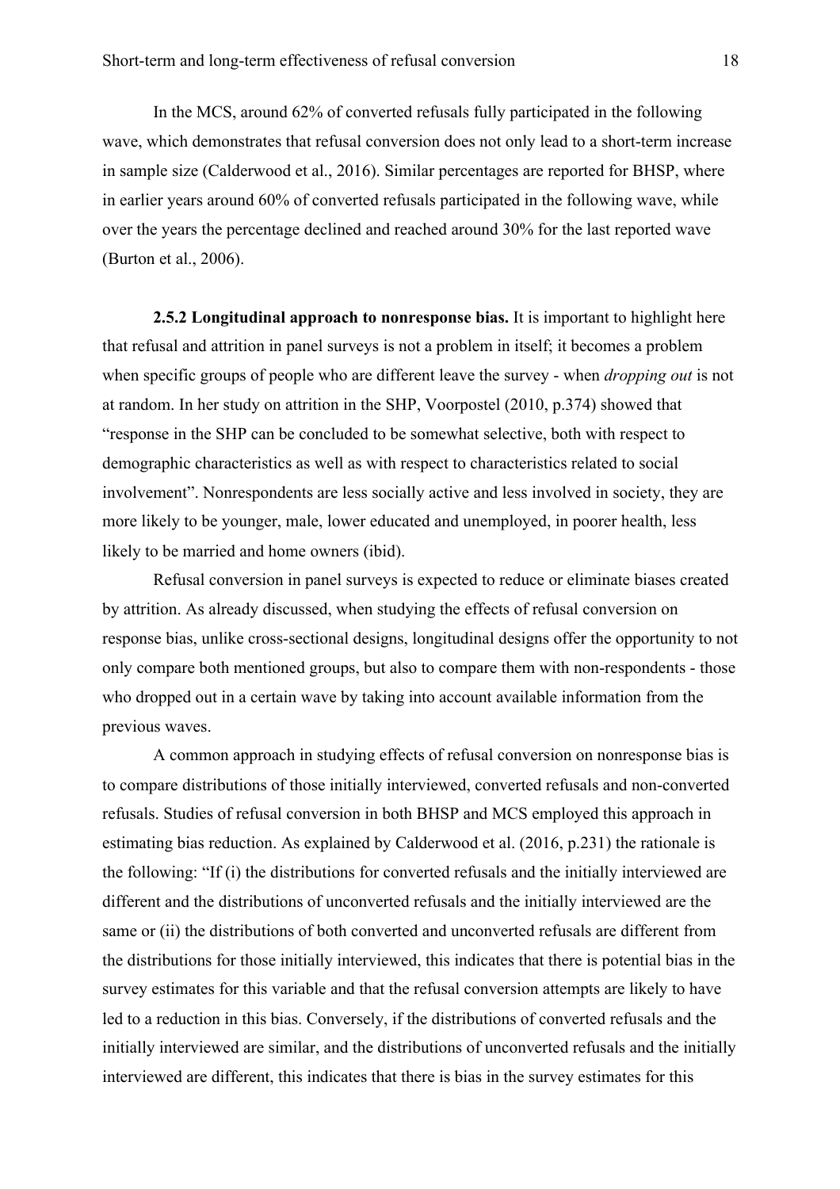In the MCS, around 62% of converted refusals fully participated in the following wave, which demonstrates that refusal conversion does not only lead to a short-term increase in sample size (Calderwood et al., 2016). Similar percentages are reported for BHSP, where in earlier years around 60% of converted refusals participated in the following wave, while over the years the percentage declined and reached around 30% for the last reported wave (Burton et al., 2006).

**2.5.2 Longitudinal approach to nonresponse bias.** It is important to highlight here that refusal and attrition in panel surveys is not a problem in itself; it becomes a problem when specific groups of people who are different leave the survey - when *dropping out* is not at random. In her study on attrition in the SHP, Voorpostel (2010, p.374) showed that "response in the SHP can be concluded to be somewhat selective, both with respect to demographic characteristics as well as with respect to characteristics related to social involvement". Nonrespondents are less socially active and less involved in society, they are more likely to be younger, male, lower educated and unemployed, in poorer health, less likely to be married and home owners (ibid).

Refusal conversion in panel surveys is expected to reduce or eliminate biases created by attrition. As already discussed, when studying the effects of refusal conversion on response bias, unlike cross-sectional designs, longitudinal designs offer the opportunity to not only compare both mentioned groups, but also to compare them with non-respondents - those who dropped out in a certain wave by taking into account available information from the previous waves.

A common approach in studying effects of refusal conversion on nonresponse bias is to compare distributions of those initially interviewed, converted refusals and non-converted refusals. Studies of refusal conversion in both BHSP and MCS employed this approach in estimating bias reduction. As explained by Calderwood et al. (2016, p.231) the rationale is the following: "If (i) the distributions for converted refusals and the initially interviewed are different and the distributions of unconverted refusals and the initially interviewed are the same or (ii) the distributions of both converted and unconverted refusals are different from the distributions for those initially interviewed, this indicates that there is potential bias in the survey estimates for this variable and that the refusal conversion attempts are likely to have led to a reduction in this bias. Conversely, if the distributions of converted refusals and the initially interviewed are similar, and the distributions of unconverted refusals and the initially interviewed are different, this indicates that there is bias in the survey estimates for this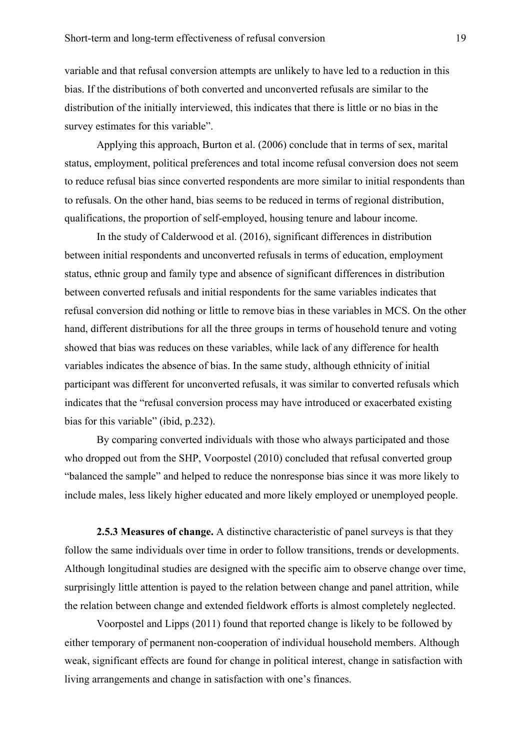variable and that refusal conversion attempts are unlikely to have led to a reduction in this bias. If the distributions of both converted and unconverted refusals are similar to the distribution of the initially interviewed, this indicates that there is little or no bias in the survey estimates for this variable".

Applying this approach, Burton et al. (2006) conclude that in terms of sex, marital status, employment, political preferences and total income refusal conversion does not seem to reduce refusal bias since converted respondents are more similar to initial respondents than to refusals. On the other hand, bias seems to be reduced in terms of regional distribution, qualifications, the proportion of self-employed, housing tenure and labour income.

In the study of Calderwood et al. (2016), significant differences in distribution between initial respondents and unconverted refusals in terms of education, employment status, ethnic group and family type and absence of significant differences in distribution between converted refusals and initial respondents for the same variables indicates that refusal conversion did nothing or little to remove bias in these variables in MCS. On the other hand, different distributions for all the three groups in terms of household tenure and voting showed that bias was reduces on these variables, while lack of any difference for health variables indicates the absence of bias. In the same study, although ethnicity of initial participant was different for unconverted refusals, it was similar to converted refusals which indicates that the "refusal conversion process may have introduced or exacerbated existing bias for this variable" (ibid, p.232).

By comparing converted individuals with those who always participated and those who dropped out from the SHP, Voorpostel (2010) concluded that refusal converted group "balanced the sample" and helped to reduce the nonresponse bias since it was more likely to include males, less likely higher educated and more likely employed or unemployed people.

**2.5.3 Measures of change.** A distinctive characteristic of panel surveys is that they follow the same individuals over time in order to follow transitions, trends or developments. Although longitudinal studies are designed with the specific aim to observe change over time, surprisingly little attention is payed to the relation between change and panel attrition, while the relation between change and extended fieldwork efforts is almost completely neglected.

Voorpostel and Lipps (2011) found that reported change is likely to be followed by either temporary of permanent non-cooperation of individual household members. Although weak, significant effects are found for change in political interest, change in satisfaction with living arrangements and change in satisfaction with one's finances.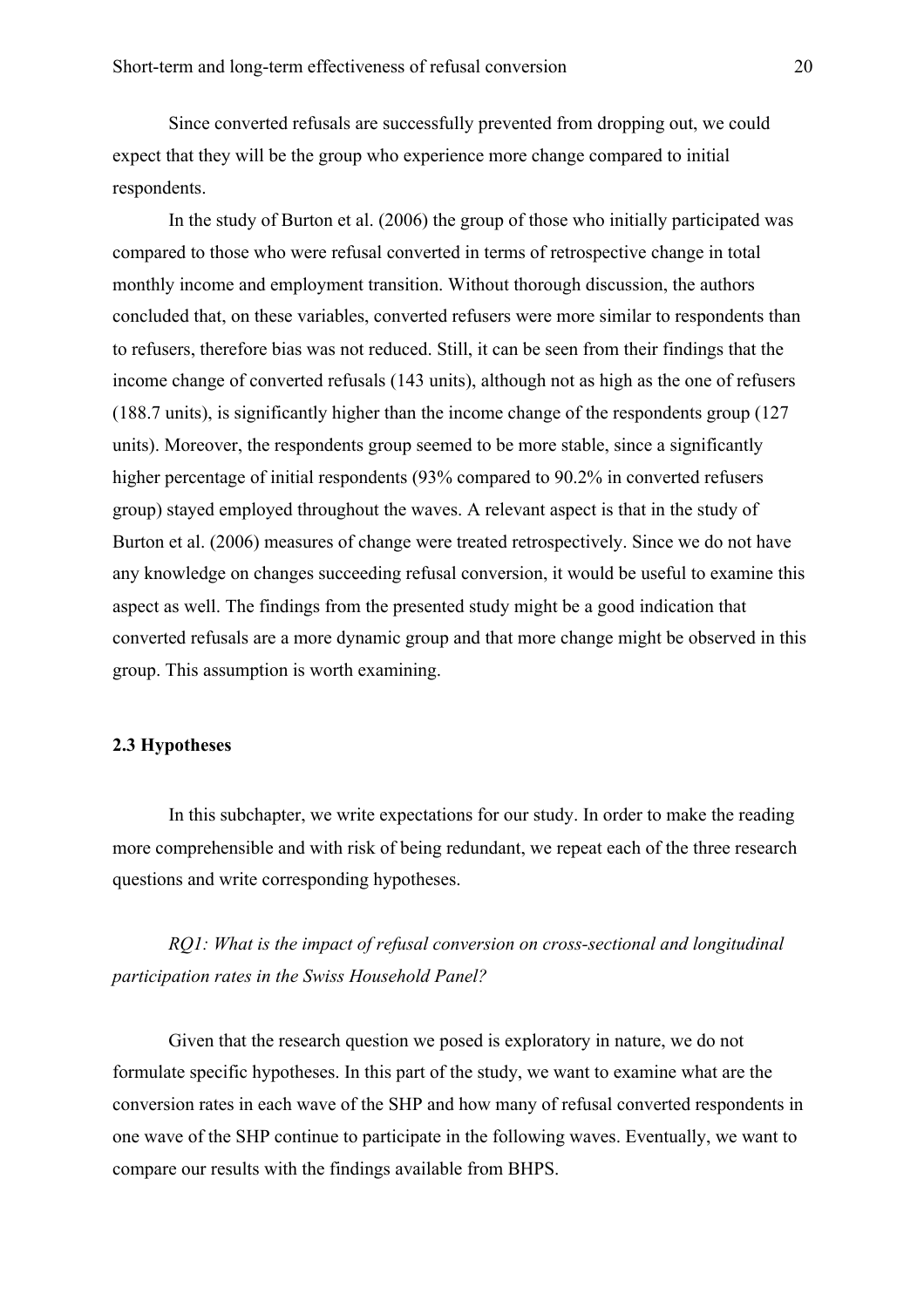Since converted refusals are successfully prevented from dropping out, we could expect that they will be the group who experience more change compared to initial respondents.

In the study of Burton et al. (2006) the group of those who initially participated was compared to those who were refusal converted in terms of retrospective change in total monthly income and employment transition. Without thorough discussion, the authors concluded that, on these variables, converted refusers were more similar to respondents than to refusers, therefore bias was not reduced. Still, it can be seen from their findings that the income change of converted refusals (143 units), although not as high as the one of refusers (188.7 units), is significantly higher than the income change of the respondents group (127 units). Moreover, the respondents group seemed to be more stable, since a significantly higher percentage of initial respondents (93% compared to 90.2% in converted refusers group) stayed employed throughout the waves. A relevant aspect is that in the study of Burton et al. (2006) measures of change were treated retrospectively. Since we do not have any knowledge on changes succeeding refusal conversion, it would be useful to examine this aspect as well. The findings from the presented study might be a good indication that converted refusals are a more dynamic group and that more change might be observed in this group. This assumption is worth examining.

### 2.3 Hypotheses

In this subchapter, we write expectations for our study. In order to make the reading more comprehensible and with risk of being redundant, we repeat each of the three research questions and write corresponding hypotheses.

*RQ1: What is the impact of refusal conversion on cross-sectional and longitudinal participation rates in the Swiss Household Panel?*

Given that the research question we posed is exploratory in nature, we do not formulate specific hypotheses. In this part of the study, we want to examine what are the conversion rates in each wave of the SHP and how many of refusal converted respondents in one wave of the SHP continue to participate in the following waves. Eventually, we want to compare our results with the findings available from BHPS.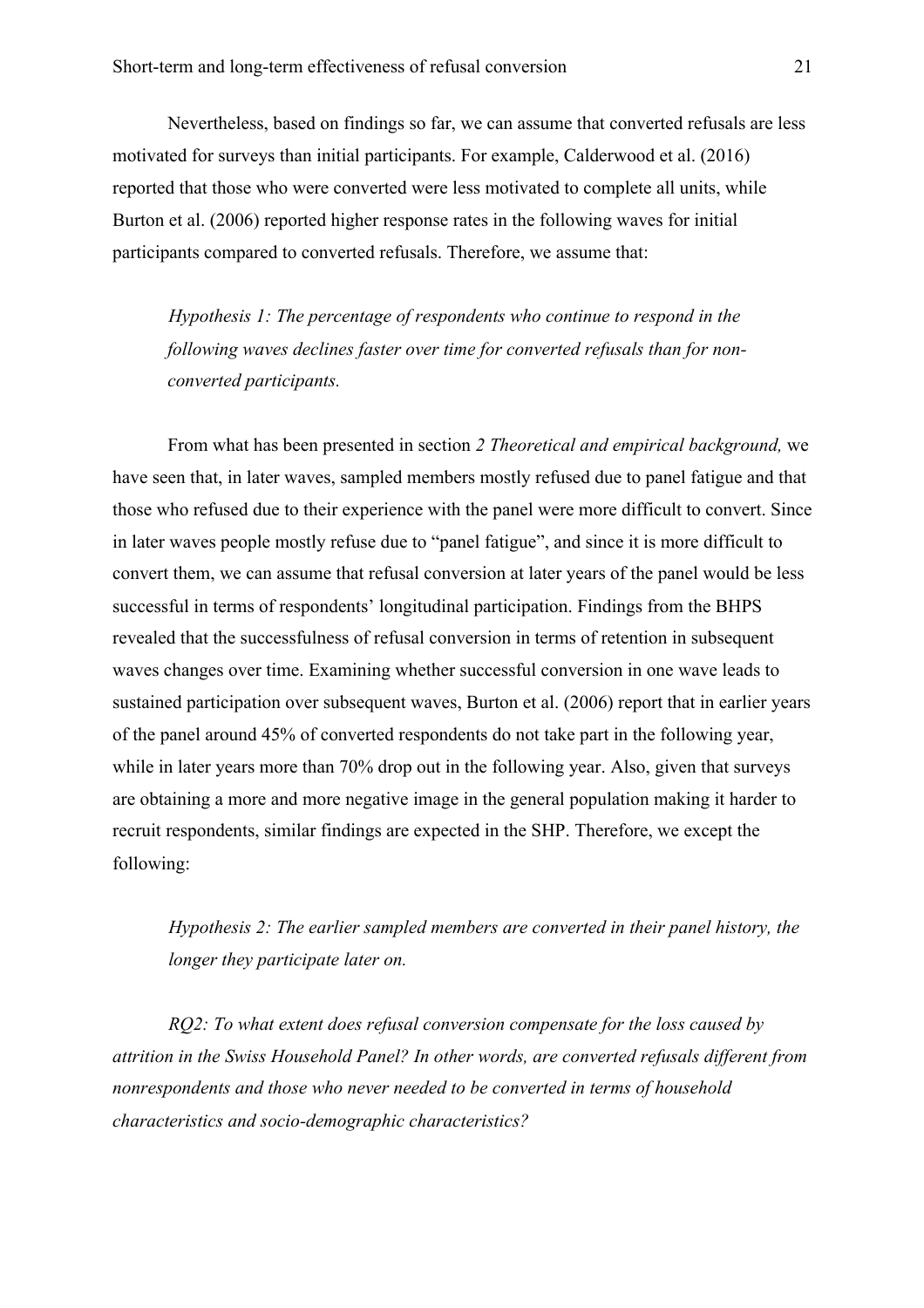Nevertheless, based on findings so far, we can assume that converted refusals are less motivated for surveys than initial participants. For example, Calderwood et al. (2016) reported that those who were converted were less motivated to complete all units, while Burton et al. (2006) reported higher response rates in the following waves for initial participants compared to converted refusals. Therefore, we assume that:

> *Hypothesis 1: The percentage of respondents who continue to respond in the following waves declines faster over time for converted refusals than for non-converted participants.*

From what has been presented in section *2 Theoretical and empirical background,* we have seen that, in later waves, sampled members mostly refused due to panel fatigue and that those who refused due to their experience with the panel were more difficult to convert. Since in later waves people mostly refuse due to "panel fatigue", and since it is more difficult to convert them, we can assume that refusal conversion at later years of the panel would be less successful in terms of respondents' longitudinal participation. Findings from the BHPS revealed that the successfulness of refusal conversion in terms of retention in subsequent waves changes over time. Examining whether successful conversion in one wave leads to sustained participation over subsequent waves, Burton et al. (2006) report that in earlier years of the panel around 45% of converted respondents do not take part in the following year, while in later years more than 70% drop out in the following year. Also, given that surveys are obtaining a more and more negative image in the general population making it harder to recruit respondents, similar findings are expected in the SHP. Therefore, we except the following:

> *Hypothesis 2: The earlier sampled members are converted in their panel history, the longer they participate later on.*

*RQ2: To what extent does refusal conversion compensate for the loss caused by attrition in the Swiss Household Panel? In other words, are converted refusals different from nonrespondents and those who never needed to be converted in terms of household characteristics and socio-demographic characteristics?*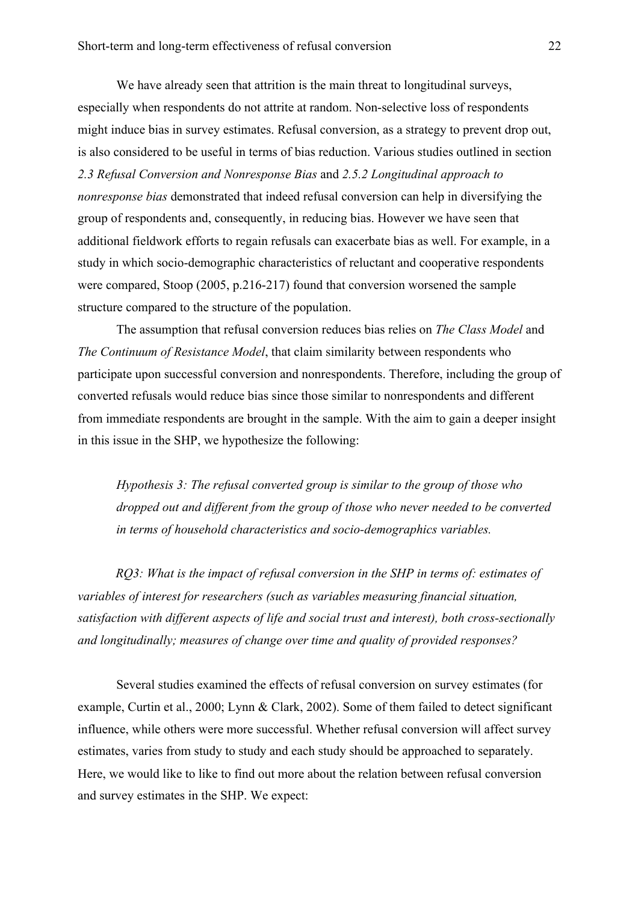We have already seen that attrition is the main threat to longitudinal surveys, especially when respondents do not attrite at random. Non-selective loss of respondents might induce bias in survey estimates. Refusal conversion, as a strategy to prevent drop out, is also considered to be useful in terms of bias reduction. Various studies outlined in section *2.3 Refusal Conversion and Nonresponse Bias* and *2.5.2 Longitudinal approach to nonresponse bias* demonstrated that indeed refusal conversion can help in diversifying the group of respondents and, consequently, in reducing bias. However we have seen that additional fieldwork efforts to regain refusals can exacerbate bias as well. For example, in a study in which socio-demographic characteristics of reluctant and cooperative respondents were compared, Stoop (2005, p.216-217) found that conversion worsened the sample structure compared to the structure of the population.

The assumption that refusal conversion reduces bias relies on *The Class Model* and *The Continuum of Resistance Model*, that claim similarity between respondents who participate upon successful conversion and nonrespondents. Therefore, including the group of converted refusals would reduce bias since those similar to nonrespondents and different from immediate respondents are brought in the sample. With the aim to gain a deeper insight in this issue in the SHP, we hypothesize the following:

> *Hypothesis 3: The refusal converted group is similar to the group of those who dropped out and different from the group of those who never needed to be converted in terms of household characteristics and socio-demographics variables.*

*RQ3: What is the impact of refusal conversion in the SHP in terms of: estimates of variables of interest for researchers (such as variables measuring financial situation, satisfaction with different aspects of life and social trust and interest), both cross-sectionally and longitudinally; measures of change over time and quality of provided responses?*

Several studies examined the effects of refusal conversion on survey estimates (for example, Curtin et al., 2000; Lynn & Clark, 2002). Some of them failed to detect significant influence, while others were more successful. Whether refusal conversion will affect survey estimates, varies from study to study and each study should be approached to separately. Here, we would like to like to find out more about the relation between refusal conversion and survey estimates in the SHP. We expect: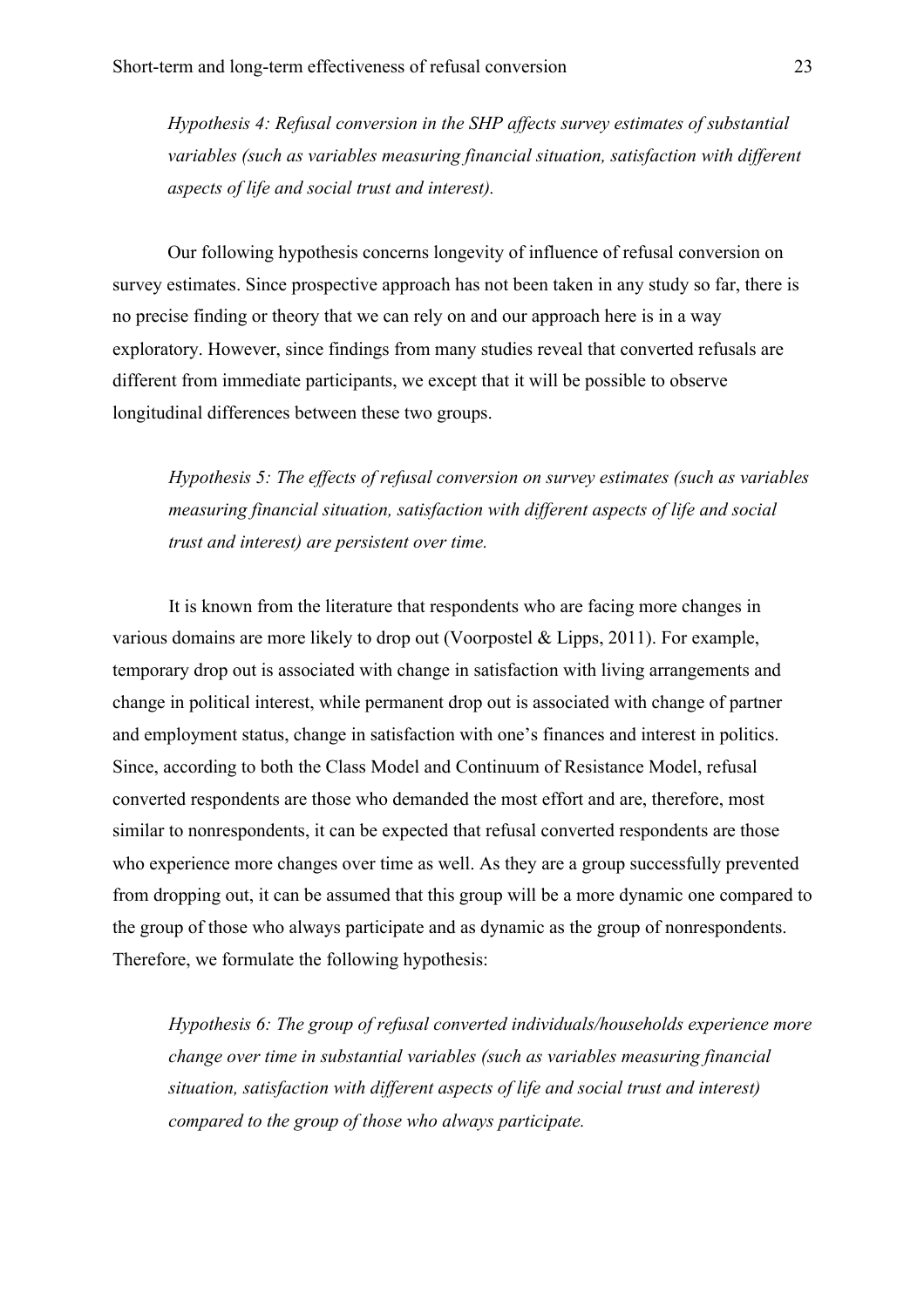*Hypothesis 4: Refusal conversion in the SHP affects survey estimates of substantial variables (such as variables measuring financial situation, satisfaction with different aspects of life and social trust and interest).*

Our following hypothesis concerns longevity of influence of refusal conversion on survey estimates. Since prospective approach has not been taken in any study so far, there is no precise finding or theory that we can rely on and our approach here is in a way exploratory. However, since findings from many studies reveal that converted refusals are different from immediate participants, we except that it will be possible to observe longitudinal differences between these two groups.

*Hypothesis 5: The effects of refusal conversion on survey estimates (such as variables measuring financial situation, satisfaction with different aspects of life and social trust and interest) are persistent over time.*

It is known from the literature that respondents who are facing more changes in various domains are more likely to drop out (Voorpostel & Lipps, 2011). For example, temporary drop out is associated with change in satisfaction with living arrangements and change in political interest, while permanent drop out is associated with change of partner and employment status, change in satisfaction with one's finances and interest in politics. Since, according to both the Class Model and Continuum of Resistance Model, refusal converted respondents are those who demanded the most effort and are, therefore, most similar to nonrespondents, it can be expected that refusal converted respondents are those who experience more changes over time as well. As they are a group successfully prevented from dropping out, it can be assumed that this group will be a more dynamic one compared to the group of those who always participate and as dynamic as the group of nonrespondents. Therefore, we formulate the following hypothesis:

*Hypothesis 6: The group of refusal converted individuals/households experience more change over time in substantial variables (such as variables measuring financial situation, satisfaction with different aspects of life and social trust and interest) compared to the group of those who always participate.*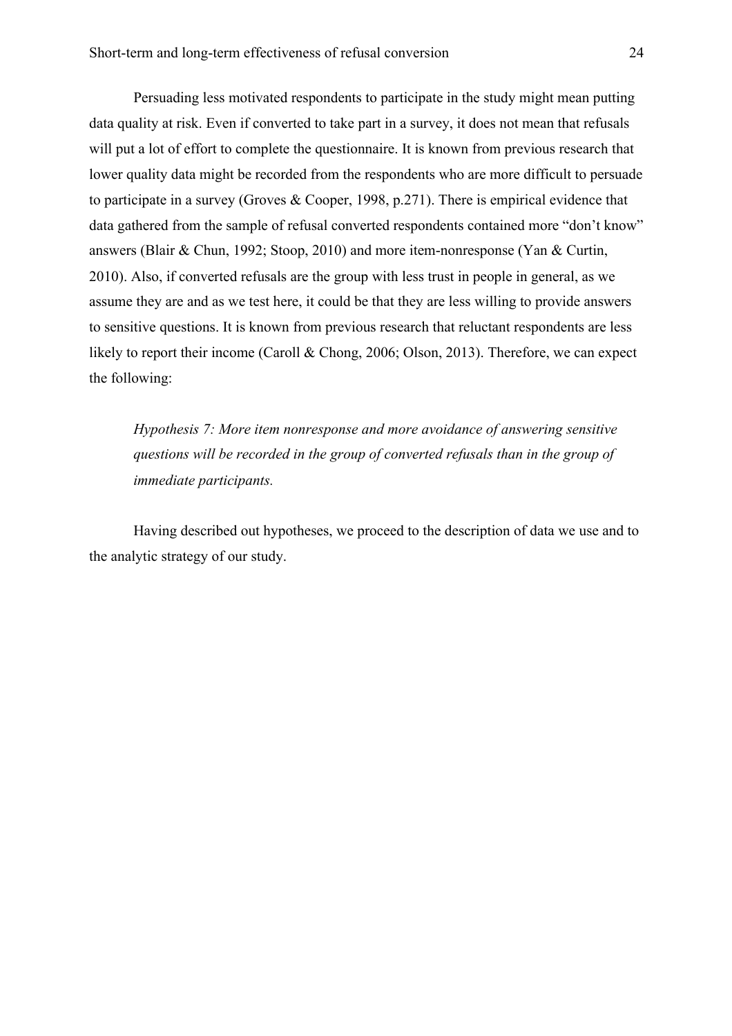Persuading less motivated respondents to participate in the study might mean putting data quality at risk. Even if converted to take part in a survey, it does not mean that refusals will put a lot of effort to complete the questionnaire. It is known from previous research that lower quality data might be recorded from the respondents who are more difficult to persuade to participate in a survey (Groves & Cooper, 1998, p.271). There is empirical evidence that data gathered from the sample of refusal converted respondents contained more "don't know" answers (Blair & Chun, 1992; Stoop, 2010) and more item-nonresponse (Yan & Curtin, 2010). Also, if converted refusals are the group with less trust in people in general, as we assume they are and as we test here, it could be that they are less willing to provide answers to sensitive questions. It is known from previous research that reluctant respondents are less likely to report their income (Caroll & Chong, 2006; Olson, 2013). Therefore, we can expect the following:

> *Hypothesis 7: More item nonresponse and more avoidance of answering sensitive questions will be recorded in the group of converted refusals than in the group of immediate participants.*

Having described out hypotheses, we proceed to the description of data we use and to the analytic strategy of our study.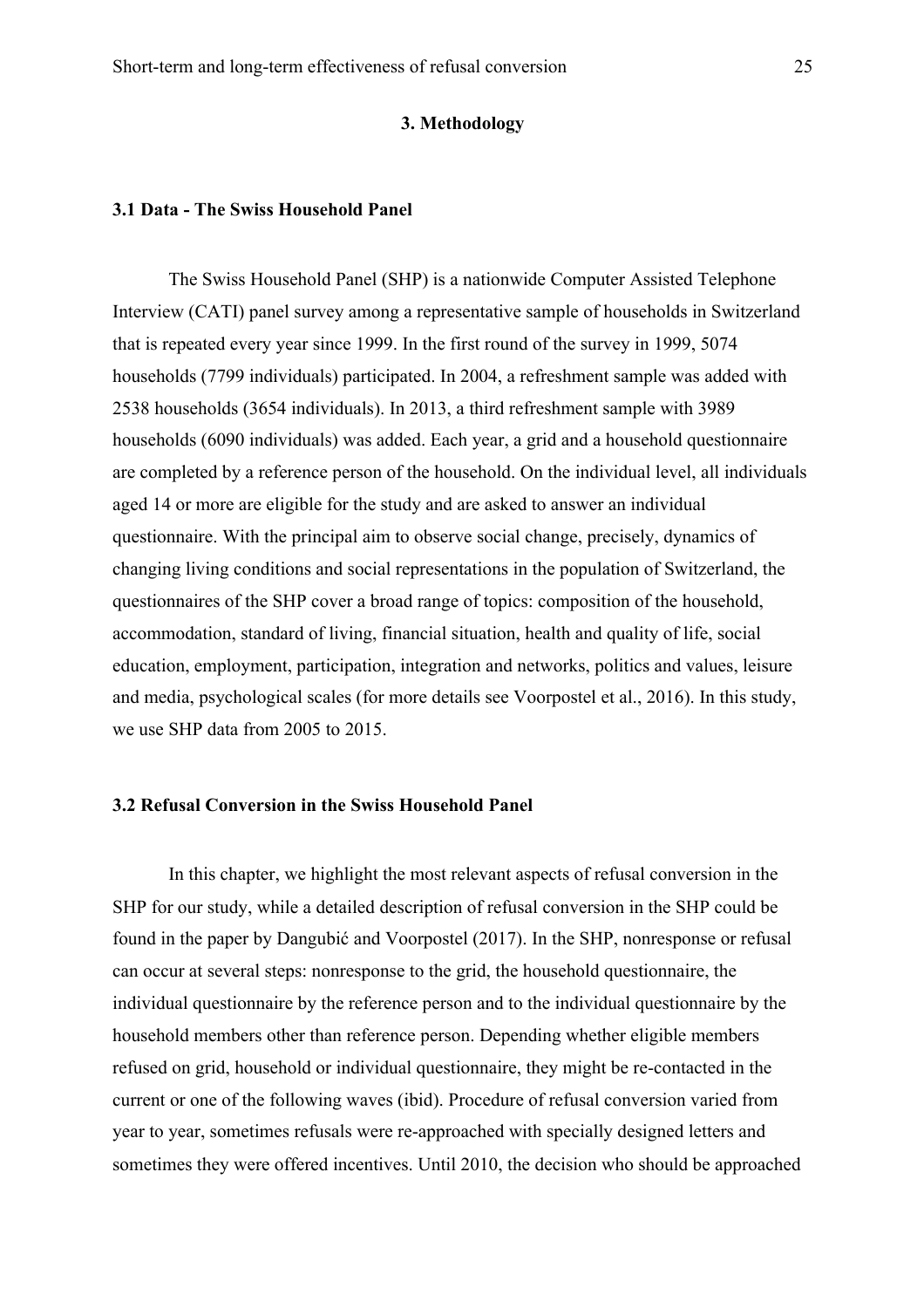# 3. Methodology

## 3.1 Data - The Swiss Household Panel

The Swiss Household Panel (SHP) is a nationwide Computer Assisted Telephone Interview (CATI) panel survey among a representative sample of households in Switzerland that is repeated every year since 1999. In the first round of the survey in 1999, 5074 households (7799 individuals) participated. In 2004, a refreshment sample was added with 2538 households (3654 individuals). In 2013, a third refreshment sample with 3989 households (6090 individuals) was added. Each year, a grid and a household questionnaire are completed by a reference person of the household. On the individual level, all individuals aged 14 or more are eligible for the study and are asked to answer an individual questionnaire. With the principal aim to observe social change, precisely, dynamics of changing living conditions and social representations in the population of Switzerland, the questionnaires of the SHP cover a broad range of topics: composition of the household, accommodation, standard of living, financial situation, health and quality of life, social education, employment, participation, integration and networks, politics and values, leisure and media, psychological scales (for more details see Voorpostel et al., 2016). In this study, we use SHP data from 2005 to 2015.

## 3.2 Refusal Conversion in the Swiss Household Panel

In this chapter, we highlight the most relevant aspects of refusal conversion in the SHP for our study, while a detailed description of refusal conversion in the SHP could be found in the paper by Dangubić and Voorpostel (2017). In the SHP, nonresponse or refusal can occur at several steps: nonresponse to the grid, the household questionnaire, the individual questionnaire by the reference person and to the individual questionnaire by the household members other than reference person. Depending whether eligible members refused on grid, household or individual questionnaire, they might be re-contacted in the current or one of the following waves (ibid). Procedure of refusal conversion varied from year to year, sometimes refusals were re-approached with specially designed letters and sometimes they were offered incentives. Until 2010, the decision who should be approached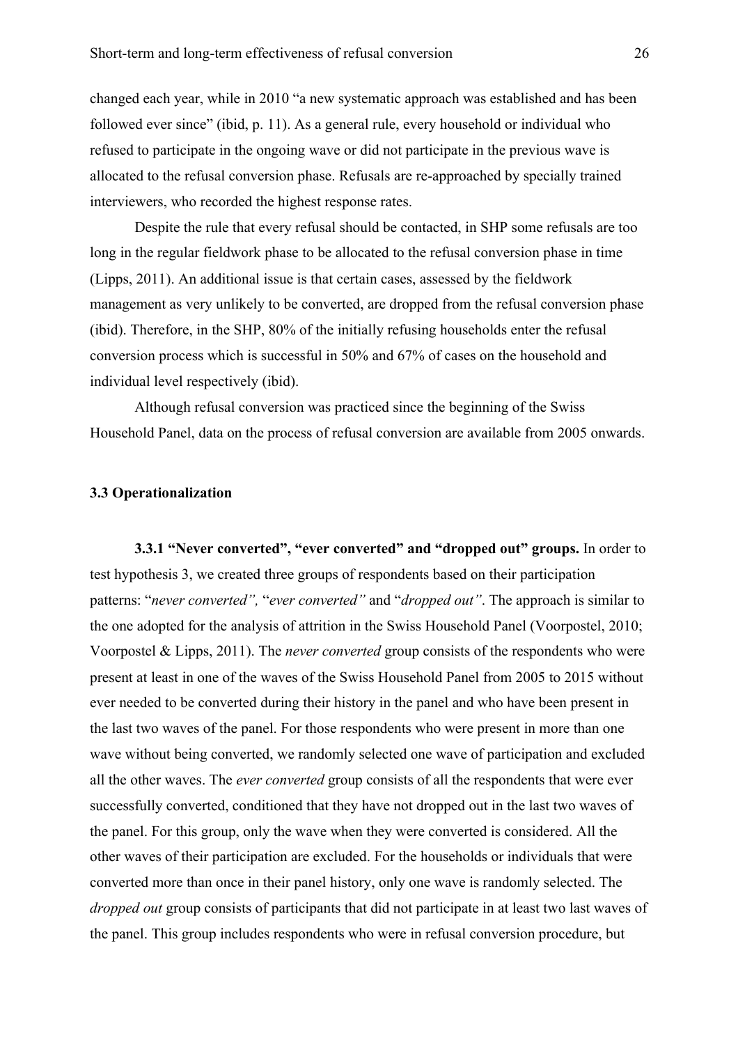changed each year, while in 2010 "a new systematic approach was established and has been followed ever since" (ibid, p. 11). As a general rule, every household or individual who refused to participate in the ongoing wave or did not participate in the previous wave is allocated to the refusal conversion phase. Refusals are re-approached by specially trained interviewers, who recorded the highest response rates.

Despite the rule that every refusal should be contacted, in SHP some refusals are too long in the regular fieldwork phase to be allocated to the refusal conversion phase in time (Lipps, 2011). An additional issue is that certain cases, assessed by the fieldwork management as very unlikely to be converted, are dropped from the refusal conversion phase (ibid). Therefore, in the SHP, 80% of the initially refusing households enter the refusal conversion process which is successful in 50% and 67% of cases on the household and individual level respectively (ibid).

Although refusal conversion was practiced since the beginning of the Swiss Household Panel, data on the process of refusal conversion are available from 2005 onwards.

### 3.3 Operationalization

**3.3.1 "Never converted", "ever converted" and "dropped out" groups.** In order to test hypothesis 3, we created three groups of respondents based on their participation patterns: "*never converted",* "*ever converted"* and "*dropped out"*. The approach is similar to the one adopted for the analysis of attrition in the Swiss Household Panel (Voorpostel, 2010; Voorpostel & Lipps, 2011). The *never converted* group consists of the respondents who were present at least in one of the waves of the Swiss Household Panel from 2005 to 2015 without ever needed to be converted during their history in the panel and who have been present in the last two waves of the panel. For those respondents who were present in more than one wave without being converted, we randomly selected one wave of participation and excluded all the other waves. The *ever converted* group consists of all the respondents that were ever successfully converted, conditioned that they have not dropped out in the last two waves of the panel. For this group, only the wave when they were converted is considered. All the other waves of their participation are excluded. For the households or individuals that were converted more than once in their panel history, only one wave is randomly selected. The *dropped out* group consists of participants that did not participate in at least two last waves of the panel. This group includes respondents who were in refusal conversion procedure, but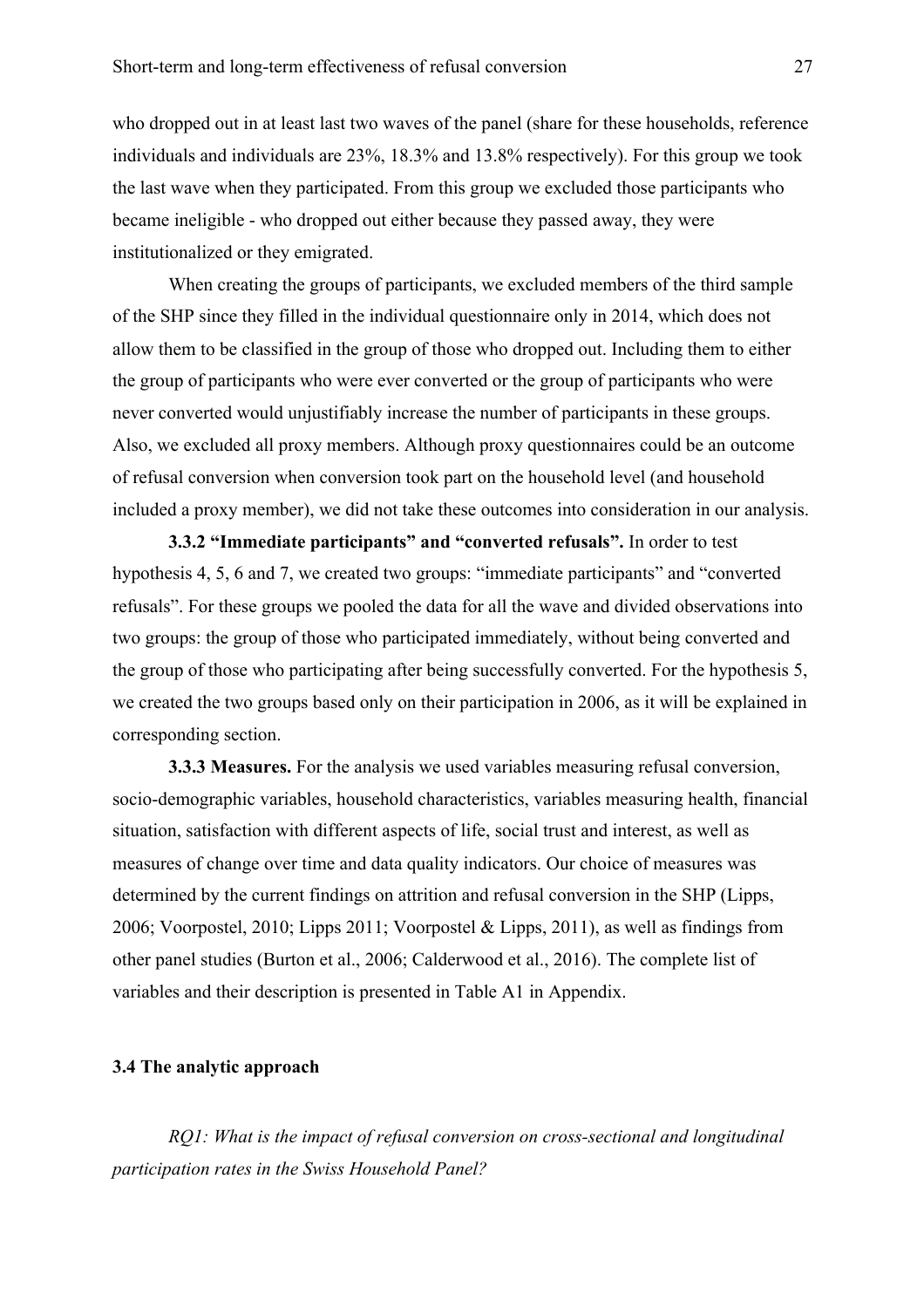who dropped out in at least last two waves of the panel (share for these households, reference individuals and individuals are 23%, 18.3% and 13.8% respectively). For this group we took the last wave when they participated. From this group we excluded those participants who became ineligible - who dropped out either because they passed away, they were institutionalized or they emigrated.

When creating the groups of participants, we excluded members of the third sample of the SHP since they filled in the individual questionnaire only in 2014, which does not allow them to be classified in the group of those who dropped out. Including them to either the group of participants who were ever converted or the group of participants who were never converted would unjustifiably increase the number of participants in these groups. Also, we excluded all proxy members. Although proxy questionnaires could be an outcome of refusal conversion when conversion took part on the household level (and household included a proxy member), we did not take these outcomes into consideration in our analysis.

**3.3.2 "Immediate participants" and "converted refusals".** In order to test hypothesis 4, 5, 6 and 7, we created two groups: "immediate participants" and "converted refusals". For these groups we pooled the data for all the wave and divided observations into two groups: the group of those who participated immediately, without being converted and the group of those who participating after being successfully converted. For the hypothesis 5, we created the two groups based only on their participation in 2006, as it will be explained in corresponding section.

**3.3.3 Measures.** For the analysis we used variables measuring refusal conversion, socio-demographic variables, household characteristics, variables measuring health, financial situation, satisfaction with different aspects of life, social trust and interest, as well as measures of change over time and data quality indicators. Our choice of measures was determined by the current findings on attrition and refusal conversion in the SHP (Lipps, 2006; Voorpostel, 2010; Lipps 2011; Voorpostel & Lipps, 2011), as well as findings from other panel studies (Burton et al., 2006; Calderwood et al., 2016). The complete list of variables and their description is presented in Table A1 in Appendix.

### 3.4 The analytic approach

*RQ1: What is the impact of refusal conversion on cross-sectional and longitudinal participation rates in the Swiss Household Panel?*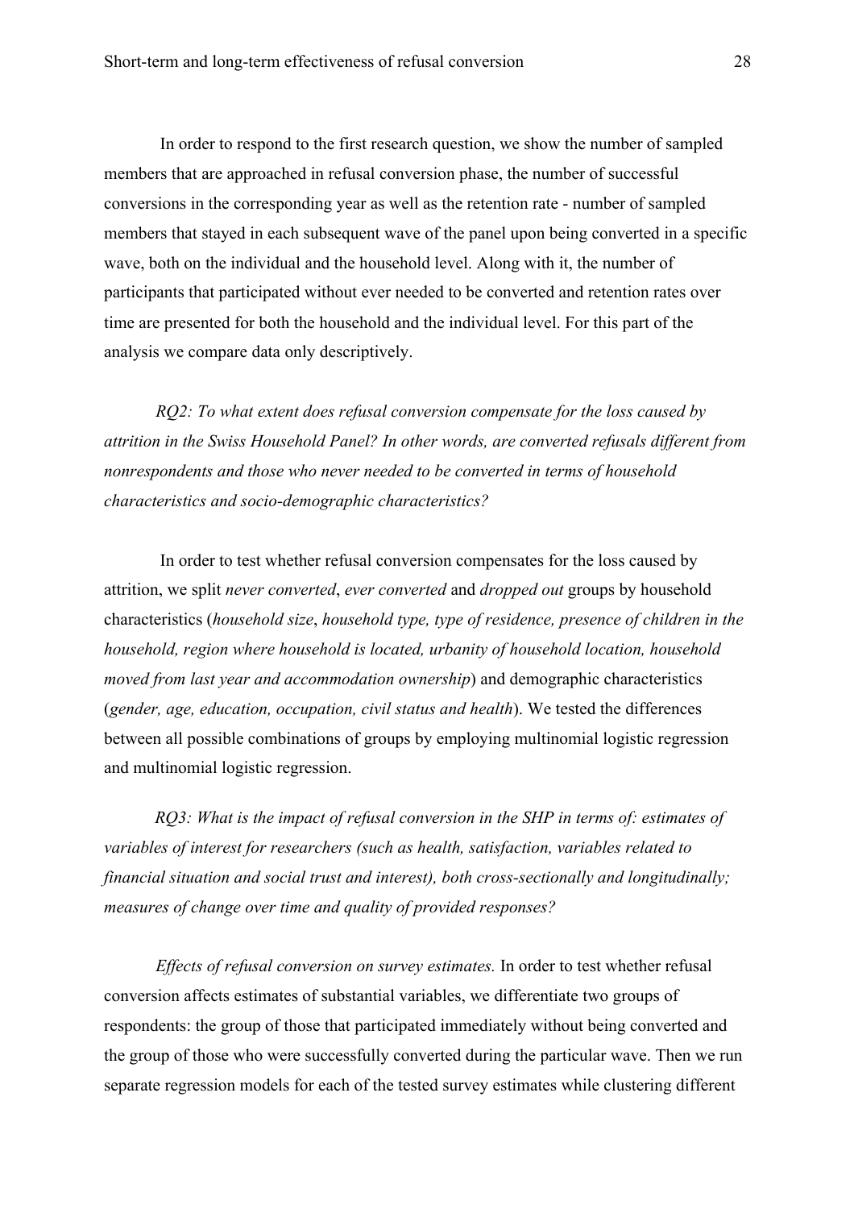In order to respond to the first research question, we show the number of sampled members that are approached in refusal conversion phase, the number of successful conversions in the corresponding year as well as the retention rate - number of sampled members that stayed in each subsequent wave of the panel upon being converted in a specific wave, both on the individual and the household level. Along with it, the number of participants that participated without ever needed to be converted and retention rates over time are presented for both the household and the individual level. For this part of the analysis we compare data only descriptively.

*RQ2: To what extent does refusal conversion compensate for the loss caused by attrition in the Swiss Household Panel? In other words, are converted refusals different from nonrespondents and those who never needed to be converted in terms of household characteristics and socio-demographic characteristics?*

In order to test whether refusal conversion compensates for the loss caused by attrition, we split *never converted*, *ever converted* and *dropped out* groups by household characteristics (*household size*, *household type, type of residence, presence of children in the household, region where household is located, urbanity of household location, household moved from last year and accommodation ownership*) and demographic characteristics (*gender, age, education, occupation, civil status and health*). We tested the differences between all possible combinations of groups by employing multinomial logistic regression and multinomial logistic regression.

*RQ3: What is the impact of refusal conversion in the SHP in terms of: estimates of variables of interest for researchers (such as health, satisfaction, variables related to financial situation and social trust and interest), both cross-sectionally and longitudinally; measures of change over time and quality of provided responses?*

*Effects of refusal conversion on survey estimates.* In order to test whether refusal conversion affects estimates of substantial variables, we differentiate two groups of respondents: the group of those that participated immediately without being converted and the group of those who were successfully converted during the particular wave. Then we run separate regression models for each of the tested survey estimates while clustering different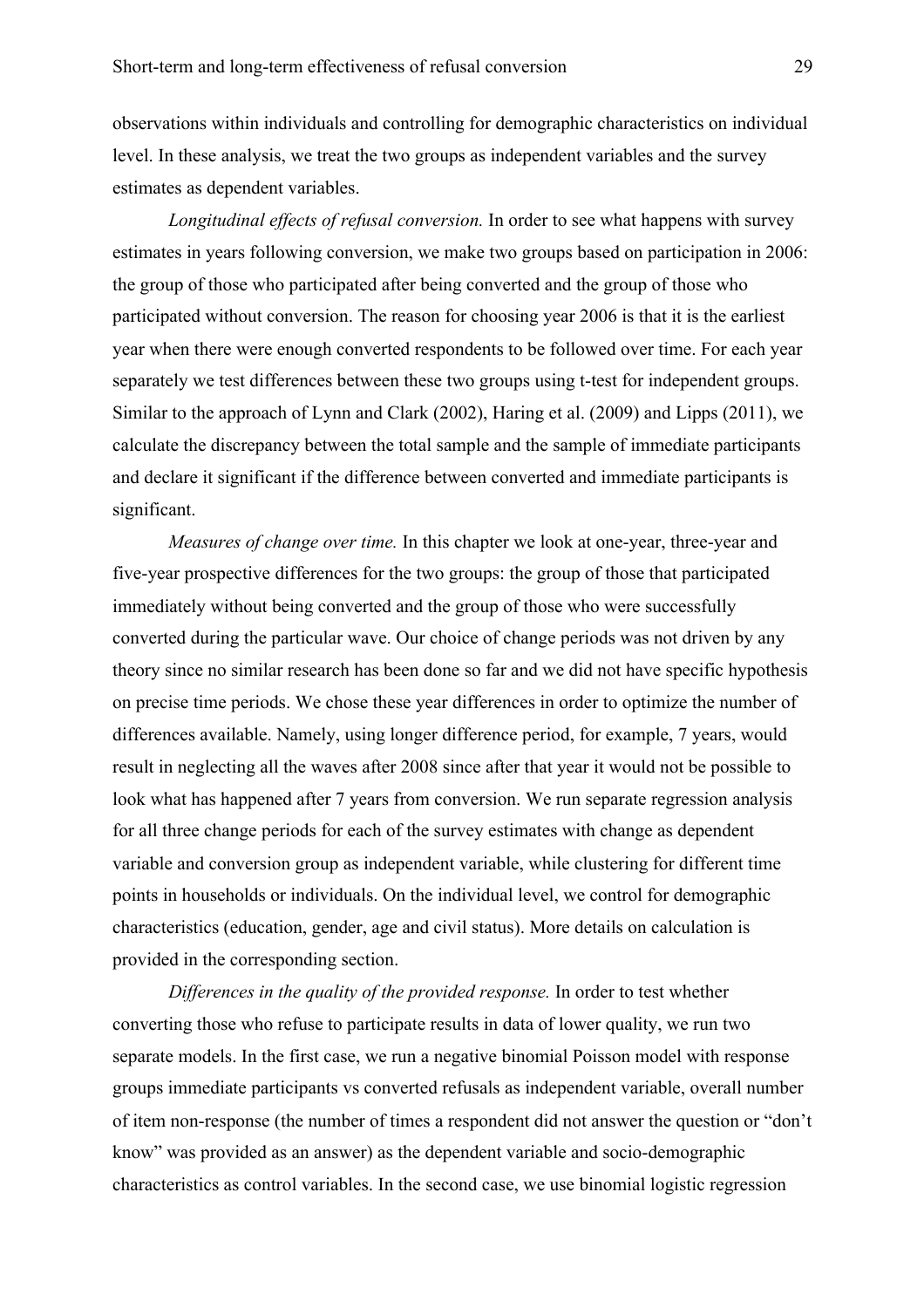observations within individuals and controlling for demographic characteristics on individual level. In these analysis, we treat the two groups as independent variables and the survey estimates as dependent variables.

*Longitudinal effects of refusal conversion.* In order to see what happens with survey estimates in years following conversion, we make two groups based on participation in 2006: the group of those who participated after being converted and the group of those who participated without conversion. The reason for choosing year 2006 is that it is the earliest year when there were enough converted respondents to be followed over time. For each year separately we test differences between these two groups using t-test for independent groups. Similar to the approach of Lynn and Clark (2002), Haring et al. (2009) and Lipps (2011), we calculate the discrepancy between the total sample and the sample of immediate participants and declare it significant if the difference between converted and immediate participants is significant.

*Measures of change over time.* In this chapter we look at one-year, three-year and five-year prospective differences for the two groups: the group of those that participated immediately without being converted and the group of those who were successfully converted during the particular wave. Our choice of change periods was not driven by any theory since no similar research has been done so far and we did not have specific hypothesis on precise time periods. We chose these year differences in order to optimize the number of differences available. Namely, using longer difference period, for example, 7 years, would result in neglecting all the waves after 2008 since after that year it would not be possible to look what has happened after 7 years from conversion. We run separate regression analysis for all three change periods for each of the survey estimates with change as dependent variable and conversion group as independent variable, while clustering for different time points in households or individuals. On the individual level, we control for demographic characteristics (education, gender, age and civil status). More details on calculation is provided in the corresponding section.

*Differences in the quality of the provided response.* In order to test whether converting those who refuse to participate results in data of lower quality, we run two separate models. In the first case, we run a negative binomial Poisson model with response groups immediate participants vs converted refusals as independent variable, overall number of item non-response (the number of times a respondent did not answer the question or "don't know" was provided as an answer) as the dependent variable and socio-demographic characteristics as control variables. In the second case, we use binomial logistic regression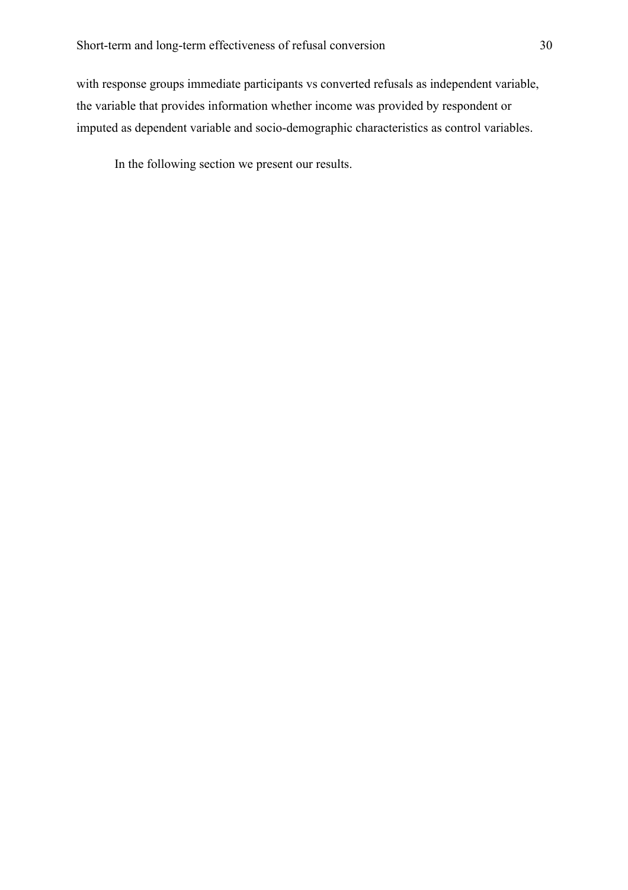with response groups immediate participants vs converted refusals as independent variable, the variable that provides information whether income was provided by respondent or imputed as dependent variable and socio-demographic characteristics as control variables.

In the following section we present our results.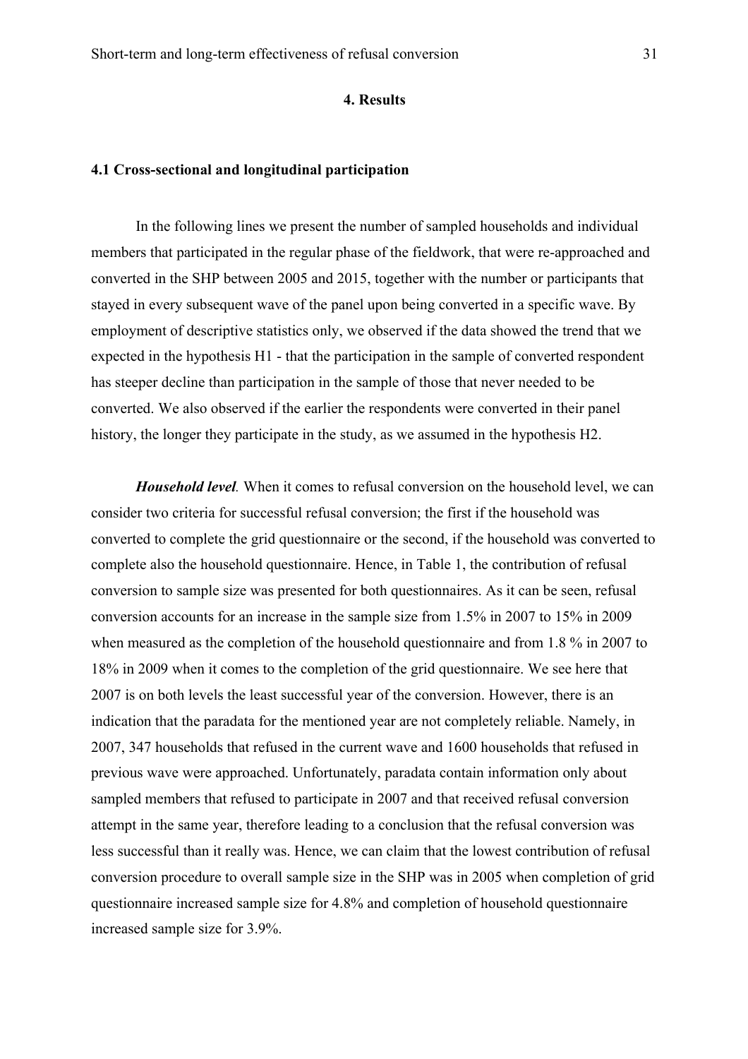# 4. Results

## 4.1 Cross-sectional and longitudinal participation

In the following lines we present the number of sampled households and individual members that participated in the regular phase of the fieldwork, that were re-approached and converted in the SHP between 2005 and 2015, together with the number or participants that stayed in every subsequent wave of the panel upon being converted in a specific wave. By employment of descriptive statistics only, we observed if the data showed the trend that we expected in the hypothesis H1 - that the participation in the sample of converted respondent has steeper decline than participation in the sample of those that never needed to be converted. We also observed if the earlier the respondents were converted in their panel history, the longer they participate in the study, as we assumed in the hypothesis H2.

***Household level.*** When it comes to refusal conversion on the household level, we can consider two criteria for successful refusal conversion; the first if the household was converted to complete the grid questionnaire or the second, if the household was converted to complete also the household questionnaire. Hence, in Table 1, the contribution of refusal conversion to sample size was presented for both questionnaires. As it can be seen, refusal conversion accounts for an increase in the sample size from 1.5% in 2007 to 15% in 2009 when measured as the completion of the household questionnaire and from 1.8 % in 2007 to 18% in 2009 when it comes to the completion of the grid questionnaire. We see here that 2007 is on both levels the least successful year of the conversion. However, there is an indication that the paradata for the mentioned year are not completely reliable. Namely, in 2007, 347 households that refused in the current wave and 1600 households that refused in previous wave were approached. Unfortunately, paradata contain information only about sampled members that refused to participate in 2007 and that received refusal conversion attempt in the same year, therefore leading to a conclusion that the refusal conversion was less successful than it really was. Hence, we can claim that the lowest contribution of refusal conversion procedure to overall sample size in the SHP was in 2005 when completion of grid questionnaire increased sample size for 4.8% and completion of household questionnaire increased sample size for 3.9%.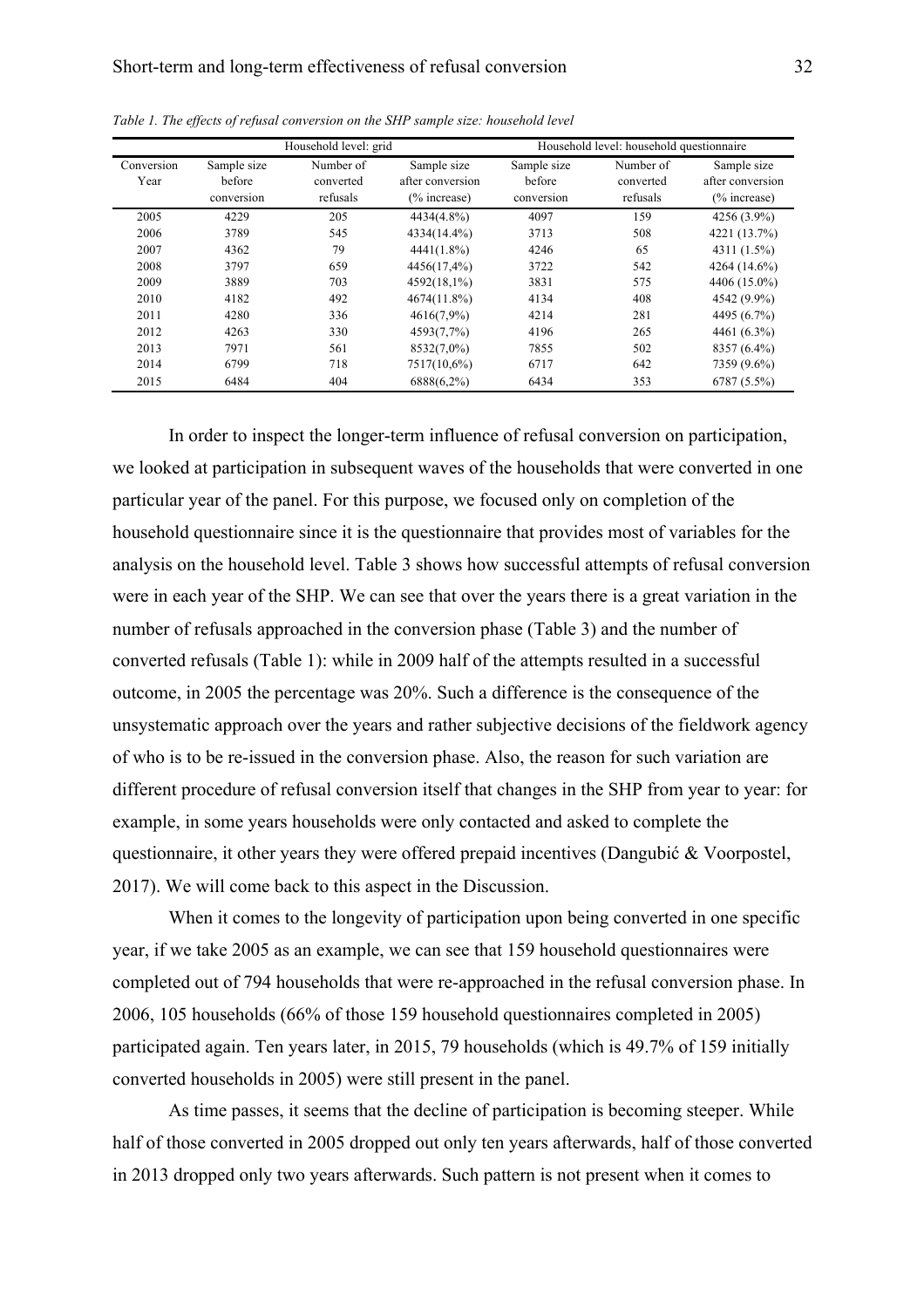*Table 1. The effects of refusal conversion on the SHP sample size: household level*

| | Household level: grid | | | Household level: household questionnaire | | |
|---|---|---|---|---|---|---|
| Conversion Year | Sample size before conversion | Number of converted refusals | Sample size after conversion (% increase) | Sample size before conversion | Number of converted refusals | Sample size after conversion (% increase) |
| 2005 | 4229 | 205 | 4434(4.8%) | 4097 | 159 | 4256 (3.9%) |
| 2006 | 3789 | 545 | 4334(14.4%) | 3713 | 508 | 4221 (13.7%) |
| 2007 | 4362 | 79 | 4441(1.8%) | 4246 | 65 | 4311 (1.5%) |
| 2008 | 3797 | 659 | 4456(17,4%) | 3722 | 542 | 4264 (14.6%) |
| 2009 | 3889 | 703 | 4592(18,1%) | 3831 | 575 | 4406 (15.0%) |
| 2010 | 4182 | 492 | 4674(11.8%) | 4134 | 408 | 4542 (9.9%) |
| 2011 | 4280 | 336 | 4616(7,9%) | 4214 | 281 | 4495 (6.7%) |
| 2012 | 4263 | 330 | 4593(7,7%) | 4196 | 265 | 4461 (6.3%) |
| 2013 | 7971 | 561 | 8532(7,0%) | 7855 | 502 | 8357 (6.4%) |
| 2014 | 6799 | 718 | 7517(10,6%) | 6717 | 642 | 7359 (9.6%) |
| 2015 | 6484 | 404 | 6888(6,2%) | 6434 | 353 | 6787 (5.5%) |

In order to inspect the longer-term influence of refusal conversion on participation, we looked at participation in subsequent waves of the households that were converted in one particular year of the panel. For this purpose, we focused only on completion of the household questionnaire since it is the questionnaire that provides most of variables for the analysis on the household level. Table 3 shows how successful attempts of refusal conversion were in each year of the SHP. We can see that over the years there is a great variation in the number of refusals approached in the conversion phase (Table 3) and the number of converted refusals (Table 1): while in 2009 half of the attempts resulted in a successful outcome, in 2005 the percentage was 20%. Such a difference is the consequence of the unsystematic approach over the years and rather subjective decisions of the fieldwork agency of who is to be re-issued in the conversion phase. Also, the reason for such variation are different procedure of refusal conversion itself that changes in the SHP from year to year: for example, in some years households were only contacted and asked to complete the questionnaire, it other years they were offered prepaid incentives (Dangubić & Voorpostel, 2017). We will come back to this aspect in the Discussion.

When it comes to the longevity of participation upon being converted in one specific year, if we take 2005 as an example, we can see that 159 household questionnaires were completed out of 794 households that were re-approached in the refusal conversion phase. In 2006, 105 households (66% of those 159 household questionnaires completed in 2005) participated again. Ten years later, in 2015, 79 households (which is 49.7% of 159 initially converted households in 2005) were still present in the panel.

As time passes, it seems that the decline of participation is becoming steeper. While half of those converted in 2005 dropped out only ten years afterwards, half of those converted in 2013 dropped only two years afterwards. Such pattern is not present when it comes to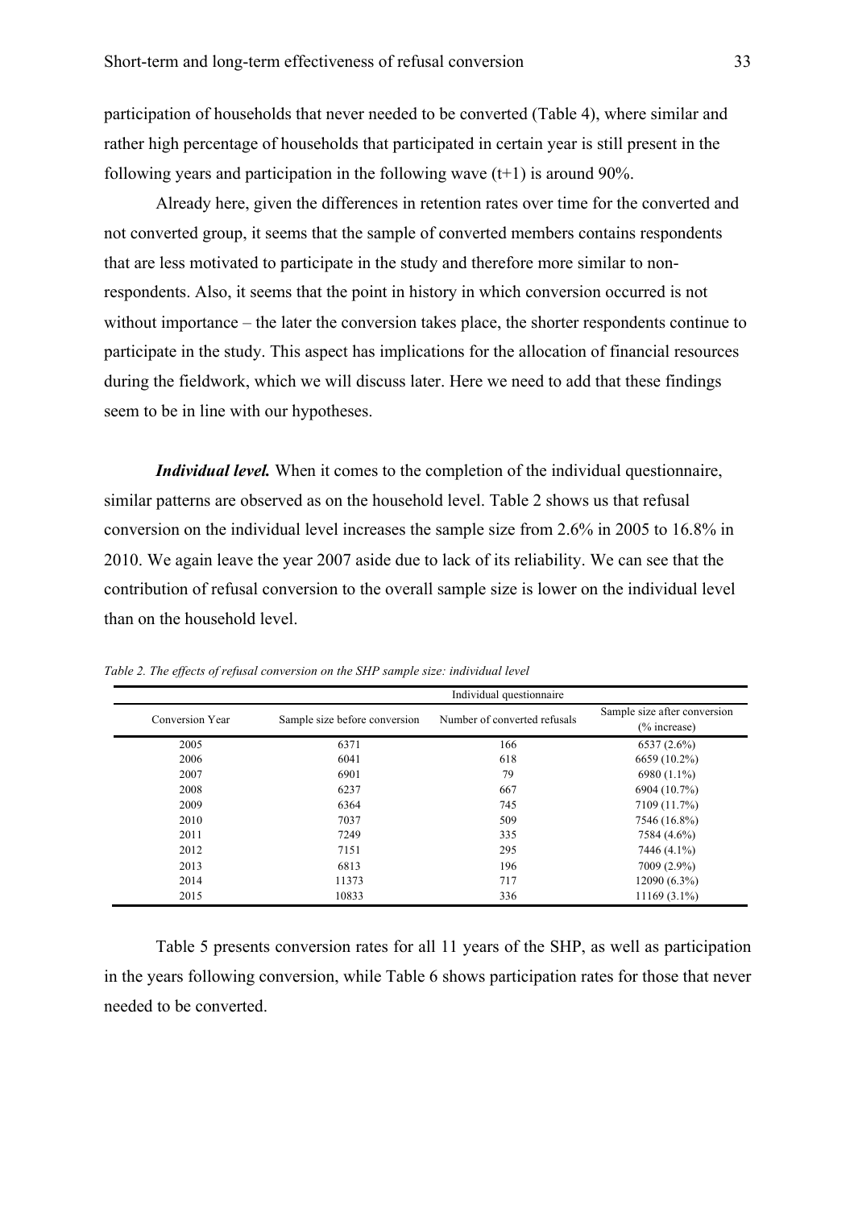participation of households that never needed to be converted (Table 4), where similar and rather high percentage of households that participated in certain year is still present in the following years and participation in the following wave (t+1) is around 90%.

Already here, given the differences in retention rates over time for the converted and not converted group, it seems that the sample of converted members contains respondents that are less motivated to participate in the study and therefore more similar to non-respondents. Also, it seems that the point in history in which conversion occurred is not without importance – the later the conversion takes place, the shorter respondents continue to participate in the study. This aspect has implications for the allocation of financial resources during the fieldwork, which we will discuss later. Here we need to add that these findings seem to be in line with our hypotheses.

***Individual level.*** When it comes to the completion of the individual questionnaire, similar patterns are observed as on the household level. Table 2 shows us that refusal conversion on the individual level increases the sample size from 2.6% in 2005 to 16.8% in 2010. We again leave the year 2007 aside due to lack of its reliability. We can see that the contribution of refusal conversion to the overall sample size is lower on the individual level than on the household level.

*Table 2. The effects of refusal conversion on the SHP sample size: individual level*

| | Individual questionnaire | | |
|---|---|---|---|
| Conversion Year | Sample size before conversion | Number of converted refusals | Sample size after conversion (% increase) |
| 2005 | 6371 | 166 | 6537 (2.6%) |
| 2006 | 6041 | 618 | 6659 (10.2%) |
| 2007 | 6901 | 79 | 6980 (1.1%) |
| 2008 | 6237 | 667 | 6904 (10.7%) |
| 2009 | 6364 | 745 | 7109 (11.7%) |
| 2010 | 7037 | 509 | 7546 (16.8%) |
| 2011 | 7249 | 335 | 7584 (4.6%) |
| 2012 | 7151 | 295 | 7446 (4.1%) |
| 2013 | 6813 | 196 | 7009 (2.9%) |
| 2014 | 11373 | 717 | 12090 (6.3%) |
| 2015 | 10833 | 336 | 11169 (3.1%) |

Table 5 presents conversion rates for all 11 years of the SHP, as well as participation in the years following conversion, while Table 6 shows participation rates for those that never needed to be converted.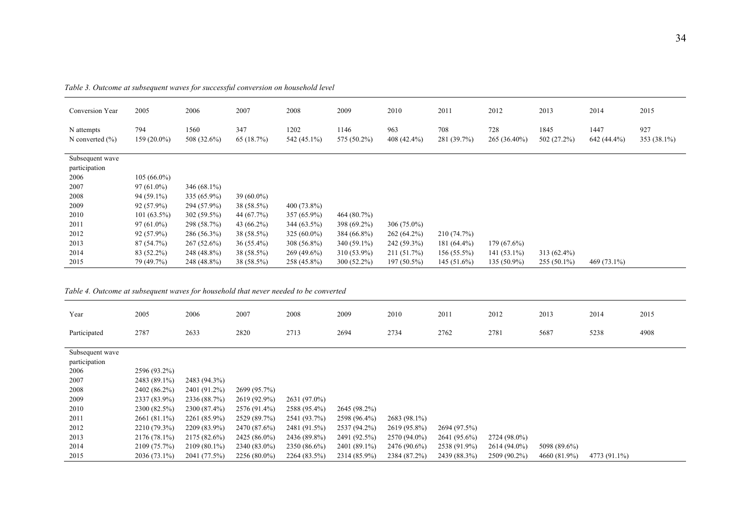*Table 3. Outcome at subsequent waves for successful conversion on household level*

| Conversion Year | 2005 | 2006 | 2007 | 2008 | 2009 | 2010 | 2011 | 2012 | 2013 | 2014 | 2015 |
|---|---|---|---|---|---|---|---|---|---|---|---|
| N attempts | 794 | 1560 | 347 | 1202 | 1146 | 963 | 708 | 728 | 1845 | 1447 | 927 |
| N converted (%) | 159 (20.0%) | 508 (32.6%) | 65 (18.7%) | 542 (45.1%) | 575 (50.2%) | 408 (42.4%) | 281 (39.7%) | 265 (36.40%) | 502 (27.2%) | 642 (44.4%) | 353 (38.1%) |
| Subsequent wave participation | | | | | | | | | | | |
| 2006 | 105 (66.0%) | | | | | | | | | | |
| 2007 | 97 (61.0%) | 346 (68.1%) | | | | | | | | | |
| 2008 | 94 (59.1%) | 335 (65.9%) | 39 (60.0%) | | | | | | | | |
| 2009 | 92 (57.9%) | 294 (57.9%) | 38 (58.5%) | 400 (73.8%) | | | | | | | |
| 2010 | 101 (63.5%) | 302 (59.5%) | 44 (67.7%) | 357 (65.9%) | 464 (80.7%) | | | | | | |
| 2011 | 97 (61.0%) | 298 (58.7%) | 43 (66.2%) | 344 (63.5%) | 398 (69.2%) | 306 (75.0%) | | | | | |
| 2012 | 92 (57.9%) | 286 (56.3%) | 38 (58.5%) | 325 (60.0%) | 384 (66.8%) | 262 (64.2%) | 210 (74.7%) | | | | |
| 2013 | 87 (54.7%) | 267 (52.6%) | 36 (55.4%) | 308 (56.8%) | 340 (59.1%) | 242 (59.3%) | 181 (64.4%) | 179 (67.6%) | | | |
| 2014 | 83 (52.2%) | 248 (48.8%) | 38 (58.5%) | 269 (49.6%) | 310 (53.9%) | 211 (51.7%) | 156 (55.5%) | 141 (53.1%) | 313 (62.4%) | | |
| 2015 | 79 (49.7%) | 248 (48.8%) | 38 (58.5%) | 258 (45.8%) | 300 (52.2%) | 197 (50.5%) | 145 (51.6%) | 135 (50.9%) | 255 (50.1%) | 469 (73.1%) | |

*Table 4. Outcome at subsequent waves for household that never needed to be converted*

| Year | 2005 | 2006 | 2007 | 2008 | 2009 | 2010 | 2011 | 2012 | 2013 | 2014 | 2015 |
|---|---|---|---|---|---|---|---|---|---|---|---|
| Participated | 2787 | 2633 | 2820 | 2713 | 2694 | 2734 | 2762 | 2781 | 5687 | 5238 | 4908 |
| Subsequent wave participation | | | | | | | | | | | |
| 2006 | 2596 (93.2%) | | | | | | | | | | |
| 2007 | 2483 (89.1%) | 2483 (94.3%) | | | | | | | | | |
| 2008 | 2402 (86.2%) | 2401 (91.2%) | 2699 (95.7%) | | | | | | | | |
| 2009 | 2337 (83.9%) | 2336 (88.7%) | 2619 (92.9%) | 2631 (97.0%) | | | | | | | |
| 2010 | 2300 (82.5%) | 2300 (87.4%) | 2576 (91.4%) | 2588 (95.4%) | 2645 (98.2%) | | | | | | |
| 2011 | 2661 (81.1%) | 2261 (85.9%) | 2529 (89.7%) | 2541 (93.7%) | 2598 (96.4%) | 2683 (98.1%) | | | | | |
| 2012 | 2210 (79.3%) | 2209 (83.9%) | 2470 (87.6%) | 2481 (91.5%) | 2537 (94.2%) | 2619 (95.8%) | 2694 (97.5%) | | | | |
| 2013 | 2176 (78.1%) | 2175 (82.6%) | 2425 (86.0%) | 2436 (89.8%) | 2491 (92.5%) | 2570 (94.0%) | 2641 (95.6%) | 2724 (98.0%) | | | |
| 2014 | 2109 (75.7%) | 2109 (80.1%) | 2340 (83.0%) | 2350 (86.6%) | 2401 (89.1%) | 2476 (90.6%) | 2538 (91.9%) | 2614 (94.0%) | 5098 (89.6%) | | |
| 2015 | 2036 (73.1%) | 2041 (77.5%) | 2256 (80.0%) | 2264 (83.5%) | 2314 (85.9%) | 2384 (87.2%) | 2439 (88.3%) | 2509 (90.2%) | 4660 (81.9%) | 4773 (91.1%) | |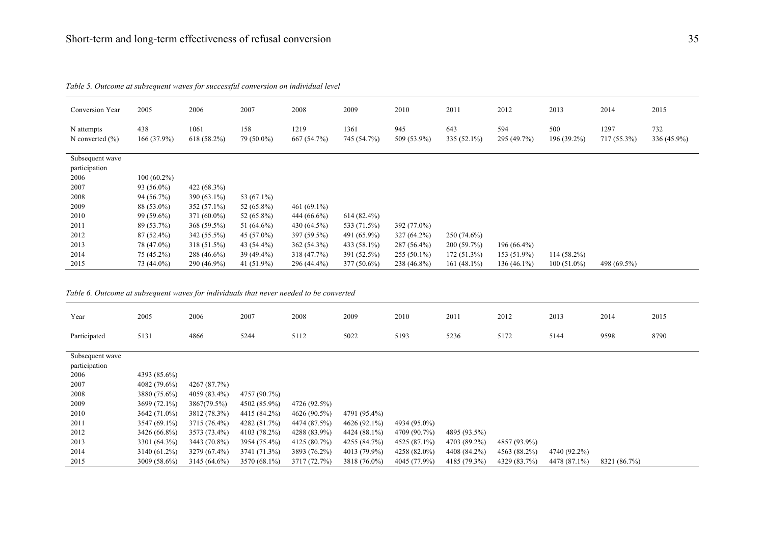*Table 5. Outcome at subsequent waves for successful conversion on individual level*

| Conversion Year | 2005 | 2006 | 2007 | 2008 | 2009 | 2010 | 2011 | 2012 | 2013 | 2014 | 2015 |
|---|---|---|---|---|---|---|---|---|---|---|---|
| N attempts | 438 | 1061 | 158 | 1219 | 1361 | 945 | 643 | 594 | 500 | 1297 | 732 |
| N converted (%) | 166 (37.9%) | 618 (58.2%) | 79 (50.0%) | 667 (54.7%) | 745 (54.7%) | 509 (53.9%) | 335 (52.1%) | 295 (49.7%) | 196 (39.2%) | 717 (55.3%) | 336 (45.9%) |
| Subsequent wave participation | | | | | | | | | | | |
| 2006 | 100 (60.2%) | | | | | | | | | | |
| 2007 | 93 (56.0%) | 422 (68.3%) | | | | | | | | | |
| 2008 | 94 (56.7%) | 390 (63.1%) | 53 (67.1%) | | | | | | | | |
| 2009 | 88 (53.0%) | 352 (57.1%) | 52 (65.8%) | 461 (69.1%) | | | | | | | |
| 2010 | 99 (59.6%) | 371 (60.0%) | 52 (65.8%) | 444 (66.6%) | 614 (82.4%) | | | | | | |
| 2011 | 89 (53.7%) | 368 (59.5%) | 51 (64.6%) | 430 (64.5%) | 533 (71.5%) | 392 (77.0%) | | | | | |
| 2012 | 87 (52.4%) | 342 (55.5%) | 45 (57.0%) | 397 (59.5%) | 491 (65.9%) | 327 (64.2%) | 250 (74.6%) | | | | |
| 2013 | 78 (47.0%) | 318 (51.5%) | 43 (54.4%) | 362 (54.3%) | 433 (58.1%) | 287 (56.4%) | 200 (59.7%) | 196 (66.4%) | | | |
| 2014 | 75 (45.2%) | 288 (46.6%) | 39 (49.4%) | 318 (47.7%) | 391 (52.5%) | 255 (50.1%) | 172 (51.3%) | 153 (51.9%) | 114 (58.2%) | | |
| 2015 | 73 (44.0%) | 290 (46.9%) | 41 (51.9%) | 296 (44.4%) | 377 (50.6%) | 238 (46.8%) | 161 (48.1%) | 136 (46.1%) | 100 (51.0%) | 498 (69.5%) | |

*Table 6. Outcome at subsequent waves for individuals that never needed to be converted*

| Year | 2005 | 2006 | 2007 | 2008 | 2009 | 2010 | 2011 | 2012 | 2013 | 2014 | 2015 |
|---|---|---|---|---|---|---|---|---|---|---|---|
| Participated | 5131 | 4866 | 5244 | 5112 | 5022 | 5193 | 5236 | 5172 | 5144 | 9598 | 8790 |
| Subsequent wave participation | | | | | | | | | | | |
| 2006 | 4393 (85.6%) | | | | | | | | | | |
| 2007 | 4082 (79.6%) | 4267 (87.7%) | | | | | | | | | |
| 2008 | 3880 (75.6%) | 4059 (83.4%) | 4757 (90.7%) | | | | | | | | |
| 2009 | 3699 (72.1%) | 3867(79.5%) | 4502 (85.9%) | 4726 (92.5%) | | | | | | | |
| 2010 | 3642 (71.0%) | 3812 (78.3%) | 4415 (84.2%) | 4626 (90.5%) | 4791 (95.4%) | | | | | | |
| 2011 | 3547 (69.1%) | 3715 (76.4%) | 4282 (81.7%) | 4474 (87.5%) | 4626 (92.1%) | 4934 (95.0%) | | | | | |
| 2012 | 3426 (66.8%) | 3573 (73.4%) | 4103 (78.2%) | 4288 (83.9%) | 4424 (88.1%) | 4709 (90.7%) | 4895 (93.5%) | | | | |
| 2013 | 3301 (64.3%) | 3443 (70.8%) | 3954 (75.4%) | 4125 (80.7%) | 4255 (84.7%) | 4525 (87.1%) | 4703 (89.2%) | 4857 (93.9%) | | | |
| 2014 | 3140 (61.2%) | 3279 (67.4%) | 3741 (71.3%) | 3893 (76.2%) | 4013 (79.9%) | 4258 (82.0%) | 4408 (84.2%) | 4563 (88.2%) | 4740 (92.2%) | | |
| 2015 | 3009 (58.6%) | 3145 (64.6%) | 3570 (68.1%) | 3717 (72.7%) | 3818 (76.0%) | 4045 (77.9%) | 4185 (79.3%) | 4329 (83.7%) | 4478 (87.1%) | 8321 (86.7%) | |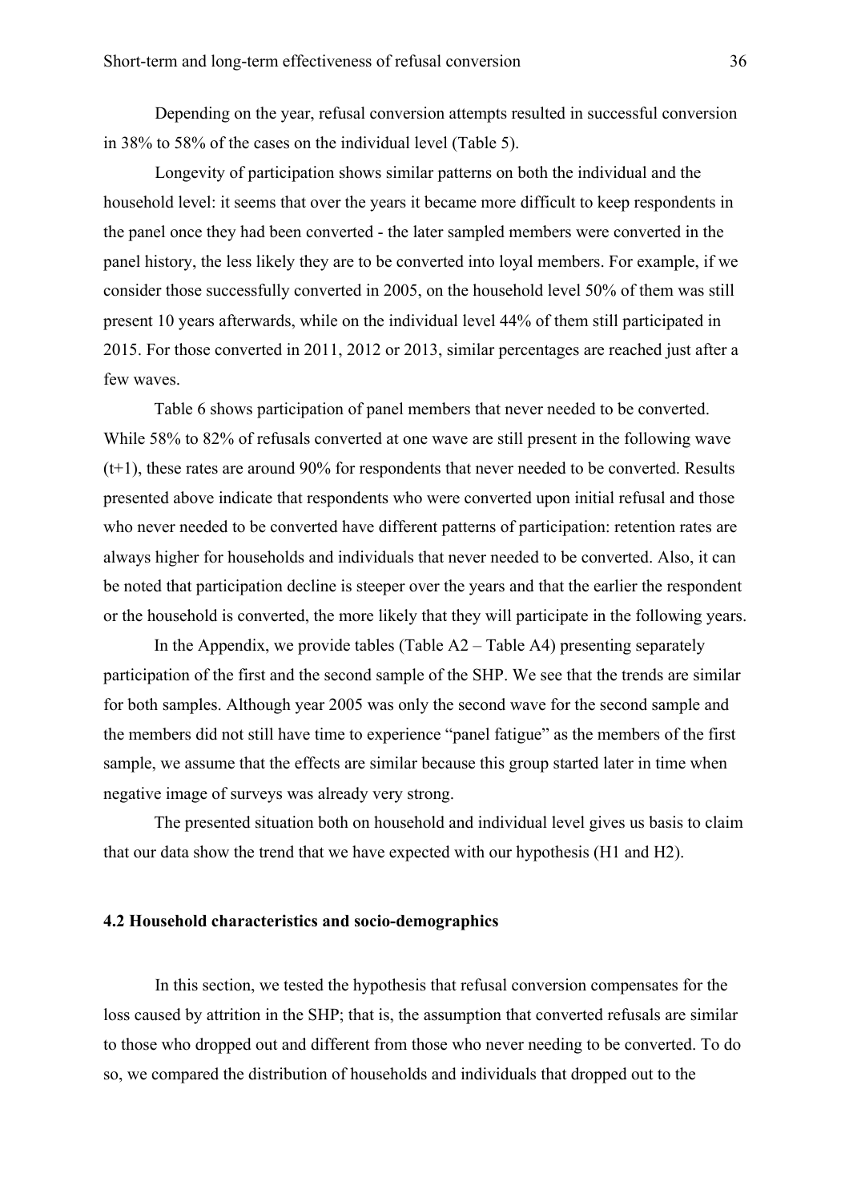Depending on the year, refusal conversion attempts resulted in successful conversion in 38% to 58% of the cases on the individual level (Table 5).

Longevity of participation shows similar patterns on both the individual and the household level: it seems that over the years it became more difficult to keep respondents in the panel once they had been converted - the later sampled members were converted in the panel history, the less likely they are to be converted into loyal members. For example, if we consider those successfully converted in 2005, on the household level 50% of them was still present 10 years afterwards, while on the individual level 44% of them still participated in 2015. For those converted in 2011, 2012 or 2013, similar percentages are reached just after a few waves.

Table 6 shows participation of panel members that never needed to be converted. While 58% to 82% of refusals converted at one wave are still present in the following wave (t+1), these rates are around 90% for respondents that never needed to be converted. Results presented above indicate that respondents who were converted upon initial refusal and those who never needed to be converted have different patterns of participation: retention rates are always higher for households and individuals that never needed to be converted. Also, it can be noted that participation decline is steeper over the years and that the earlier the respondent or the household is converted, the more likely that they will participate in the following years.

In the Appendix, we provide tables (Table A2 – Table A4) presenting separately participation of the first and the second sample of the SHP. We see that the trends are similar for both samples. Although year 2005 was only the second wave for the second sample and the members did not still have time to experience "panel fatigue" as the members of the first sample, we assume that the effects are similar because this group started later in time when negative image of surveys was already very strong.

The presented situation both on household and individual level gives us basis to claim that our data show the trend that we have expected with our hypothesis (H1 and H2).

### 4.2 Household characteristics and socio-demographics

In this section, we tested the hypothesis that refusal conversion compensates for the loss caused by attrition in the SHP; that is, the assumption that converted refusals are similar to those who dropped out and different from those who never needing to be converted. To do so, we compared the distribution of households and individuals that dropped out to the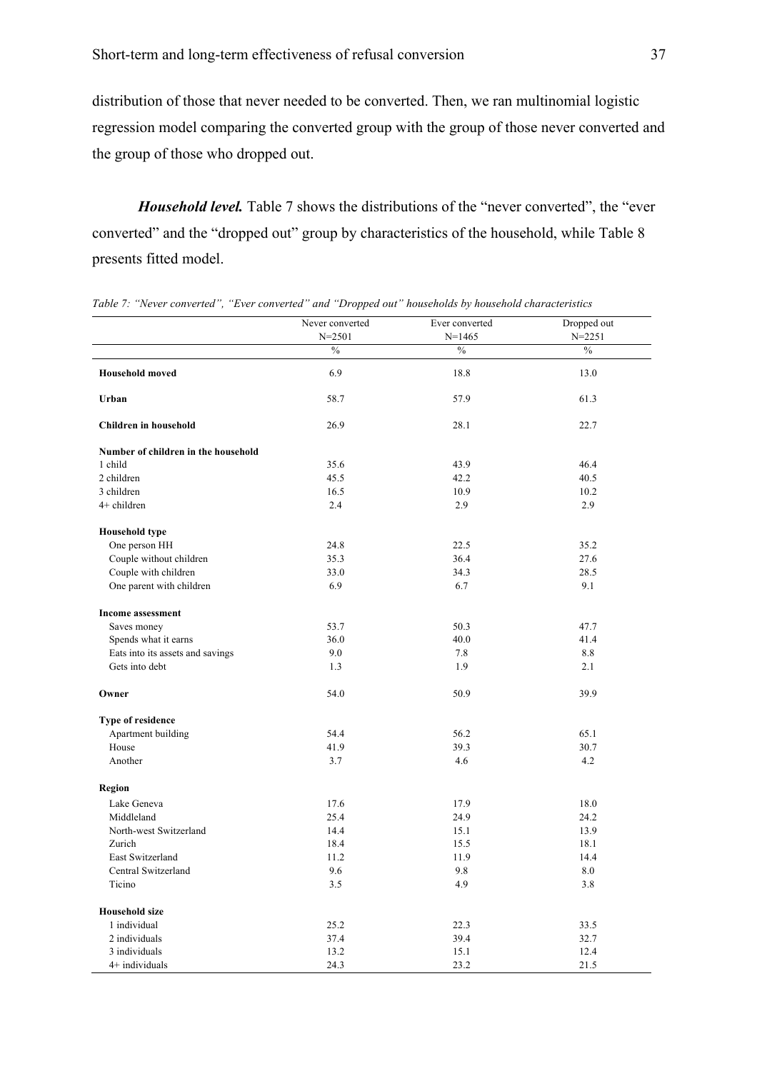distribution of those that never needed to be converted. Then, we ran multinomial logistic regression model comparing the converted group with the group of those never converted and the group of those who dropped out.

***Household level.*** Table 7 shows the distributions of the "never converted", the "ever converted" and the "dropped out" group by characteristics of the household, while Table 8 presents fitted model.

*Table 7: "Never converted", "Ever converted" and "Dropped out" households by household characteristics*

| | Never converted N=2501 | Ever converted N=1465 | Dropped out N=2251 |
|---|---|---|---|
| | % | % | % |
| **Household moved** | 6.9 | 18.8 | 13.0 |
| **Urban** | 58.7 | 57.9 | 61.3 |
| **Children in household** | 26.9 | 28.1 | 22.7 |
| **Number of children in the household** | | | |
| 1 child | 35.6 | 43.9 | 46.4 |
| 2 children | 45.5 | 42.2 | 40.5 |
| 3 children | 16.5 | 10.9 | 10.2 |
| 4+ children | 2.4 | 2.9 | 2.9 |
| **Household type** | | | |
| One person HH | 24.8 | 22.5 | 35.2 |
| Couple without children | 35.3 | 36.4 | 27.6 |
| Couple with children | 33.0 | 34.3 | 28.5 |
| One parent with children | 6.9 | 6.7 | 9.1 |
| **Income assessment** | | | |
| Saves money | 53.7 | 50.3 | 47.7 |
| Spends what it earns | 36.0 | 40.0 | 41.4 |
| Eats into its assets and savings | 9.0 | 7.8 | 8.8 |
| Gets into debt | 1.3 | 1.9 | 2.1 |
| **Owner** | 54.0 | 50.9 | 39.9 |
| **Type of residence** | | | |
| Apartment building | 54.4 | 56.2 | 65.1 |
| House | 41.9 | 39.3 | 30.7 |
| Another | 3.7 | 4.6 | 4.2 |
| **Region** | | | |
| Lake Geneva | 17.6 | 17.9 | 18.0 |
| Middleland | 25.4 | 24.9 | 24.2 |
| North-west Switzerland | 14.4 | 15.1 | 13.9 |
| Zurich | 18.4 | 15.5 | 18.1 |
| East Switzerland | 11.2 | 11.9 | 14.4 |
| Central Switzerland | 9.6 | 9.8 | 8.0 |
| Ticino | 3.5 | 4.9 | 3.8 |
| **Household size** | | | |
| 1 individual | 25.2 | 22.3 | 33.5 |
| 2 individuals | 37.4 | 39.4 | 32.7 |
| 3 individuals | 13.2 | 15.1 | 12.4 |
| 4+ individuals | 24.3 | 23.2 | 21.5 |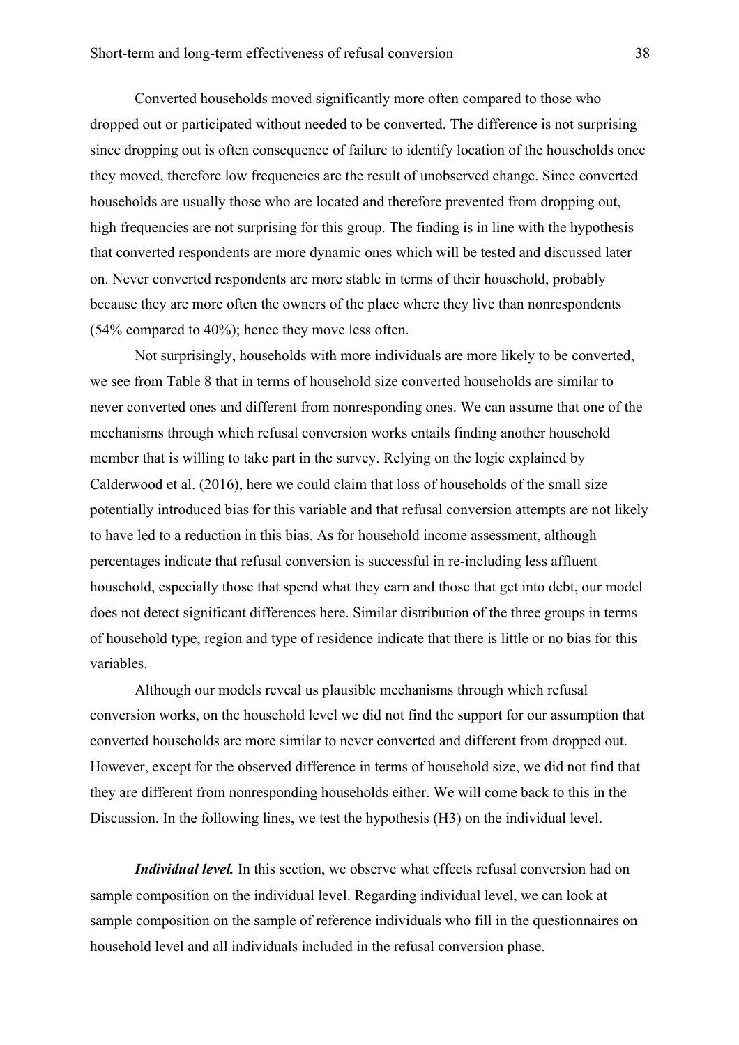Converted households moved significantly more often compared to those who dropped out or participated without needed to be converted. The difference is not surprising since dropping out is often consequence of failure to identify location of the households once they moved, therefore low frequencies are the result of unobserved change. Since converted households are usually those who are located and therefore prevented from dropping out, high frequencies are not surprising for this group. The finding is in line with the hypothesis that converted respondents are more dynamic ones which will be tested and discussed later on. Never converted respondents are more stable in terms of their household, probably because they are more often the owners of the place where they live than nonrespondents (54% compared to 40%); hence they move less often.

Not surprisingly, households with more individuals are more likely to be converted, we see from Table 8 that in terms of household size converted households are similar to never converted ones and different from nonresponding ones. We can assume that one of the mechanisms through which refusal conversion works entails finding another household member that is willing to take part in the survey. Relying on the logic explained by Calderwood et al. (2016), here we could claim that loss of households of the small size potentially introduced bias for this variable and that refusal conversion attempts are not likely to have led to a reduction in this bias. As for household income assessment, although percentages indicate that refusal conversion is successful in re-including less affluent household, especially those that spend what they earn and those that get into debt, our model does not detect significant differences here. Similar distribution of the three groups in terms of household type, region and type of residence indicate that there is little or no bias for this variables.

Although our models reveal us plausible mechanisms through which refusal conversion works, on the household level we did not find the support for our assumption that converted households are more similar to never converted and different from dropped out. However, except for the observed difference in terms of household size, we did not find that they are different from nonresponding households either. We will come back to this in the Discussion. In the following lines, we test the hypothesis (H3) on the individual level.

***Individual level.*** In this section, we observe what effects refusal conversion had on sample composition on the individual level. Regarding individual level, we can look at sample composition on the sample of reference individuals who fill in the questionnaires on household level and all individuals included in the refusal conversion phase.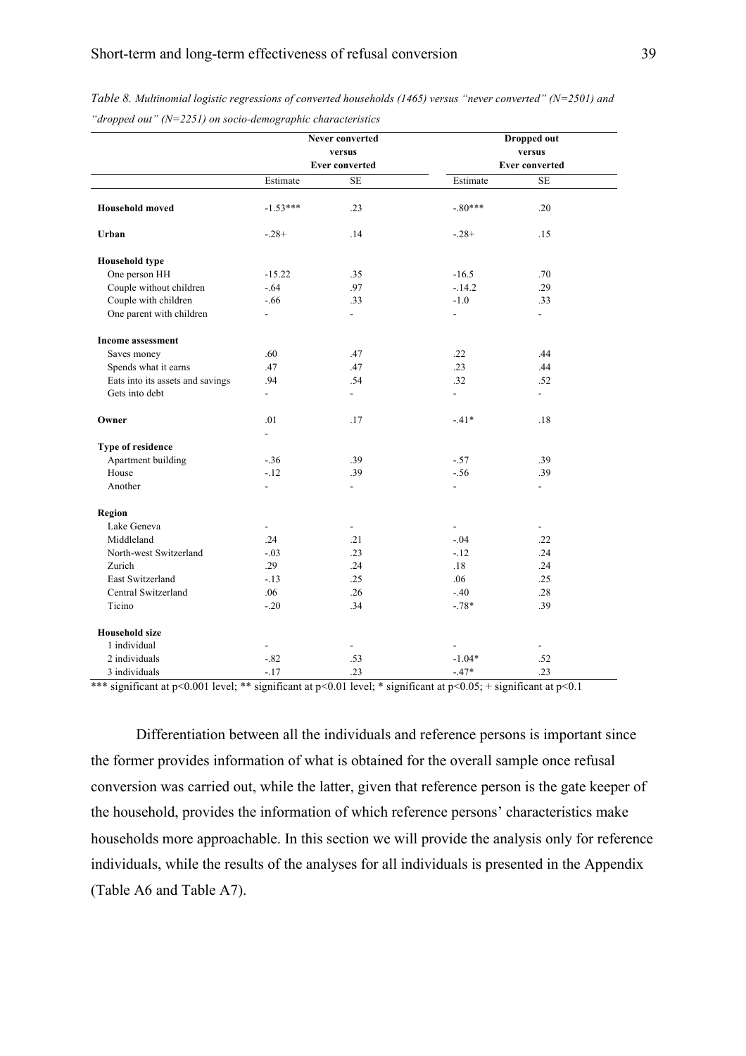*Table 8. Multinomial logistic regressions of converted households (1465) versus "never converted" (N=2501) and "dropped out" (N=2251) on socio-demographic characteristics*

| | Never converted versus Ever converted | | Dropped out versus Ever converted | |
|---|---|---|---|---|
| | Estimate | SE | Estimate | SE |
| **Household moved** | -1.53*** | .23 | -.80*** | .20 |
| **Urban** | -.28+ | .14 | -.28+ | .15 |
| **Household type** | | | | |
| One person HH | -15.22 | .35 | -16.5 | .70 |
| Couple without children | -.64 | .97 | -.14.2 | .29 |
| Couple with children | -.66 | .33 | -1.0 | .33 |
| One parent with children | - | - | - | - |
| **Income assessment** | | | | |
| Saves money | .60 | .47 | .22 | .44 |
| Spends what it earns | .47 | .47 | .23 | .44 |
| Eats into its assets and savings | .94 | .54 | .32 | .52 |
| Gets into debt | - | - | - | - |
| **Owner** | .01 | .17 | -.41* | .18 |
| | - | | | |
| **Type of residence** | | | | |
| Apartment building | -.36 | .39 | -.57 | .39 |
| House | -.12 | .39 | -.56 | .39 |
| Another | - | - | - | - |
| **Region** | | | | |
| Lake Geneva | - | - | - | - |
| Middleland | .24 | .21 | -.04 | .22 |
| North-west Switzerland | -.03 | .23 | -.12 | .24 |
| Zurich | .29 | .24 | .18 | .24 |
| East Switzerland | -.13 | .25 | .06 | .25 |
| Central Switzerland | .06 | .26 | -.40 | .28 |
| Ticino | -.20 | .34 | -.78* | .39 |
| **Household size** | | | | |
| 1 individual | - | - | - | - |
| 2 individuals | -.82 | .53 | -1.04* | .52 |
| 3 individuals | -.17 | .23 | -.47* | .23 |

*** significant at $p<0.001$ level; ** significant at $p<0.01$ level; * significant at $p<0.05$; + significant at $p<0.1$

Differentiation between all the individuals and reference persons is important since the former provides information of what is obtained for the overall sample once refusal conversion was carried out, while the latter, given that reference person is the gate keeper of the household, provides the information of which reference persons' characteristics make households more approachable. In this section we will provide the analysis only for reference individuals, while the results of the analyses for all individuals is presented in the Appendix (Table A6 and Table A7).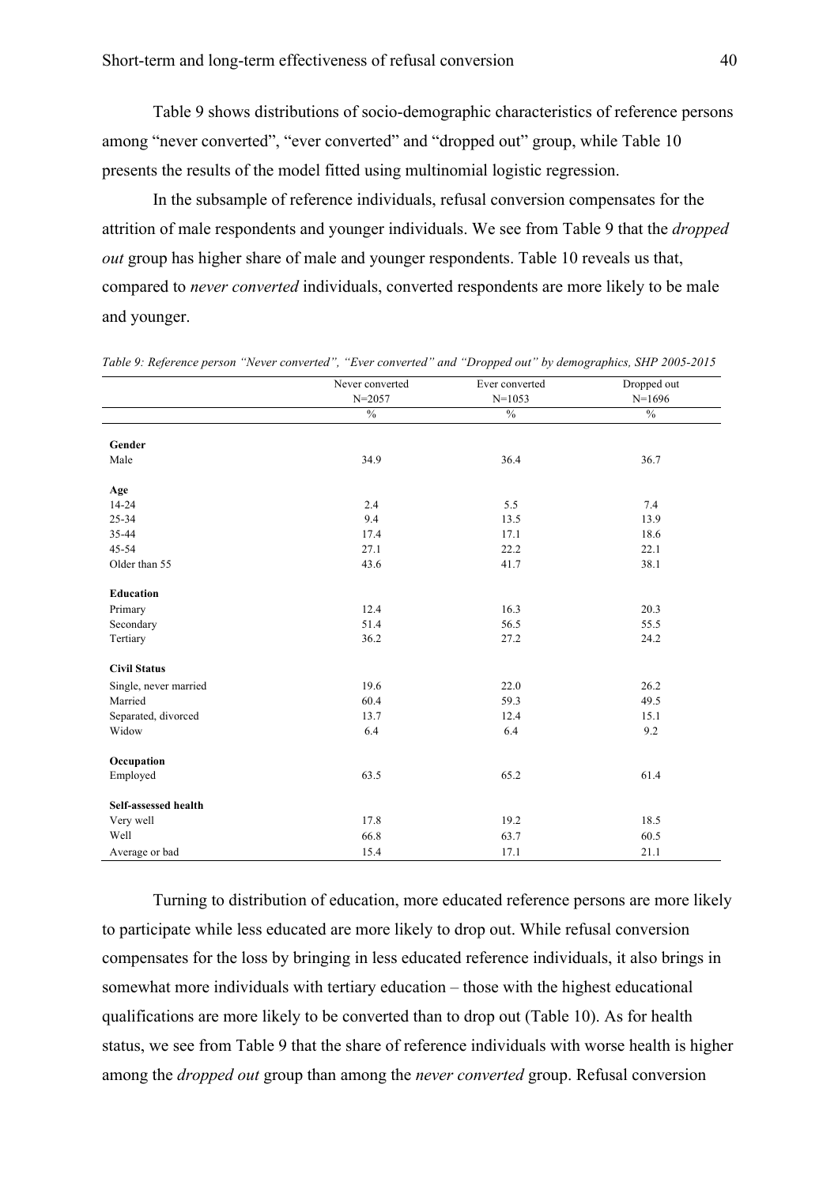Table 9 shows distributions of socio-demographic characteristics of reference persons among "never converted", "ever converted" and "dropped out" group, while Table 10 presents the results of the model fitted using multinomial logistic regression.

In the subsample of reference individuals, refusal conversion compensates for the attrition of male respondents and younger individuals. We see from Table 9 that the *dropped out* group has higher share of male and younger respondents. Table 10 reveals us that, compared to *never converted* individuals, converted respondents are more likely to be male and younger.

*Table 9: Reference person "Never converted", "Ever converted" and "Dropped out" by demographics, SHP 2005-2015*

| | Never converted N=2057 | Ever converted N=1053 | Dropped out N=1696 |
|---|---|---|---|
| | % | % | % |
| **Gender** | | | |
| Male | 34.9 | 36.4 | 36.7 |
| **Age** | | | |
| 14-24 | 2.4 | 5.5 | 7.4 |
| 25-34 | 9.4 | 13.5 | 13.9 |
| 35-44 | 17.4 | 17.1 | 18.6 |
| 45-54 | 27.1 | 22.2 | 22.1 |
| Older than 55 | 43.6 | 41.7 | 38.1 |
| **Education** | | | |
| Primary | 12.4 | 16.3 | 20.3 |
| Secondary | 51.4 | 56.5 | 55.5 |
| Tertiary | 36.2 | 27.2 | 24.2 |
| **Civil Status** | | | |
| Single, never married | 19.6 | 22.0 | 26.2 |
| Married | 60.4 | 59.3 | 49.5 |
| Separated, divorced | 13.7 | 12.4 | 15.1 |
| Widow | 6.4 | 6.4 | 9.2 |
| **Occupation** | | | |
| Employed | 63.5 | 65.2 | 61.4 |
| **Self-assessed health** | | | |
| Very well | 17.8 | 19.2 | 18.5 |
| Well | 66.8 | 63.7 | 60.5 |
| Average or bad | 15.4 | 17.1 | 21.1 |

Turning to distribution of education, more educated reference persons are more likely to participate while less educated are more likely to drop out. While refusal conversion compensates for the loss by bringing in less educated reference individuals, it also brings in somewhat more individuals with tertiary education – those with the highest educational qualifications are more likely to be converted than to drop out (Table 10). As for health status, we see from Table 9 that the share of reference individuals with worse health is higher among the *dropped out* group than among the *never converted* group. Refusal conversion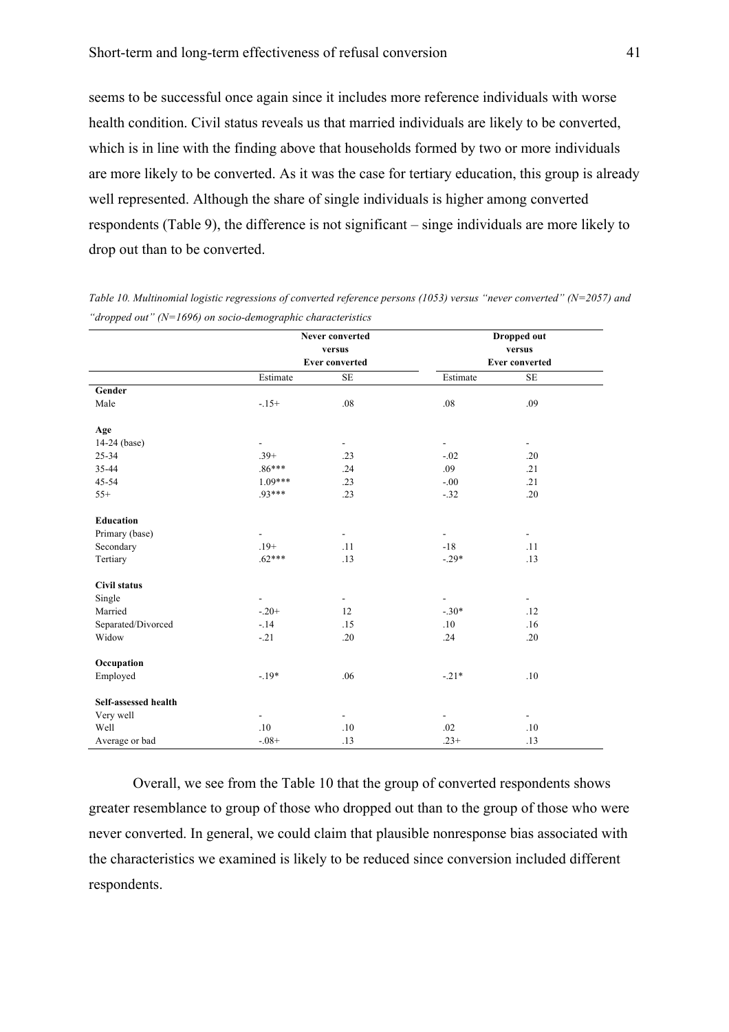seems to be successful once again since it includes more reference individuals with worse health condition. Civil status reveals us that married individuals are likely to be converted, which is in line with the finding above that households formed by two or more individuals are more likely to be converted. As it was the case for tertiary education, this group is already well represented. Although the share of single individuals is higher among converted respondents (Table 9), the difference is not significant – singe individuals are more likely to drop out than to be converted.

*Table 10. Multinomial logistic regressions of converted reference persons (1053) versus "never converted" (N=2057) and "dropped out" (N=1696) on socio-demographic characteristics*

| | Never converted versus Ever converted | | Dropped out versus Ever converted | |
|---|---|---|---|---|
| | Estimate | SE | Estimate | SE |
| **Gender** | | | | |
| Male | -.15+ | .08 | .08 | .09 |
| **Age** | | | | |
| 14-24 (base) | - | - | - | - |
| 25-34 | .39+ | .23 | -.02 | .20 |
| 35-44 | .86*** | .24 | .09 | .21 |
| 45-54 | 1.09*** | .23 | -.00 | .21 |
| 55+ | .93*** | .23 | -.32 | .20 |
| **Education** | | | | |
| Primary (base) | - | - | - | - |
| Secondary | .19+ | .11 | -18 | .11 |
| Tertiary | .62*** | .13 | -.29* | .13 |
| **Civil status** | | | | |
| Single | - | - | - | - |
| Married | -.20+ | 12 | -.30* | .12 |
| Separated/Divorced | -.14 | .15 | .10 | .16 |
| Widow | -.21 | .20 | .24 | .20 |
| **Occupation** | | | | |
| Employed | -.19* | .06 | -.21* | .10 |
| **Self-assessed health** | | | | |
| Very well | - | - | - | - |
| Well | .10 | .10 | .02 | .10 |
| Average or bad | -.08+ | .13 | .23+ | .13 |

Overall, we see from the Table 10 that the group of converted respondents shows greater resemblance to group of those who dropped out than to the group of those who were never converted. In general, we could claim that plausible nonresponse bias associated with the characteristics we examined is likely to be reduced since conversion included different respondents.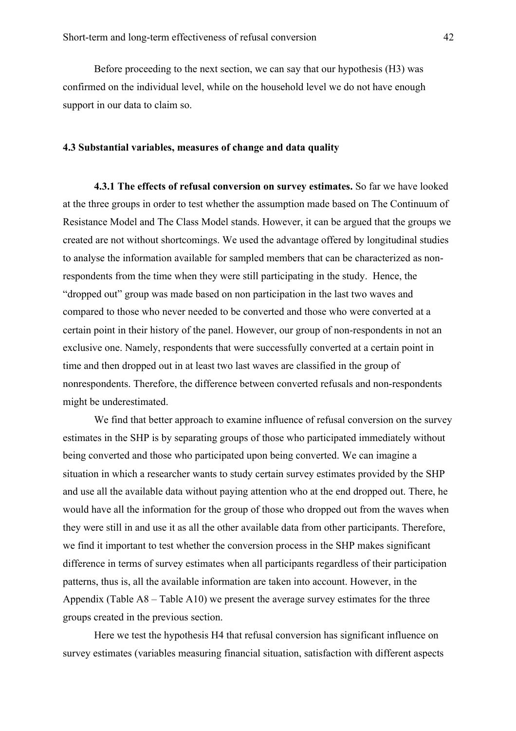Before proceeding to the next section, we can say that our hypothesis (H3) was confirmed on the individual level, while on the household level we do not have enough support in our data to claim so.

### 4.3 Substantial variables, measures of change and data quality

**4.3.1 The effects of refusal conversion on survey estimates.** So far we have looked at the three groups in order to test whether the assumption made based on The Continuum of Resistance Model and The Class Model stands. However, it can be argued that the groups we created are not without shortcomings. We used the advantage offered by longitudinal studies to analyse the information available for sampled members that can be characterized as non-respondents from the time when they were still participating in the study. Hence, the "dropped out" group was made based on non participation in the last two waves and compared to those who never needed to be converted and those who were converted at a certain point in their history of the panel. However, our group of non-respondents in not an exclusive one. Namely, respondents that were successfully converted at a certain point in time and then dropped out in at least two last waves are classified in the group of nonrespondents. Therefore, the difference between converted refusals and non-respondents might be underestimated.

We find that better approach to examine influence of refusal conversion on the survey estimates in the SHP is by separating groups of those who participated immediately without being converted and those who participated upon being converted. We can imagine a situation in which a researcher wants to study certain survey estimates provided by the SHP and use all the available data without paying attention who at the end dropped out. There, he would have all the information for the group of those who dropped out from the waves when they were still in and use it as all the other available data from other participants. Therefore, we find it important to test whether the conversion process in the SHP makes significant difference in terms of survey estimates when all participants regardless of their participation patterns, thus is, all the available information are taken into account. However, in the Appendix (Table A8 – Table A10) we present the average survey estimates for the three groups created in the previous section.

Here we test the hypothesis H4 that refusal conversion has significant influence on survey estimates (variables measuring financial situation, satisfaction with different aspects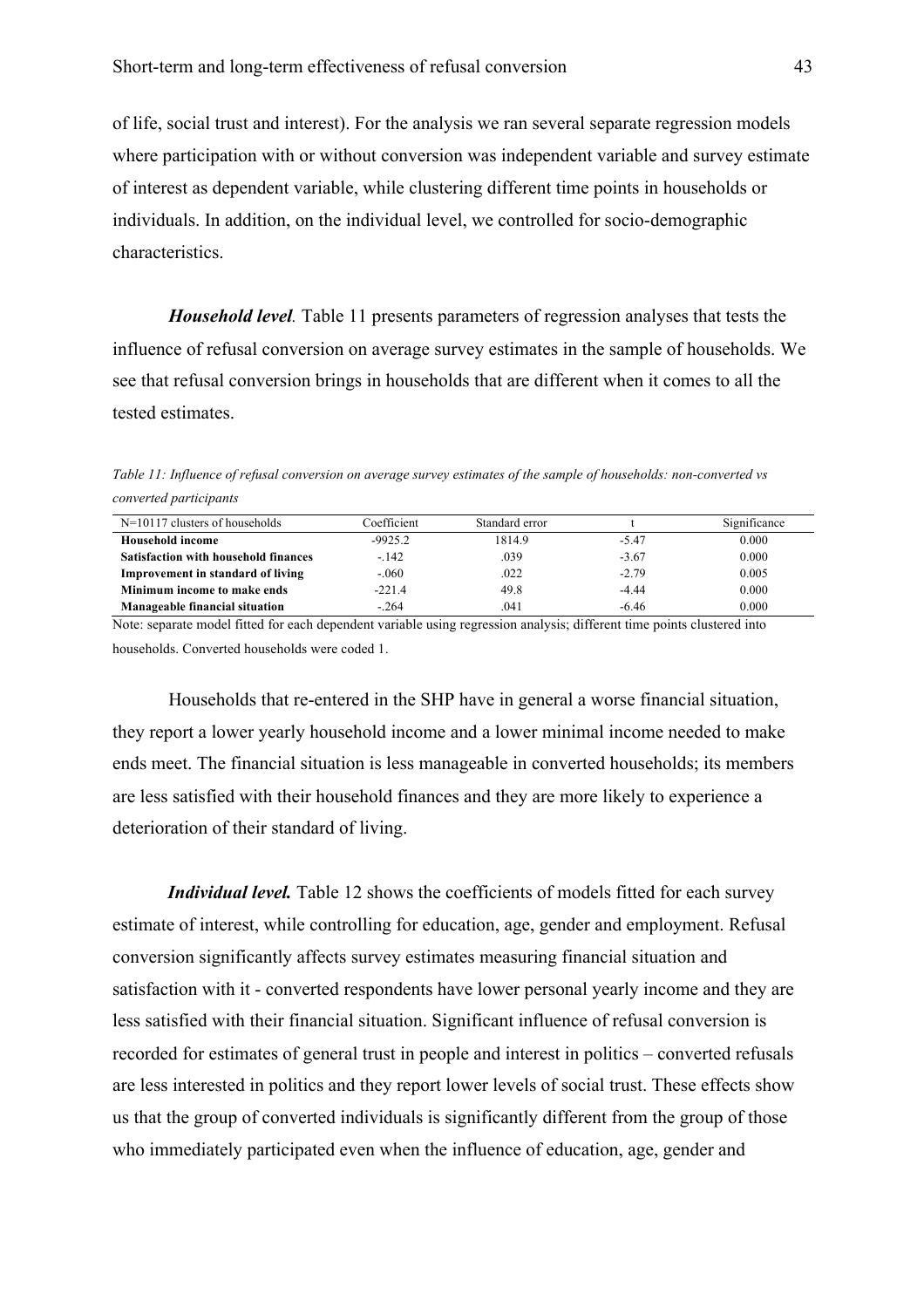of life, social trust and interest). For the analysis we ran several separate regression models where participation with or without conversion was independent variable and survey estimate of interest as dependent variable, while clustering different time points in households or individuals. In addition, on the individual level, we controlled for socio-demographic characteristics.

***Household level**.* Table 11 presents parameters of regression analyses that tests the influence of refusal conversion on average survey estimates in the sample of households. We see that refusal conversion brings in households that are different when it comes to all the tested estimates.

*Table 11: Influence of refusal conversion on average survey estimates of the sample of households: non-converted vs converted participants*

| N=10117 clusters of households | Coefficient | Standard error | t | Significance |
|---|---|---|---|---|
| **Household income** | -9925.2 | 1814.9 | -5.47 | 0.000 |
| **Satisfaction with household finances** | -.142 | .039 | -3.67 | 0.000 |
| **Improvement in standard of living** | -.060 | .022 | -2.79 | 0.005 |
| **Minimum income to make ends** | -221.4 | 49.8 | -4.44 | 0.000 |
| **Manageable financial situation** | -.264 | .041 | -6.46 | 0.000 |

Note: separate model fitted for each dependent variable using regression analysis; different time points clustered into households. Converted households were coded 1.

Households that re-entered in the SHP have in general a worse financial situation, they report a lower yearly household income and a lower minimal income needed to make ends meet. The financial situation is less manageable in converted households; its members are less satisfied with their household finances and they are more likely to experience a deterioration of their standard of living.

***Individual level.*** Table 12 shows the coefficients of models fitted for each survey estimate of interest, while controlling for education, age, gender and employment. Refusal conversion significantly affects survey estimates measuring financial situation and satisfaction with it - converted respondents have lower personal yearly income and they are less satisfied with their financial situation. Significant influence of refusal conversion is recorded for estimates of general trust in people and interest in politics – converted refusals are less interested in politics and they report lower levels of social trust. These effects show us that the group of converted individuals is significantly different from the group of those who immediately participated even when the influence of education, age, gender and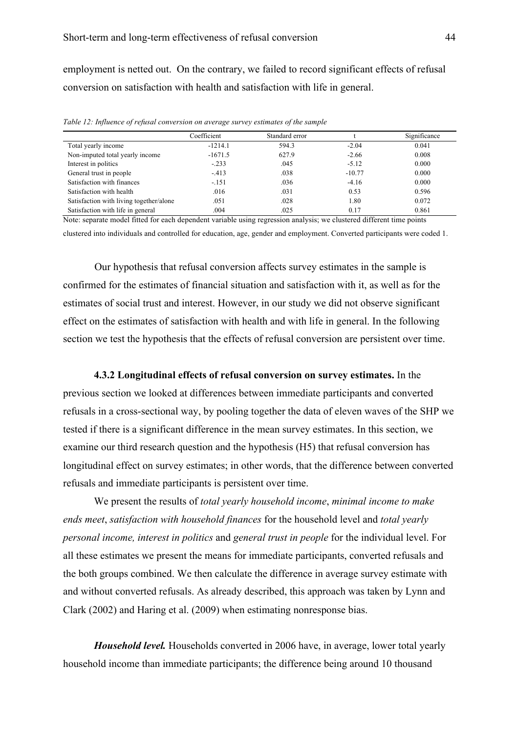employment is netted out. On the contrary, we failed to record significant effects of refusal conversion on satisfaction with health and satisfaction with life in general.

*Table 12: Influence of refusal conversion on average survey estimates of the sample*

| | Coefficient | Standard error | t | Significance |
|---|---|---|---|---|
| Total yearly income | -1214.1 | 594.3 | -2.04 | 0.041 |
| Non-imputed total yearly income | -1671.5 | 627.9 | -2.66 | 0.008 |
| Interest in politics | -.233 | .045 | -5.12 | 0.000 |
| General trust in people | -.413 | .038 | -10.77 | 0.000 |
| Satisfaction with finances | -.151 | .036 | -4.16 | 0.000 |
| Satisfaction with health | .016 | .031 | 0.53 | 0.596 |
| Satisfaction with living together/alone | .051 | .028 | 1.80 | 0.072 |
| Satisfaction with life in general | .004 | .025 | 0.17 | 0.861 |

Note: separate model fitted for each dependent variable using regression analysis; we clustered different time points clustered into individuals and controlled for education, age, gender and employment. Converted participants were coded 1.

Our hypothesis that refusal conversion affects survey estimates in the sample is confirmed for the estimates of financial situation and satisfaction with it, as well as for the estimates of social trust and interest. However, in our study we did not observe significant effect on the estimates of satisfaction with health and with life in general. In the following section we test the hypothesis that the effects of refusal conversion are persistent over time.

**4.3.2 Longitudinal effects of refusal conversion on survey estimates.** In the previous section we looked at differences between immediate participants and converted refusals in a cross-sectional way, by pooling together the data of eleven waves of the SHP we tested if there is a significant difference in the mean survey estimates. In this section, we examine our third research question and the hypothesis (H5) that refusal conversion has longitudinal effect on survey estimates; in other words, that the difference between converted refusals and immediate participants is persistent over time.

We present the results of *total yearly household income*, *minimal income to make ends meet*, *satisfaction with household finances* for the household level and *total yearly personal income, interest in politics* and *general trust in people* for the individual level. For all these estimates we present the means for immediate participants, converted refusals and the both groups combined. We then calculate the difference in average survey estimate with and without converted refusals. As already described, this approach was taken by Lynn and Clark (2002) and Haring et al. (2009) when estimating nonresponse bias.

***Household level.*** Households converted in 2006 have, in average, lower total yearly household income than immediate participants; the difference being around 10 thousand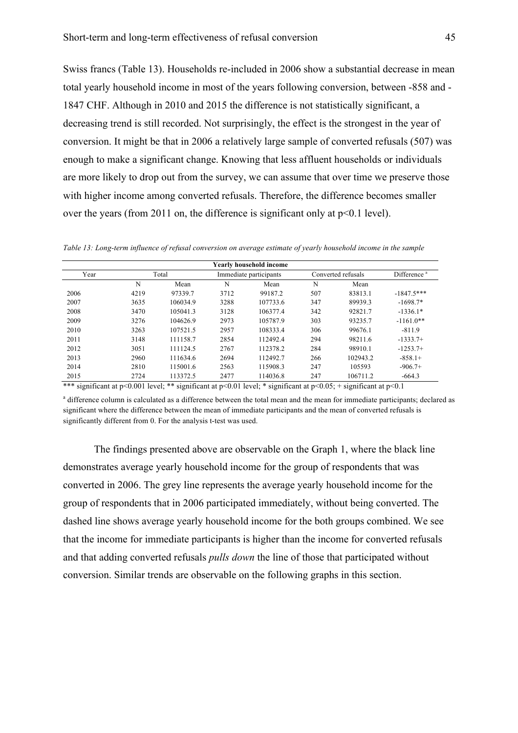Swiss francs (Table 13). Households re-included in 2006 show a substantial decrease in mean total yearly household income in most of the years following conversion, between -858 and -1847 CHF. Although in 2010 and 2015 the difference is not statistically significant, a decreasing trend is still recorded. Not surprisingly, the effect is the strongest in the year of conversion. It might be that in 2006 a relatively large sample of converted refusals (507) was enough to make a significant change. Knowing that less affluent households or individuals are more likely to drop out from the survey, we can assume that over time we preserve those with higher income among converted refusals. Therefore, the difference becomes smaller over the years (from 2011 on, the difference is significant only at $p<0.1$ level).

*Table 13: Long-term influence of refusal conversion on average estimate of yearly household income in the sample*

| Yearly household income | | | | | | | |
|---|---|---|---|---|---|---|---|
| Year | Total | | Immediate participants | | Converted refusals | | Difference [a] |
| | N | Mean | N | Mean | N | Mean | |
| 2006 | 4219 | 97339.7 | 3712 | 99187.2 | 507 | 83813.1 | -1847.5*** |
| 2007 | 3635 | 106034.9 | 3288 | 107733.6 | 347 | 89939.3 | -1698.7* |
| 2008 | 3470 | 105041.3 | 3128 | 106377.4 | 342 | 92821.7 | -1336.1* |
| 2009 | 3276 | 104626.9 | 2973 | 105787.9 | 303 | 93235.7 | -1161.0** |
| 2010 | 3263 | 107521.5 | 2957 | 108333.4 | 306 | 99676.1 | -811.9 |
| 2011 | 3148 | 111158.7 | 2854 | 112492.4 | 294 | 98211.6 | -1333.7+ |
| 2012 | 3051 | 111124.5 | 2767 | 112378.2 | 284 | 98910.1 | -1253.7+ |
| 2013 | 2960 | 111634.6 | 2694 | 112492.7 | 266 | 102943.2 | -858.1+ |
| 2014 | 2810 | 115001.6 | 2563 | 115908.3 | 247 | 105593 | -906.7+ |
| 2015 | 2724 | 113372.5 | 2477 | 114036.8 | 247 | 106711.2 | -664.3 |

*** significant at $p<0.001$ level; ** significant at $p<0.01$ level; * significant at $p<0.05$; + significant at $p<0.1$

[a] difference column is calculated as a difference between the total mean and the mean for immediate participants; declared as significant where the difference between the mean of immediate participants and the mean of converted refusals is significantly different from 0. For the analysis t-test was used.

The findings presented above are observable on the Graph 1, where the black line demonstrates average yearly household income for the group of respondents that was converted in 2006. The grey line represents the average yearly household income for the group of respondents that in 2006 participated immediately, without being converted. The dashed line shows average yearly household income for the both groups combined. We see that the income for immediate participants is higher than the income for converted refusals and that adding converted refusals *pulls down* the line of those that participated without conversion. Similar trends are observable on the following graphs in this section.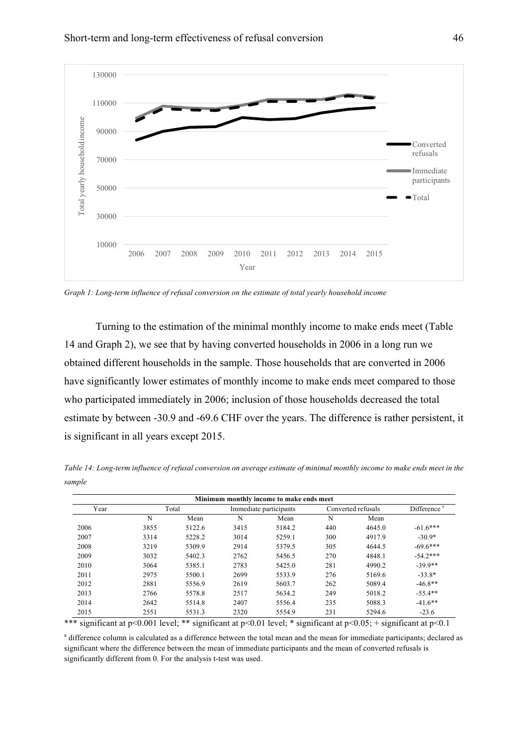*Graph 1: Long-term influence of refusal conversion on the estimate of total yearly household income*

Turning to the estimation of the minimal monthly income to make ends meet (Table 14 and Graph 2), we see that by having converted households in 2006 in a long run we obtained different households in the sample. Those households that are converted in 2006 have significantly lower estimates of monthly income to make ends meet compared to those who participated immediately in 2006; inclusion of those households decreased the total estimate by between -30.9 and -69.6 CHF over the years. The difference is rather persistent, it is significant in all years except 2015.

*Table 14: Long-term influence of refusal conversion on average estimate of minimal monthly income to make ends meet in the sample*

| Minimum monthly income to make ends meet | | | | | | | |
|---|---|---|---|---|---|---|---|
| Year | Total | | Immediate participants | | Converted refusals | | Difference [a] |
| | N | Mean | N | Mean | N | Mean | |
| 2006 | 3855 | 5122.6 | 3415 | 5184.2 | 440 | 4645.0 | -61.6*** |
| 2007 | 3314 | 5228.2 | 3014 | 5259.1 | 300 | 4917.9 | -30.9* |
| 2008 | 3219 | 5309.9 | 2914 | 5379.5 | 305 | 4644.5 | -69.6*** |
| 2009 | 3032 | 5402.3 | 2762 | 5456.5 | 270 | 4848.1 | -54.2*** |
| 2010 | 3064 | 5385.1 | 2783 | 5425.0 | 281 | 4990.2 | -39.9** |
| 2011 | 2975 | 5500.1 | 2699 | 5533.9 | 276 | 5169.6 | -33.8* |
| 2012 | 2881 | 5556.9 | 2619 | 5603.7 | 262 | 5089.4 | -46.8** |
| 2013 | 2766 | 5578.8 | 2517 | 5634.2 | 249 | 5018.2 | -55.4** |
| 2014 | 2642 | 5514.8 | 2407 | 5556.4 | 235 | 5088.3 | -41.6** |
| 2015 | 2551 | 5531.3 | 2320 | 5554.9 | 231 | 5294.6 | -23.6 |

*** significant at p<0.001 level; ** significant at p<0.01 level; * significant at p<0.05; + significant at p<0.1

[a] difference column is calculated as a difference between the total mean and the mean for immediate participants; declared as significant where the difference between the mean of immediate participants and the mean of converted refusals is significantly different from 0. For the analysis t-test was used.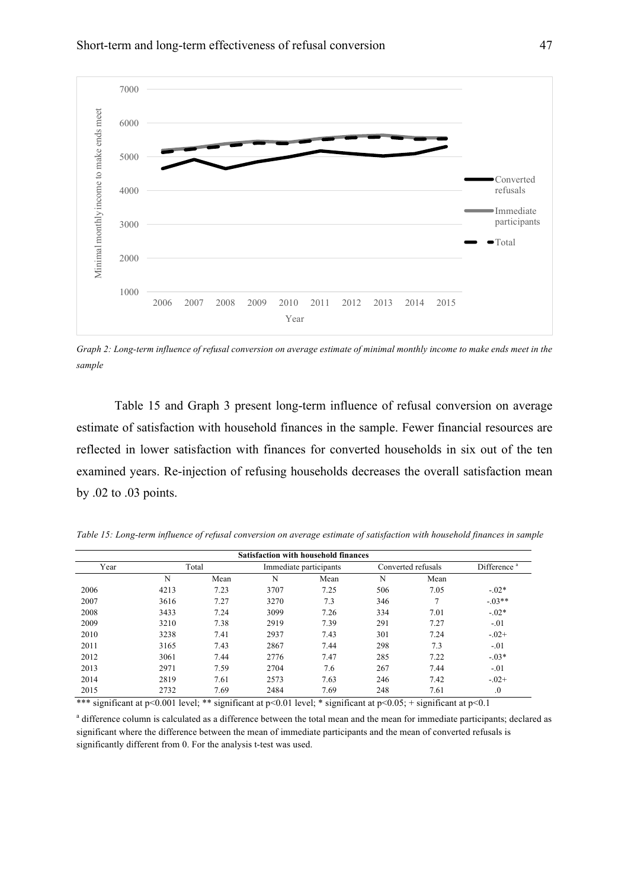*Graph 2: Long-term influence of refusal conversion on average estimate of minimal monthly income to make ends meet in the sample*

Table 15 and Graph 3 present long-term influence of refusal conversion on average estimate of satisfaction with household finances in the sample. Fewer financial resources are reflected in lower satisfaction with finances for converted households in six out of the ten examined years. Re-injection of refusing households decreases the overall satisfaction mean by .02 to .03 points.

*Table 15: Long-term influence of refusal conversion on average estimate of satisfaction with household finances in sample*

| Satisfaction with household finances | | | | | | | |
|---|---|---|---|---|---|---|---|
| Year | Total | | Immediate participants | | Converted refusals | | Difference [a] |
| | N | Mean | N | Mean | N | Mean | |
| 2006 | 4213 | 7.23 | 3707 | 7.25 | 506 | 7.05 | -.02* |
| 2007 | 3616 | 7.27 | 3270 | 7.3 | 346 | 7 | -.03** |
| 2008 | 3433 | 7.24 | 3099 | 7.26 | 334 | 7.01 | -.02* |
| 2009 | 3210 | 7.38 | 2919 | 7.39 | 291 | 7.27 | -.01 |
| 2010 | 3238 | 7.41 | 2937 | 7.43 | 301 | 7.24 | -.02+ |
| 2011 | 3165 | 7.43 | 2867 | 7.44 | 298 | 7.3 | -.01 |
| 2012 | 3061 | 7.44 | 2776 | 7.47 | 285 | 7.22 | -.03* |
| 2013 | 2971 | 7.59 | 2704 | 7.6 | 267 | 7.44 | -.01 |
| 2014 | 2819 | 7.61 | 2573 | 7.63 | 246 | 7.42 | -.02+ |
| 2015 | 2732 | 7.69 | 2484 | 7.69 | 248 | 7.61 | .0 |

*** significant at p<0.001 level; ** significant at p<0.01 level; * significant at p<0.05; + significant at p<0.1

[a] difference column is calculated as a difference between the total mean and the mean for immediate participants; declared as significant where the difference between the mean of immediate participants and the mean of converted refusals is significantly different from 0. For the analysis t-test was used.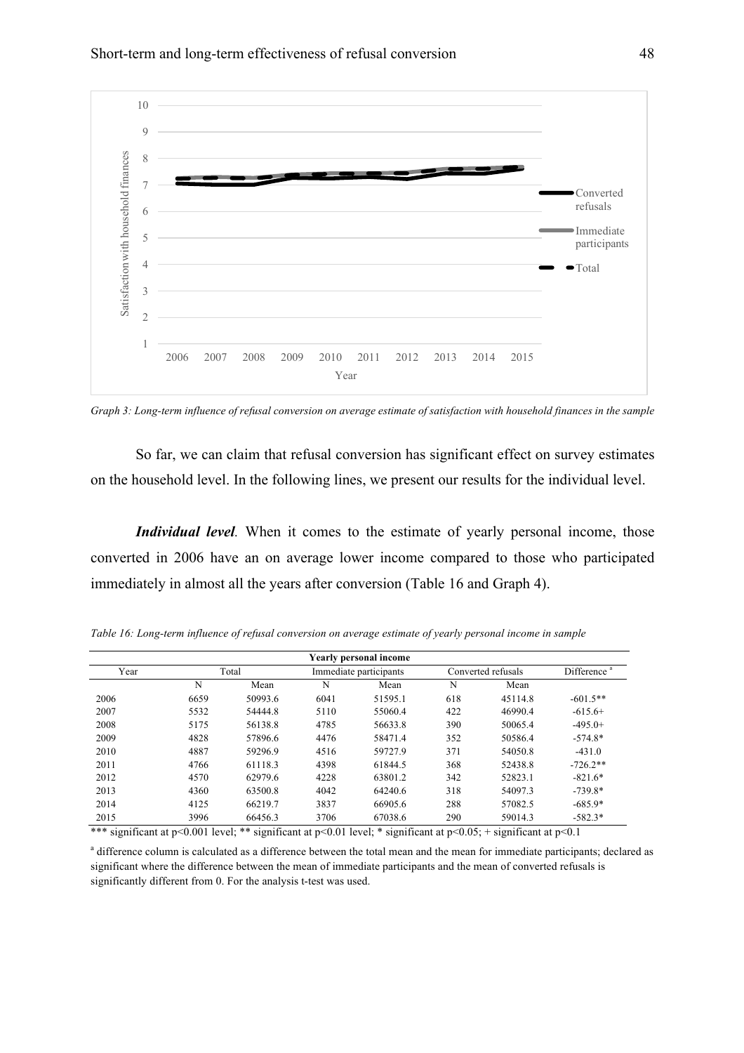Graph 3: Long-term influence of refusal conversion on average estimate of satisfaction with household finances in the sample

So far, we can claim that refusal conversion has significant effect on survey estimates on the household level. In the following lines, we present our results for the individual level.

***Individual level.*** When it comes to the estimate of yearly personal income, those converted in 2006 have an on average lower income compared to those who participated immediately in almost all the years after conversion (Table 16 and Graph 4).

*Table 16: Long-term influence of refusal conversion on average estimate of yearly personal income in sample*

| Yearly personal income | | | | | | | |
|---|---|---|---|---|---|---|---|
| Year | Total | | Immediate participants | | Converted refusals | | Difference [a] |
| | N | Mean | N | Mean | N | Mean | |
| 2006 | 6659 | 50993.6 | 6041 | 51595.1 | 618 | 45114.8 | -601.5** |
| 2007 | 5532 | 54444.8 | 5110 | 55060.4 | 422 | 46990.4 | -615.6+ |
| 2008 | 5175 | 56138.8 | 4785 | 56633.8 | 390 | 50065.4 | -495.0+ |
| 2009 | 4828 | 57896.6 | 4476 | 58471.4 | 352 | 50586.4 | -574.8* |
| 2010 | 4887 | 59296.9 | 4516 | 59727.9 | 371 | 54050.8 | -431.0 |
| 2011 | 4766 | 61118.3 | 4398 | 61844.5 | 368 | 52438.8 | -726.2** |
| 2012 | 4570 | 62979.6 | 4228 | 63801.2 | 342 | 52823.1 | -821.6* |
| 2013 | 4360 | 63500.8 | 4042 | 64240.6 | 318 | 54097.3 | -739.8* |
| 2014 | 4125 | 66219.7 | 3837 | 66905.6 | 288 | 57082.5 | -685.9* |
| 2015 | 3996 | 66456.3 | 3706 | 67038.6 | 290 | 59014.3 | -582.3* |

*** significant at p<0.001 level; ** significant at p<0.01 level; * significant at p<0.05; + significant at p<0.1

[a] difference column is calculated as a difference between the total mean and the mean for immediate participants; declared as significant where the difference between the mean of immediate participants and the mean of converted refusals is significantly different from 0. For the analysis t-test was used.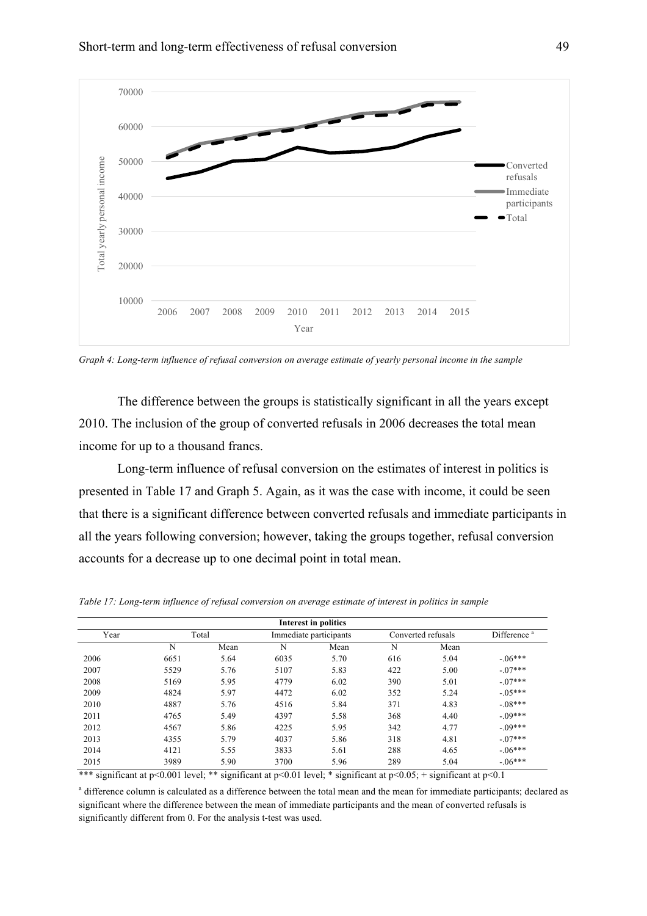*Graph 4: Long-term influence of refusal conversion on average estimate of yearly personal income in the sample*

The difference between the groups is statistically significant in all the years except 2010. The inclusion of the group of converted refusals in 2006 decreases the total mean income for up to a thousand francs.

Long-term influence of refusal conversion on the estimates of interest in politics is presented in Table 17 and Graph 5. Again, as it was the case with income, it could be seen that there is a significant difference between converted refusals and immediate participants in all the years following conversion; however, taking the groups together, refusal conversion accounts for a decrease up to one decimal point in total mean.

*Table 17: Long-term influence of refusal conversion on average estimate of interest in politics in sample*

| Interest in politics | | | | | | | |
|---|---|---|---|---|---|---|---|
| Year | Total | | Immediate participants | | Converted refusals | | Difference [a] |
| | N | Mean | N | Mean | N | Mean | |
| 2006 | 6651 | 5.64 | 6035 | 5.70 | 616 | 5.04 | -.06*** |
| 2007 | 5529 | 5.76 | 5107 | 5.83 | 422 | 5.00 | -.07*** |
| 2008 | 5169 | 5.95 | 4779 | 6.02 | 390 | 5.01 | -.07*** |
| 2009 | 4824 | 5.97 | 4472 | 6.02 | 352 | 5.24 | -.05*** |
| 2010 | 4887 | 5.76 | 4516 | 5.84 | 371 | 4.83 | -.08*** |
| 2011 | 4765 | 5.49 | 4397 | 5.58 | 368 | 4.40 | -.09*** |
| 2012 | 4567 | 5.86 | 4225 | 5.95 | 342 | 4.77 | -.09*** |
| 2013 | 4355 | 5.79 | 4037 | 5.86 | 318 | 4.81 | -.07*** |
| 2014 | 4121 | 5.55 | 3833 | 5.61 | 288 | 4.65 | -.06*** |
| 2015 | 3989 | 5.90 | 3700 | 5.96 | 289 | 5.04 | -.06*** |

*** significant at $p<0.001$ level; ** significant at $p<0.01$ level; * significant at $p<0.05$; + significant at $p<0.1$

[a] difference column is calculated as a difference between the total mean and the mean for immediate participants; declared as significant where the difference between the mean of immediate participants and the mean of converted refusals is significantly different from 0. For the analysis t-test was used.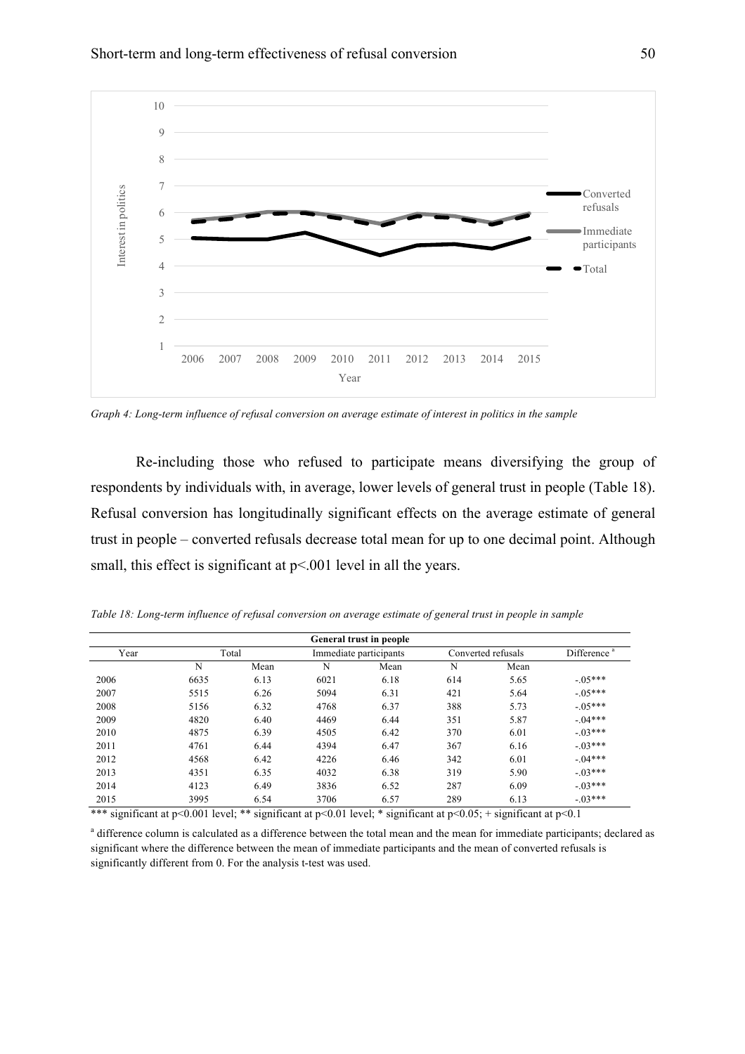*Graph 4: Long-term influence of refusal conversion on average estimate of interest in politics in the sample*

Re-including those who refused to participate means diversifying the group of respondents by individuals with, in average, lower levels of general trust in people (Table 18). Refusal conversion has longitudinally significant effects on the average estimate of general trust in people – converted refusals decrease total mean for up to one decimal point. Although small, this effect is significant at $p<.001$ level in all the years.

*Table 18: Long-term influence of refusal conversion on average estimate of general trust in people in sample*

| General trust in people | | | | | | | |
|---|---|---|---|---|---|---|---|
| Year | Total | | Immediate participants | | Converted refusals | | Difference [a] |
| | N | Mean | N | Mean | N | Mean | |
| 2006 | 6635 | 6.13 | 6021 | 6.18 | 614 | 5.65 | -.05*** |
| 2007 | 5515 | 6.26 | 5094 | 6.31 | 421 | 5.64 | -.05*** |
| 2008 | 5156 | 6.32 | 4768 | 6.37 | 388 | 5.73 | -.05*** |
| 2009 | 4820 | 6.40 | 4469 | 6.44 | 351 | 5.87 | -.04*** |
| 2010 | 4875 | 6.39 | 4505 | 6.42 | 370 | 6.01 | -.03*** |
| 2011 | 4761 | 6.44 | 4394 | 6.47 | 367 | 6.16 | -.03*** |
| 2012 | 4568 | 6.42 | 4226 | 6.46 | 342 | 6.01 | -.04*** |
| 2013 | 4351 | 6.35 | 4032 | 6.38 | 319 | 5.90 | -.03*** |
| 2014 | 4123 | 6.49 | 3836 | 6.52 | 287 | 6.09 | -.03*** |
| 2015 | 3995 | 6.54 | 3706 | 6.57 | 289 | 6.13 | -.03*** |

*** significant at $p<0.001$ level; ** significant at $p<0.01$ level; * significant at $p<0.05$; + significant at $p<0.1$

[a] difference column is calculated as a difference between the total mean and the mean for immediate participants; declared as significant where the difference between the mean of immediate participants and the mean of converted refusals is significantly different from 0. For the analysis t-test was used.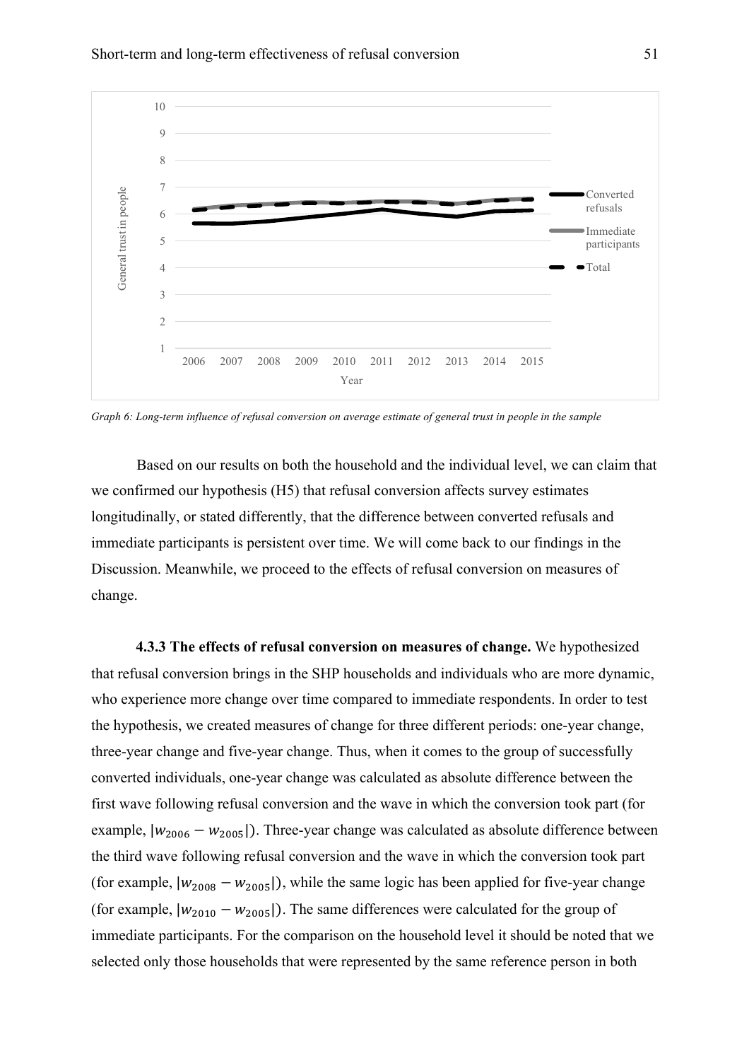*Graph 6: Long-term influence of refusal conversion on average estimate of general trust in people in the sample*

Based on our results on both the household and the individual level, we can claim that we confirmed our hypothesis (H5) that refusal conversion affects survey estimates longitudinally, or stated differently, that the difference between converted refusals and immediate participants is persistent over time. We will come back to our findings in the Discussion. Meanwhile, we proceed to the effects of refusal conversion on measures of change.

**4.3.3 The effects of refusal conversion on measures of change.** We hypothesized that refusal conversion brings in the SHP households and individuals who are more dynamic, who experience more change over time compared to immediate respondents. In order to test the hypothesis, we created measures of change for three different periods: one-year change, three-year change and five-year change. Thus, when it comes to the group of successfully converted individuals, one-year change was calculated as absolute difference between the first wave following refusal conversion and the wave in which the conversion took part (for example, $|w_{2006} - w_{2005}|$). Three-year change was calculated as absolute difference between the third wave following refusal conversion and the wave in which the conversion took part (for example, $|w_{2008} - w_{2005}|$), while the same logic has been applied for five-year change (for example, $|w_{2010} - w_{2005}|$). The same differences were calculated for the group of immediate participants. For the comparison on the household level it should be noted that we selected only those households that were represented by the same reference person in both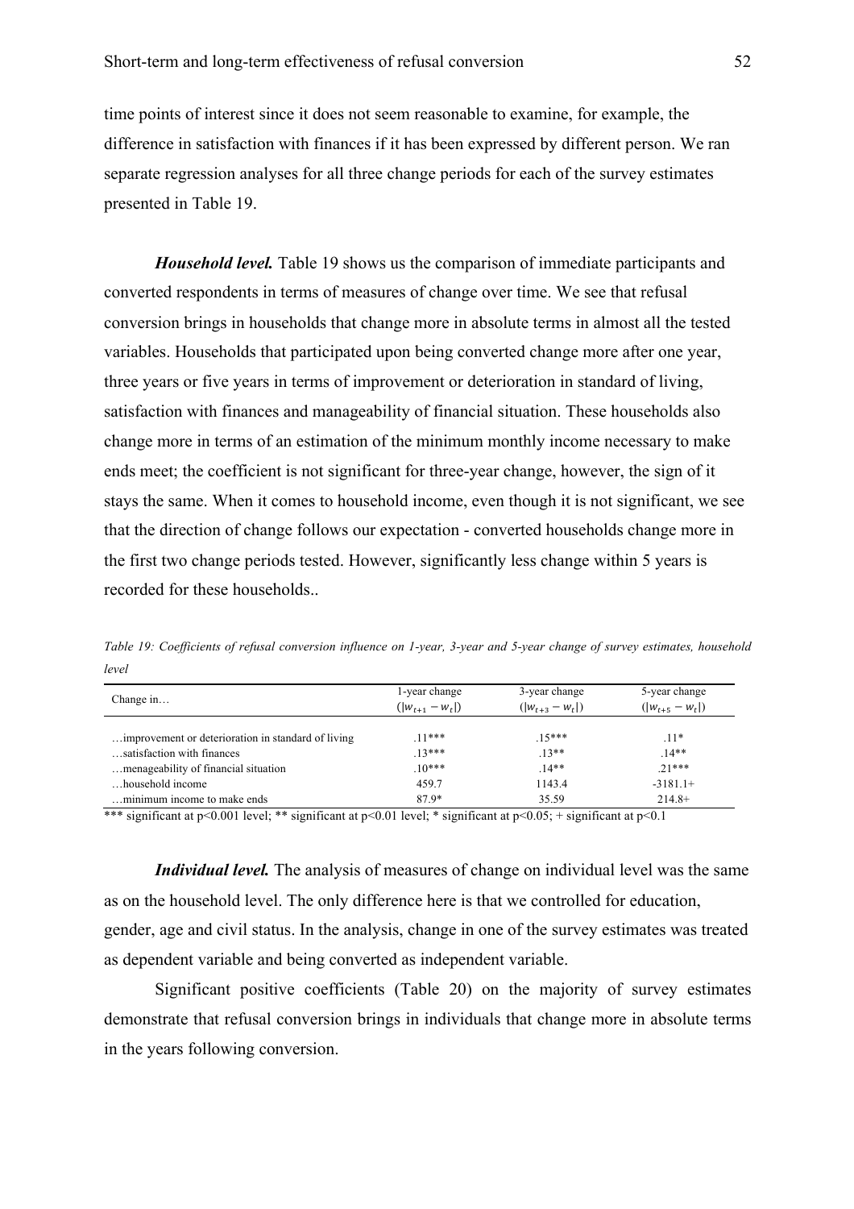time points of interest since it does not seem reasonable to examine, for example, the difference in satisfaction with finances if it has been expressed by different person. We ran separate regression analyses for all three change periods for each of the survey estimates presented in Table 19.

***Household level.*** Table 19 shows us the comparison of immediate participants and converted respondents in terms of measures of change over time. We see that refusal conversion brings in households that change more in absolute terms in almost all the tested variables. Households that participated upon being converted change more after one year, three years or five years in terms of improvement or deterioration in standard of living, satisfaction with finances and manageability of financial situation. These households also change more in terms of an estimation of the minimum monthly income necessary to make ends meet; the coefficient is not significant for three-year change, however, the sign of it stays the same. When it comes to household income, even though it is not significant, we see that the direction of change follows our expectation - converted households change more in the first two change periods tested. However, significantly less change within 5 years is recorded for these households..

*Table 19: Coefficients of refusal conversion influence on 1-year, 3-year and 5-year change of survey estimates, household level*

| Change in… | 1-year change ($\lvert w_{t+1} - w_t \rvert$) | 3-year change ($\lvert w_{t+3} - w_t \rvert$) | 5-year change ($\lvert w_{t+5} - w_t \rvert$) |
|---|---|---|---|
| …improvement or deterioration in standard of living | .11*** | .15*** | .11* |
| …satisfaction with finances | .13*** | .13** | .14** |
| …menageability of financial situation | .10*** | .14** | .21*** |
| …household income | 459.7 | 1143.4 | -3181.1+ |
| …minimum income to make ends | 87.9* | 35.59 | 214.8+ |

*** significant at p<0.001 level; ** significant at p<0.01 level; * significant at p<0.05; + significant at p<0.1

***Individual level.*** The analysis of measures of change on individual level was the same as on the household level. The only difference here is that we controlled for education, gender, age and civil status. In the analysis, change in one of the survey estimates was treated as dependent variable and being converted as independent variable.

Significant positive coefficients (Table 20) on the majority of survey estimates demonstrate that refusal conversion brings in individuals that change more in absolute terms in the years following conversion.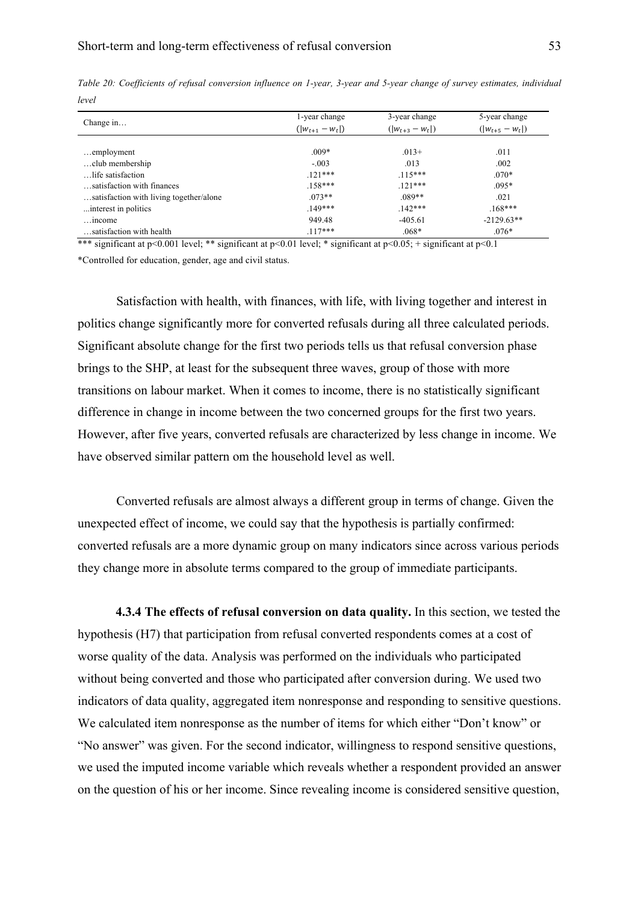*Table 20: Coefficients of refusal conversion influence on 1-year, 3-year and 5-year change of survey estimates, individual level*

| Change in… | 1-year change ($\|w_{t+1} - w_t\|$) | 3-year change ($\|w_{t+3} - w_t\|$) | 5-year change ($\|w_{t+5} - w_t\|$) |
|---|---|---|---|
| …employment | .009* | .013+ | .011 |
| …club membership | -.003 | .013 | .002 |
| …life satisfaction | .121*** | .115*** | .070* |
| …satisfaction with finances | .158*** | .121*** | .095* |
| …satisfaction with living together/alone | .073** | .089** | .021 |
| ...interest in politics | .149*** | .142*** | .168*** |
| …income | 949.48 | -405.61 | -2129.63** |
| …satisfaction with health | .117*** | .068* | .076* |

*** significant at p<0.001 level; ** significant at p<0.01 level; * significant at p<0.05; + significant at p<0.1

*Controlled for education, gender, age and civil status.

Satisfaction with health, with finances, with life, with living together and interest in politics change significantly more for converted refusals during all three calculated periods. Significant absolute change for the first two periods tells us that refusal conversion phase brings to the SHP, at least for the subsequent three waves, group of those with more transitions on labour market. When it comes to income, there is no statistically significant difference in change in income between the two concerned groups for the first two years. However, after five years, converted refusals are characterized by less change in income. We have observed similar pattern om the household level as well.

Converted refusals are almost always a different group in terms of change. Given the unexpected effect of income, we could say that the hypothesis is partially confirmed: converted refusals are a more dynamic group on many indicators since across various periods they change more in absolute terms compared to the group of immediate participants.

**4.3.4 The effects of refusal conversion on data quality.** In this section, we tested the hypothesis (H7) that participation from refusal converted respondents comes at a cost of worse quality of the data. Analysis was performed on the individuals who participated without being converted and those who participated after conversion during. We used two indicators of data quality, aggregated item nonresponse and responding to sensitive questions. We calculated item nonresponse as the number of items for which either "Don't know" or "No answer" was given. For the second indicator, willingness to respond sensitive questions, we used the imputed income variable which reveals whether a respondent provided an answer on the question of his or her income. Since revealing income is considered sensitive question,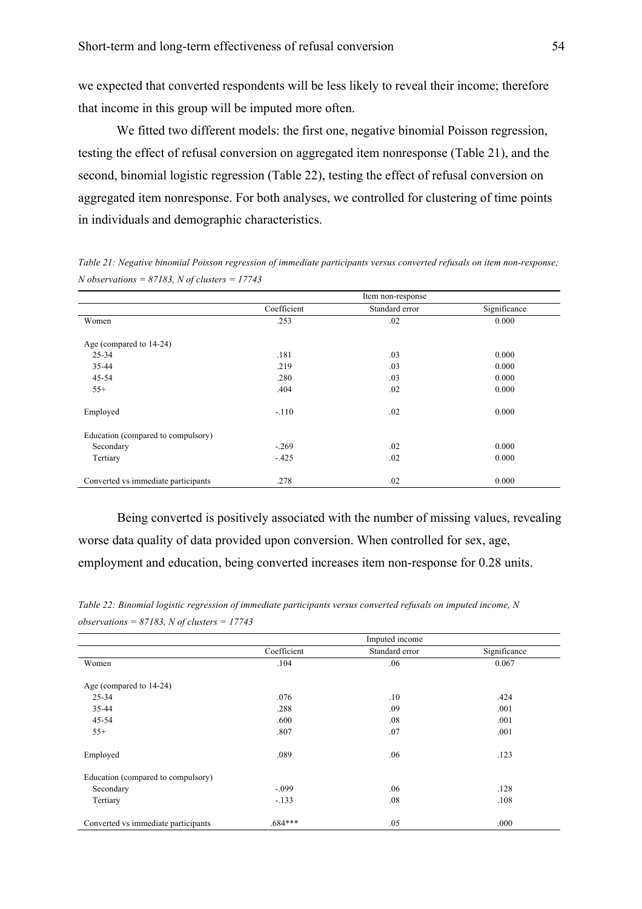we expected that converted respondents will be less likely to reveal their income; therefore that income in this group will be imputed more often.

We fitted two different models: the first one, negative binomial Poisson regression, testing the effect of refusal conversion on aggregated item nonresponse (Table 21), and the second, binomial logistic regression (Table 22), testing the effect of refusal conversion on aggregated item nonresponse. For both analyses, we controlled for clustering of time points in individuals and demographic characteristics.

*Table 21: Negative binomial Poisson regression of immediate participants versus converted refusals on item non-response; N observations = 87183, N of clusters = 17743*

| | Item non-response | | |
|---|---|---|---|
| | Coefficient | Standard error | Significance |
| Women | .253 | .02 | 0.000 |
| Age (compared to 14-24) | | | |
| 25-34 | .181 | .03 | 0.000 |
| 35-44 | .219 | .03 | 0.000 |
| 45-54 | .280 | .03 | 0.000 |
| 55+ | .404 | .02 | 0.000 |
| Employed | -.110 | .02 | 0.000 |
| Education (compared to compulsory) | | | |
| Secondary | -.269 | .02 | 0.000 |
| Tertiary | -.425 | .02 | 0.000 |
| Converted vs immediate participants | .278 | .02 | 0.000 |

Being converted is positively associated with the number of missing values, revealing worse data quality of data provided upon conversion. When controlled for sex, age, employment and education, being converted increases item non-response for 0.28 units.

*Table 22: Binomial logistic regression of immediate participants versus converted refusals on imputed income, N observations = 87183, N of clusters = 17743*

| | Imputed income | | |
|---|---|---|---|
| | Coefficient | Standard error | Significance |
| Women | .104 | .06 | 0.067 |
| Age (compared to 14-24) | | | |
| 25-34 | .076 | .10 | .424 |
| 35-44 | .288 | .09 | .001 |
| 45-54 | .600 | .08 | .001 |
| 55+ | .807 | .07 | .001 |
| Employed | .089 | .06 | .123 |
| Education (compared to compulsory) | | | |
| Secondary | -.099 | .06 | .128 |
| Tertiary | -.133 | .08 | .108 |
| Converted vs immediate participants | .684*** | .05 | .000 |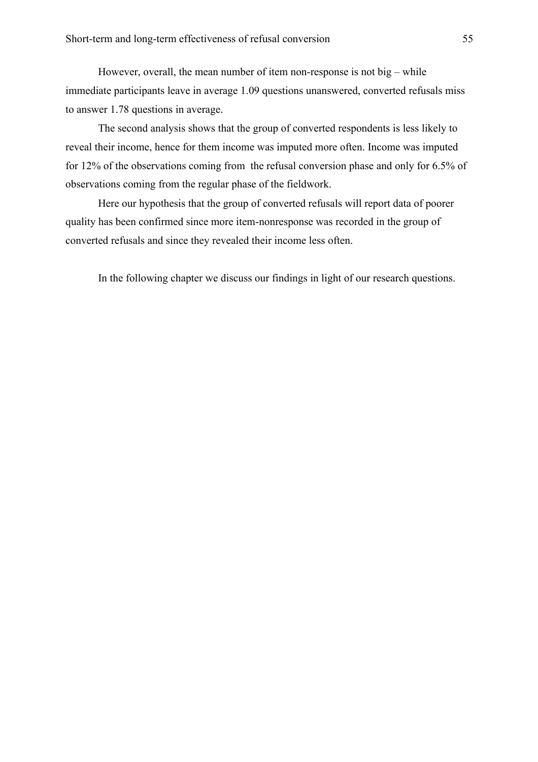However, overall, the mean number of item non-response is not big – while immediate participants leave in average 1.09 questions unanswered, converted refusals miss to answer 1.78 questions in average.

The second analysis shows that the group of converted respondents is less likely to reveal their income, hence for them income was imputed more often. Income was imputed for 12% of the observations coming from the refusal conversion phase and only for 6.5% of observations coming from the regular phase of the fieldwork.

Here our hypothesis that the group of converted refusals will report data of poorer quality has been confirmed since more item-nonresponse was recorded in the group of converted refusals and since they revealed their income less often.

In the following chapter we discuss our findings in light of our research questions.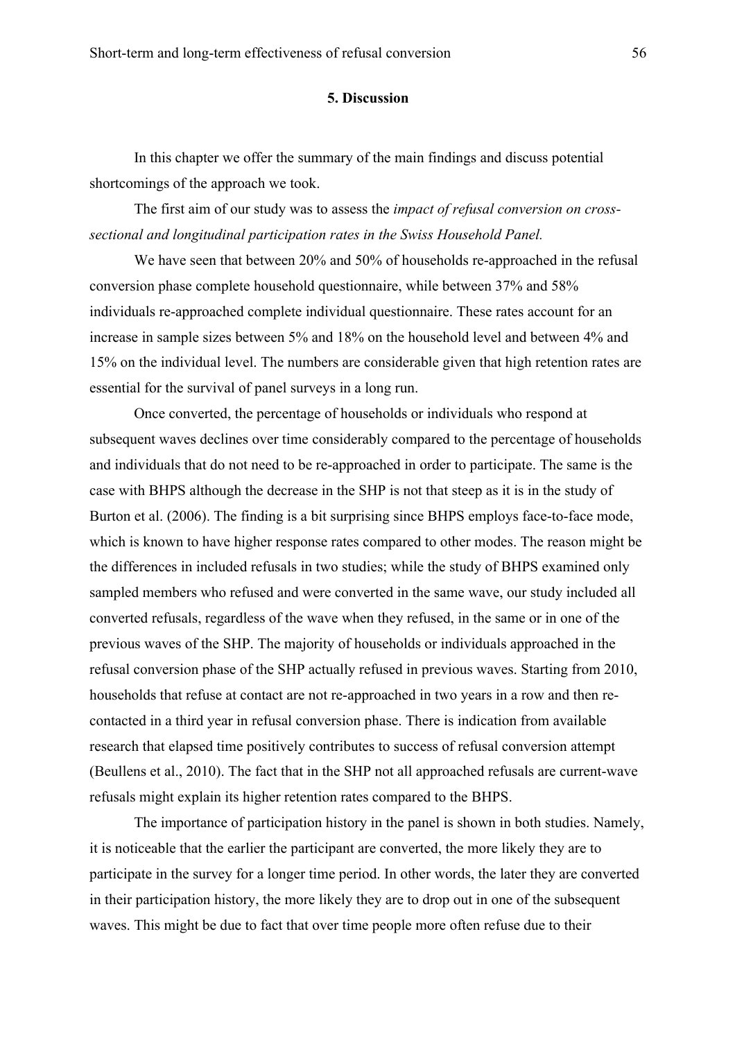## 5. Discussion

In this chapter we offer the summary of the main findings and discuss potential shortcomings of the approach we took.

The first aim of our study was to assess the *impact of refusal conversion on cross-sectional and longitudinal participation rates in the Swiss Household Panel.*

We have seen that between 20% and 50% of households re-approached in the refusal conversion phase complete household questionnaire, while between 37% and 58% individuals re-approached complete individual questionnaire. These rates account for an increase in sample sizes between 5% and 18% on the household level and between 4% and 15% on the individual level. The numbers are considerable given that high retention rates are essential for the survival of panel surveys in a long run.

Once converted, the percentage of households or individuals who respond at subsequent waves declines over time considerably compared to the percentage of households and individuals that do not need to be re-approached in order to participate. The same is the case with BHPS although the decrease in the SHP is not that steep as it is in the study of Burton et al. (2006). The finding is a bit surprising since BHPS employs face-to-face mode, which is known to have higher response rates compared to other modes. The reason might be the differences in included refusals in two studies; while the study of BHPS examined only sampled members who refused and were converted in the same wave, our study included all converted refusals, regardless of the wave when they refused, in the same or in one of the previous waves of the SHP. The majority of households or individuals approached in the refusal conversion phase of the SHP actually refused in previous waves. Starting from 2010, households that refuse at contact are not re-approached in two years in a row and then re-contacted in a third year in refusal conversion phase. There is indication from available research that elapsed time positively contributes to success of refusal conversion attempt (Beullens et al., 2010). The fact that in the SHP not all approached refusals are current-wave refusals might explain its higher retention rates compared to the BHPS.

The importance of participation history in the panel is shown in both studies. Namely, it is noticeable that the earlier the participant are converted, the more likely they are to participate in the survey for a longer time period. In other words, the later they are converted in their participation history, the more likely they are to drop out in one of the subsequent waves. This might be due to fact that over time people more often refuse due to their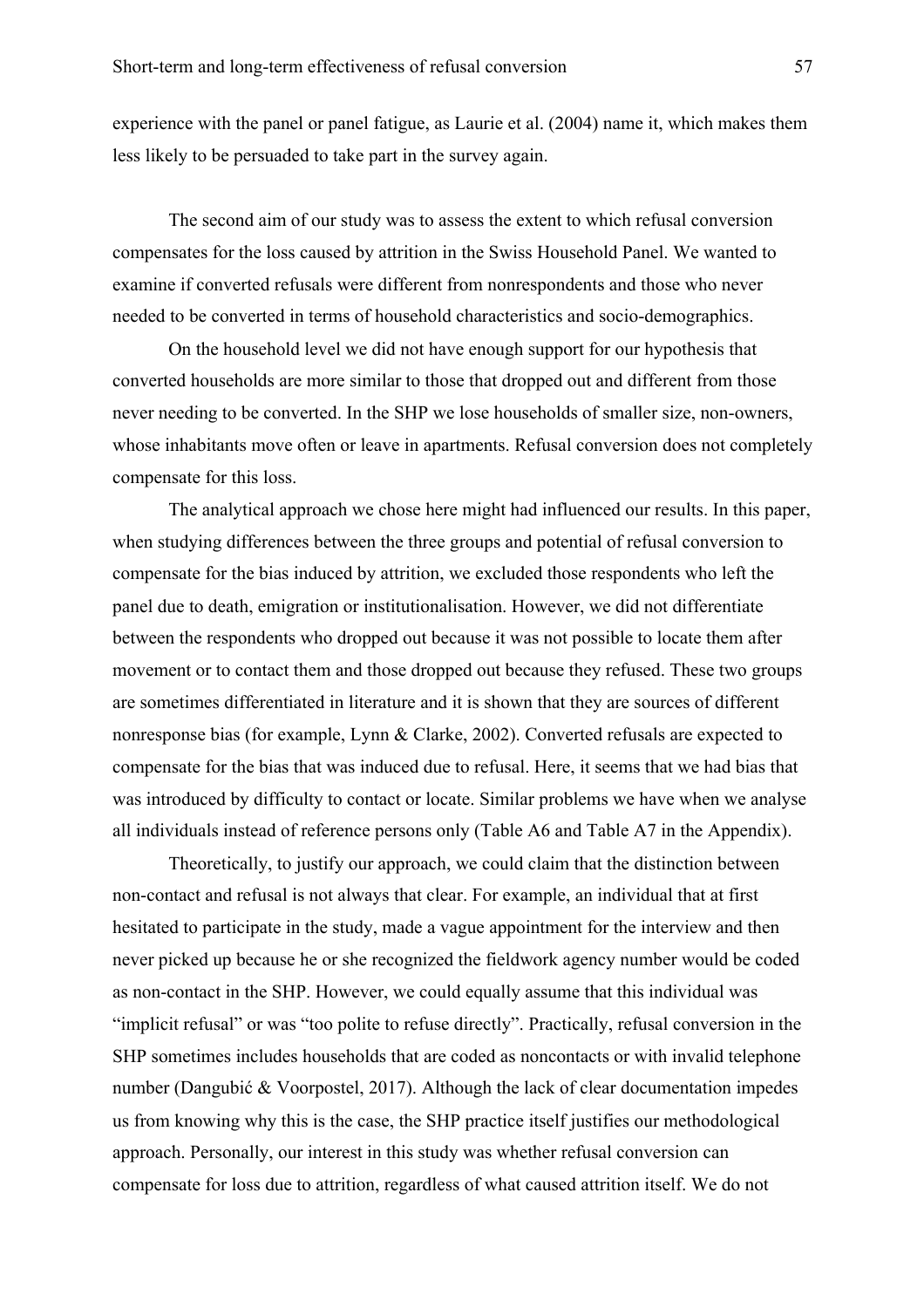experience with the panel or panel fatigue, as Laurie et al. (2004) name it, which makes them less likely to be persuaded to take part in the survey again.

The second aim of our study was to assess the extent to which refusal conversion compensates for the loss caused by attrition in the Swiss Household Panel. We wanted to examine if converted refusals were different from nonrespondents and those who never needed to be converted in terms of household characteristics and socio-demographics.

On the household level we did not have enough support for our hypothesis that converted households are more similar to those that dropped out and different from those never needing to be converted. In the SHP we lose households of smaller size, non-owners, whose inhabitants move often or leave in apartments. Refusal conversion does not completely compensate for this loss.

The analytical approach we chose here might had influenced our results. In this paper, when studying differences between the three groups and potential of refusal conversion to compensate for the bias induced by attrition, we excluded those respondents who left the panel due to death, emigration or institutionalisation. However, we did not differentiate between the respondents who dropped out because it was not possible to locate them after movement or to contact them and those dropped out because they refused. These two groups are sometimes differentiated in literature and it is shown that they are sources of different nonresponse bias (for example, Lynn & Clarke, 2002). Converted refusals are expected to compensate for the bias that was induced due to refusal. Here, it seems that we had bias that was introduced by difficulty to contact or locate. Similar problems we have when we analyse all individuals instead of reference persons only (Table A6 and Table A7 in the Appendix).

Theoretically, to justify our approach, we could claim that the distinction between non-contact and refusal is not always that clear. For example, an individual that at first hesitated to participate in the study, made a vague appointment for the interview and then never picked up because he or she recognized the fieldwork agency number would be coded as non-contact in the SHP. However, we could equally assume that this individual was "implicit refusal" or was "too polite to refuse directly". Practically, refusal conversion in the SHP sometimes includes households that are coded as noncontacts or with invalid telephone number (Dangubić & Voorpostel, 2017). Although the lack of clear documentation impedes us from knowing why this is the case, the SHP practice itself justifies our methodological approach. Personally, our interest in this study was whether refusal conversion can compensate for loss due to attrition, regardless of what caused attrition itself. We do not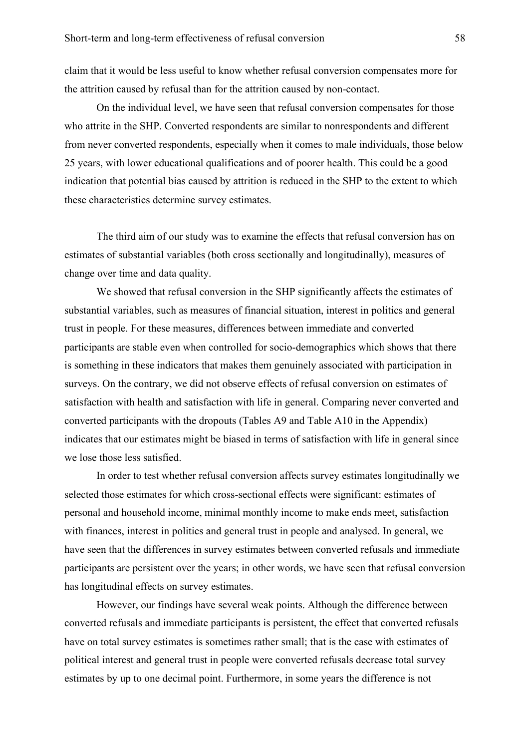claim that it would be less useful to know whether refusal conversion compensates more for the attrition caused by refusal than for the attrition caused by non-contact.

On the individual level, we have seen that refusal conversion compensates for those who attrite in the SHP. Converted respondents are similar to nonrespondents and different from never converted respondents, especially when it comes to male individuals, those below 25 years, with lower educational qualifications and of poorer health. This could be a good indication that potential bias caused by attrition is reduced in the SHP to the extent to which these characteristics determine survey estimates.

The third aim of our study was to examine the effects that refusal conversion has on estimates of substantial variables (both cross sectionally and longitudinally), measures of change over time and data quality.

We showed that refusal conversion in the SHP significantly affects the estimates of substantial variables, such as measures of financial situation, interest in politics and general trust in people. For these measures, differences between immediate and converted participants are stable even when controlled for socio-demographics which shows that there is something in these indicators that makes them genuinely associated with participation in surveys. On the contrary, we did not observe effects of refusal conversion on estimates of satisfaction with health and satisfaction with life in general. Comparing never converted and converted participants with the dropouts (Tables A9 and Table A10 in the Appendix) indicates that our estimates might be biased in terms of satisfaction with life in general since we lose those less satisfied.

In order to test whether refusal conversion affects survey estimates longitudinally we selected those estimates for which cross-sectional effects were significant: estimates of personal and household income, minimal monthly income to make ends meet, satisfaction with finances, interest in politics and general trust in people and analysed. In general, we have seen that the differences in survey estimates between converted refusals and immediate participants are persistent over the years; in other words, we have seen that refusal conversion has longitudinal effects on survey estimates.

However, our findings have several weak points. Although the difference between converted refusals and immediate participants is persistent, the effect that converted refusals have on total survey estimates is sometimes rather small; that is the case with estimates of political interest and general trust in people were converted refusals decrease total survey estimates by up to one decimal point. Furthermore, in some years the difference is not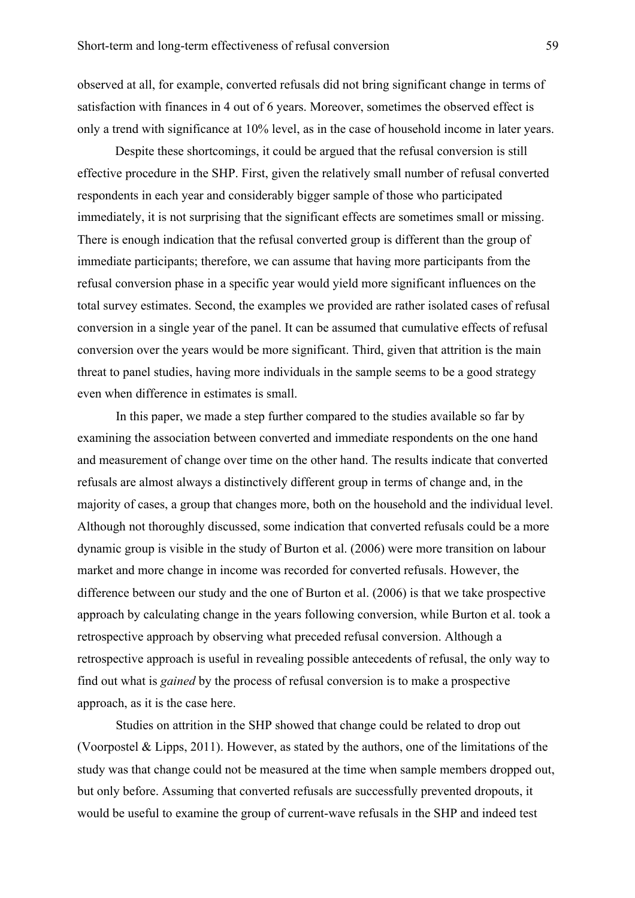observed at all, for example, converted refusals did not bring significant change in terms of satisfaction with finances in 4 out of 6 years. Moreover, sometimes the observed effect is only a trend with significance at 10% level, as in the case of household income in later years.

Despite these shortcomings, it could be argued that the refusal conversion is still effective procedure in the SHP. First, given the relatively small number of refusal converted respondents in each year and considerably bigger sample of those who participated immediately, it is not surprising that the significant effects are sometimes small or missing. There is enough indication that the refusal converted group is different than the group of immediate participants; therefore, we can assume that having more participants from the refusal conversion phase in a specific year would yield more significant influences on the total survey estimates. Second, the examples we provided are rather isolated cases of refusal conversion in a single year of the panel. It can be assumed that cumulative effects of refusal conversion over the years would be more significant. Third, given that attrition is the main threat to panel studies, having more individuals in the sample seems to be a good strategy even when difference in estimates is small.

In this paper, we made a step further compared to the studies available so far by examining the association between converted and immediate respondents on the one hand and measurement of change over time on the other hand. The results indicate that converted refusals are almost always a distinctively different group in terms of change and, in the majority of cases, a group that changes more, both on the household and the individual level. Although not thoroughly discussed, some indication that converted refusals could be a more dynamic group is visible in the study of Burton et al. (2006) were more transition on labour market and more change in income was recorded for converted refusals. However, the difference between our study and the one of Burton et al. (2006) is that we take prospective approach by calculating change in the years following conversion, while Burton et al. took a retrospective approach by observing what preceded refusal conversion. Although a retrospective approach is useful in revealing possible antecedents of refusal, the only way to find out what is *gained* by the process of refusal conversion is to make a prospective approach, as it is the case here.

Studies on attrition in the SHP showed that change could be related to drop out (Voorpostel & Lipps, 2011). However, as stated by the authors, one of the limitations of the study was that change could not be measured at the time when sample members dropped out, but only before. Assuming that converted refusals are successfully prevented dropouts, it would be useful to examine the group of current-wave refusals in the SHP and indeed test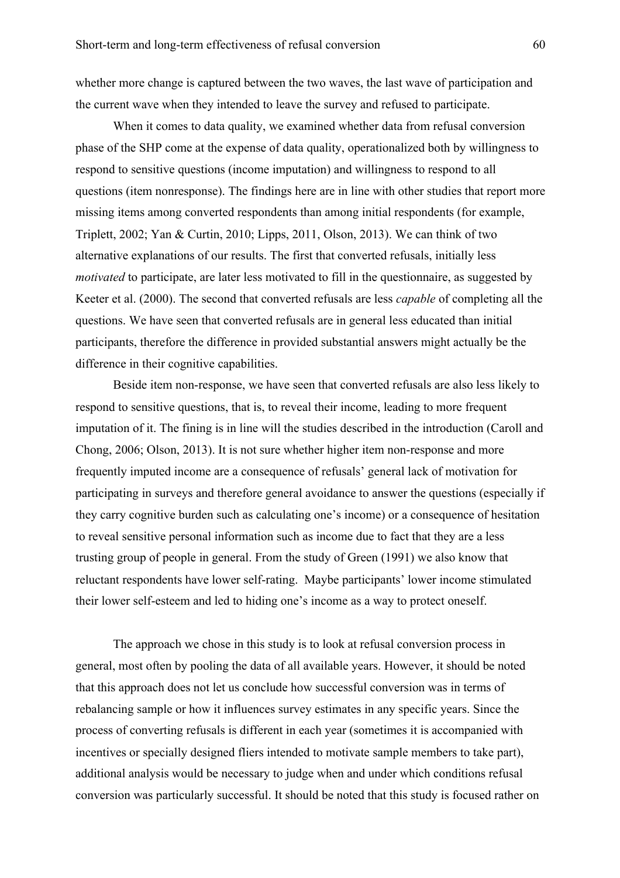whether more change is captured between the two waves, the last wave of participation and the current wave when they intended to leave the survey and refused to participate.

When it comes to data quality, we examined whether data from refusal conversion phase of the SHP come at the expense of data quality, operationalized both by willingness to respond to sensitive questions (income imputation) and willingness to respond to all questions (item nonresponse). The findings here are in line with other studies that report more missing items among converted respondents than among initial respondents (for example, Triplett, 2002; Yan & Curtin, 2010; Lipps, 2011, Olson, 2013). We can think of two alternative explanations of our results. The first that converted refusals, initially less *motivated* to participate, are later less motivated to fill in the questionnaire, as suggested by Keeter et al. (2000). The second that converted refusals are less *capable* of completing all the questions. We have seen that converted refusals are in general less educated than initial participants, therefore the difference in provided substantial answers might actually be the difference in their cognitive capabilities.

Beside item non-response, we have seen that converted refusals are also less likely to respond to sensitive questions, that is, to reveal their income, leading to more frequent imputation of it. The fining is in line will the studies described in the introduction (Caroll and Chong, 2006; Olson, 2013). It is not sure whether higher item non-response and more frequently imputed income are a consequence of refusals' general lack of motivation for participating in surveys and therefore general avoidance to answer the questions (especially if they carry cognitive burden such as calculating one's income) or a consequence of hesitation to reveal sensitive personal information such as income due to fact that they are a less trusting group of people in general. From the study of Green (1991) we also know that reluctant respondents have lower self-rating. Maybe participants' lower income stimulated their lower self-esteem and led to hiding one's income as a way to protect oneself.

The approach we chose in this study is to look at refusal conversion process in general, most often by pooling the data of all available years. However, it should be noted that this approach does not let us conclude how successful conversion was in terms of rebalancing sample or how it influences survey estimates in any specific years. Since the process of converting refusals is different in each year (sometimes it is accompanied with incentives or specially designed fliers intended to motivate sample members to take part), additional analysis would be necessary to judge when and under which conditions refusal conversion was particularly successful. It should be noted that this study is focused rather on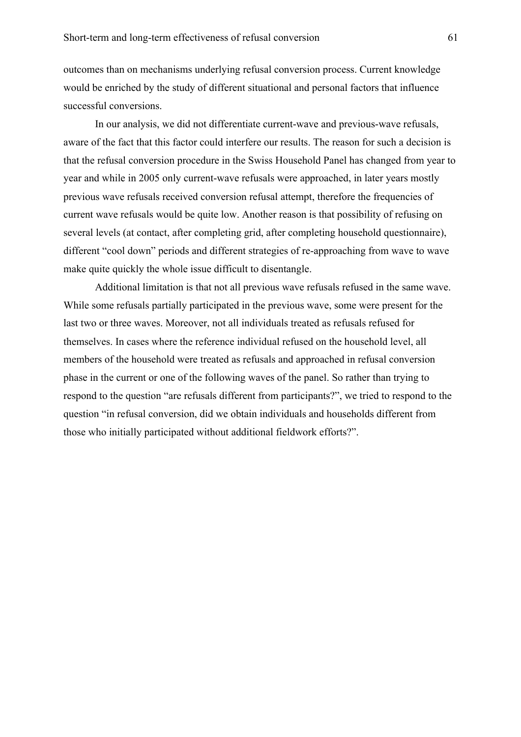outcomes than on mechanisms underlying refusal conversion process. Current knowledge would be enriched by the study of different situational and personal factors that influence successful conversions.

In our analysis, we did not differentiate current-wave and previous-wave refusals, aware of the fact that this factor could interfere our results. The reason for such a decision is that the refusal conversion procedure in the Swiss Household Panel has changed from year to year and while in 2005 only current-wave refusals were approached, in later years mostly previous wave refusals received conversion refusal attempt, therefore the frequencies of current wave refusals would be quite low. Another reason is that possibility of refusing on several levels (at contact, after completing grid, after completing household questionnaire), different "cool down" periods and different strategies of re-approaching from wave to wave make quite quickly the whole issue difficult to disentangle.

Additional limitation is that not all previous wave refusals refused in the same wave. While some refusals partially participated in the previous wave, some were present for the last two or three waves. Moreover, not all individuals treated as refusals refused for themselves. In cases where the reference individual refused on the household level, all members of the household were treated as refusals and approached in refusal conversion phase in the current or one of the following waves of the panel. So rather than trying to respond to the question "are refusals different from participants?", we tried to respond to the question "in refusal conversion, did we obtain individuals and households different from those who initially participated without additional fieldwork efforts?".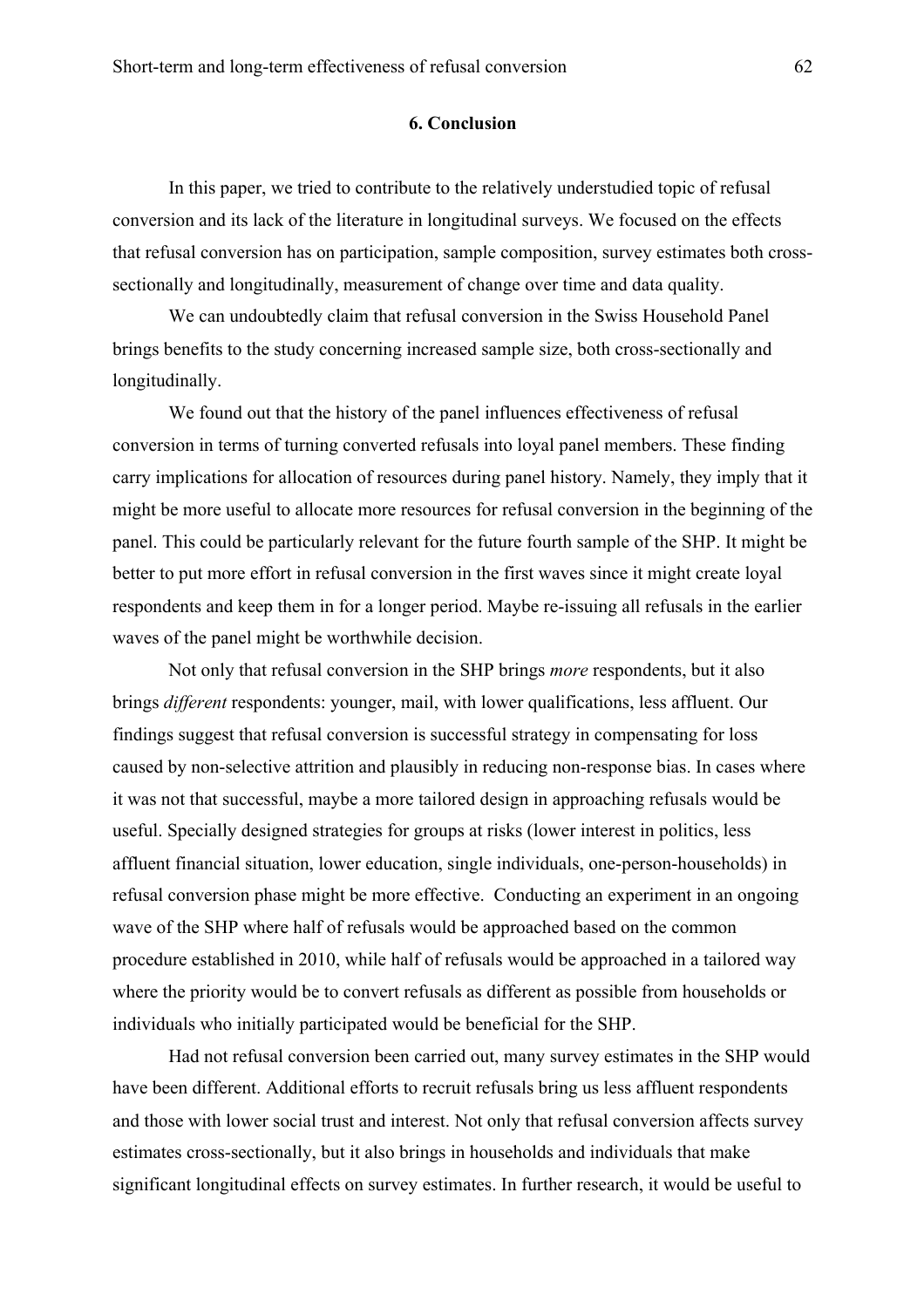## 6. Conclusion

In this paper, we tried to contribute to the relatively understudied topic of refusal conversion and its lack of the literature in longitudinal surveys. We focused on the effects that refusal conversion has on participation, sample composition, survey estimates both cross-sectionally and longitudinally, measurement of change over time and data quality.

We can undoubtedly claim that refusal conversion in the Swiss Household Panel brings benefits to the study concerning increased sample size, both cross-sectionally and longitudinally.

We found out that the history of the panel influences effectiveness of refusal conversion in terms of turning converted refusals into loyal panel members. These finding carry implications for allocation of resources during panel history. Namely, they imply that it might be more useful to allocate more resources for refusal conversion in the beginning of the panel. This could be particularly relevant for the future fourth sample of the SHP. It might be better to put more effort in refusal conversion in the first waves since it might create loyal respondents and keep them in for a longer period. Maybe re-issuing all refusals in the earlier waves of the panel might be worthwhile decision.

Not only that refusal conversion in the SHP brings *more* respondents, but it also brings *different* respondents: younger, mail, with lower qualifications, less affluent. Our findings suggest that refusal conversion is successful strategy in compensating for loss caused by non-selective attrition and plausibly in reducing non-response bias. In cases where it was not that successful, maybe a more tailored design in approaching refusals would be useful. Specially designed strategies for groups at risks (lower interest in politics, less affluent financial situation, lower education, single individuals, one-person-households) in refusal conversion phase might be more effective. Conducting an experiment in an ongoing wave of the SHP where half of refusals would be approached based on the common procedure established in 2010, while half of refusals would be approached in a tailored way where the priority would be to convert refusals as different as possible from households or individuals who initially participated would be beneficial for the SHP.

Had not refusal conversion been carried out, many survey estimates in the SHP would have been different. Additional efforts to recruit refusals bring us less affluent respondents and those with lower social trust and interest. Not only that refusal conversion affects survey estimates cross-sectionally, but it also brings in households and individuals that make significant longitudinal effects on survey estimates. In further research, it would be useful to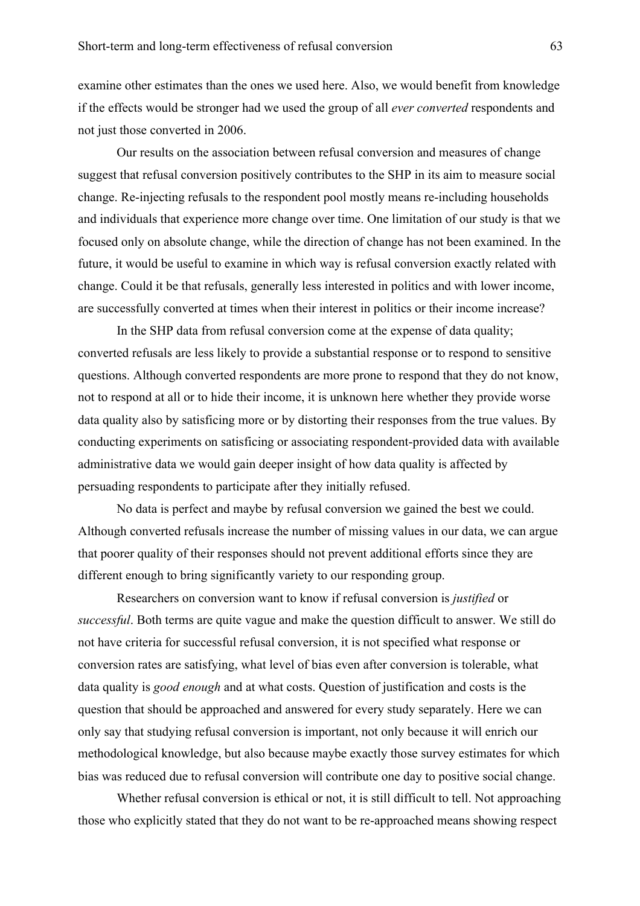examine other estimates than the ones we used here. Also, we would benefit from knowledge if the effects would be stronger had we used the group of all *ever converted* respondents and not just those converted in 2006.

Our results on the association between refusal conversion and measures of change suggest that refusal conversion positively contributes to the SHP in its aim to measure social change. Re-injecting refusals to the respondent pool mostly means re-including households and individuals that experience more change over time. One limitation of our study is that we focused only on absolute change, while the direction of change has not been examined. In the future, it would be useful to examine in which way is refusal conversion exactly related with change. Could it be that refusals, generally less interested in politics and with lower income, are successfully converted at times when their interest in politics or their income increase?

In the SHP data from refusal conversion come at the expense of data quality; converted refusals are less likely to provide a substantial response or to respond to sensitive questions. Although converted respondents are more prone to respond that they do not know, not to respond at all or to hide their income, it is unknown here whether they provide worse data quality also by satisficing more or by distorting their responses from the true values. By conducting experiments on satisficing or associating respondent-provided data with available administrative data we would gain deeper insight of how data quality is affected by persuading respondents to participate after they initially refused.

No data is perfect and maybe by refusal conversion we gained the best we could. Although converted refusals increase the number of missing values in our data, we can argue that poorer quality of their responses should not prevent additional efforts since they are different enough to bring significantly variety to our responding group.

Researchers on conversion want to know if refusal conversion is *justified* or *successful*. Both terms are quite vague and make the question difficult to answer. We still do not have criteria for successful refusal conversion, it is not specified what response or conversion rates are satisfying, what level of bias even after conversion is tolerable, what data quality is *good enough* and at what costs. Question of justification and costs is the question that should be approached and answered for every study separately. Here we can only say that studying refusal conversion is important, not only because it will enrich our methodological knowledge, but also because maybe exactly those survey estimates for which bias was reduced due to refusal conversion will contribute one day to positive social change.

Whether refusal conversion is ethical or not, it is still difficult to tell. Not approaching those who explicitly stated that they do not want to be re-approached means showing respect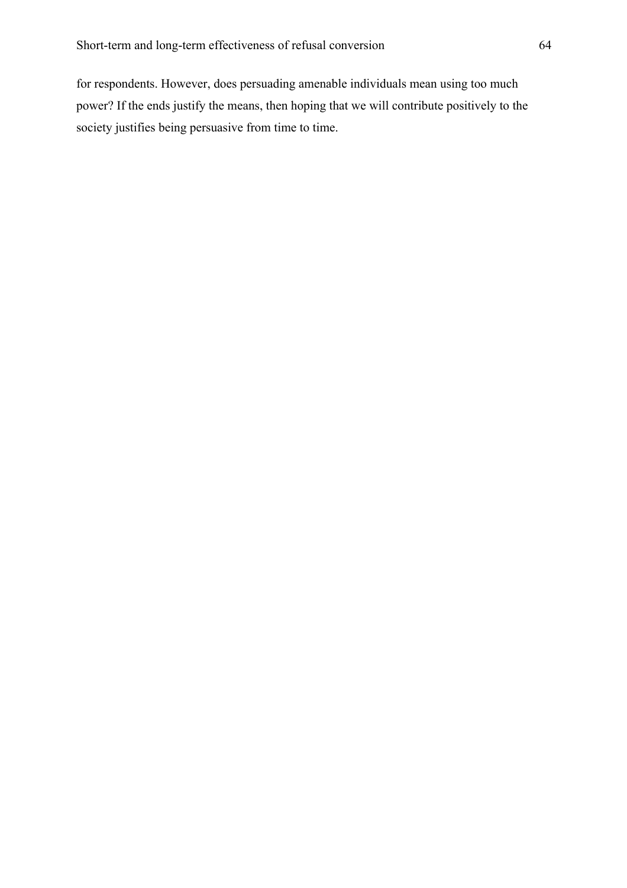for respondents. However, does persuading amenable individuals mean using too much power? If the ends justify the means, then hoping that we will contribute positively to the society justifies being persuasive from time to time.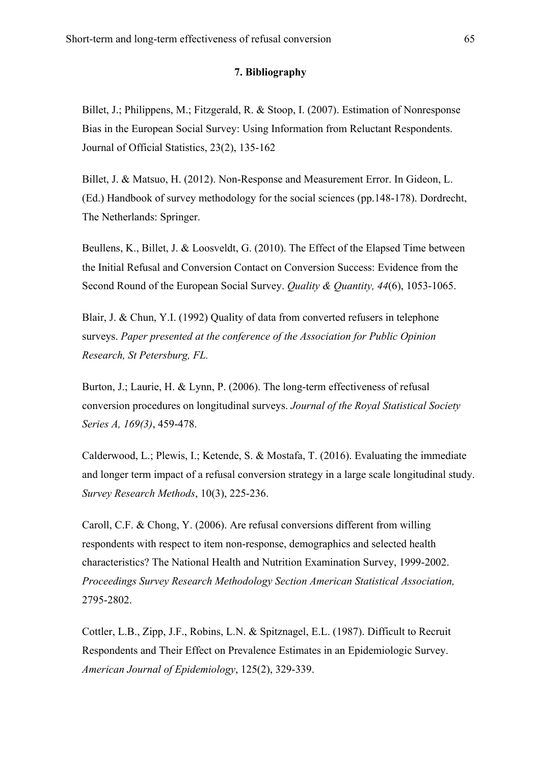## 7. Bibliography

Billet, J.; Philippens, M.; Fitzgerald, R. & Stoop, I. (2007). Estimation of Nonresponse Bias in the European Social Survey: Using Information from Reluctant Respondents. Journal of Official Statistics, 23(2), 135-162

Billet, J. & Matsuo, H. (2012). Non-Response and Measurement Error. In Gideon, L. (Ed.) Handbook of survey methodology for the social sciences (pp.148-178). Dordrecht, The Netherlands: Springer.

Beullens, K., Billet, J. & Loosveldt, G. (2010). The Effect of the Elapsed Time between the Initial Refusal and Conversion Contact on Conversion Success: Evidence from the Second Round of the European Social Survey. *Quality & Quantity, 44*(6), 1053-1065.

Blair, J. & Chun, Y.I. (1992) Quality of data from converted refusers in telephone surveys. *Paper presented at the conference of the Association for Public Opinion Research, St Petersburg, FL.*

Burton, J.; Laurie, H. & Lynn, P. (2006). The long-term effectiveness of refusal conversion procedures on longitudinal surveys. *Journal of the Royal Statistical Society Series A, 169(3)*, 459-478.

Calderwood, L.; Plewis, I.; Ketende, S. & Mostafa, T. (2016). Evaluating the immediate and longer term impact of a refusal conversion strategy in a large scale longitudinal study. *Survey Research Methods*, 10(3), 225-236.

Caroll, C.F. & Chong, Y. (2006). Are refusal conversions different from willing respondents with respect to item non-response, demographics and selected health characteristics? The National Health and Nutrition Examination Survey, 1999-2002. *Proceedings Survey Research Methodology Section American Statistical Association,* 2795-2802.

Cottler, L.B., Zipp, J.F., Robins, L.N. & Spitznagel, E.L. (1987). Difficult to Recruit Respondents and Their Effect on Prevalence Estimates in an Epidemiologic Survey. *American Journal of Epidemiology*, 125(2), 329-339.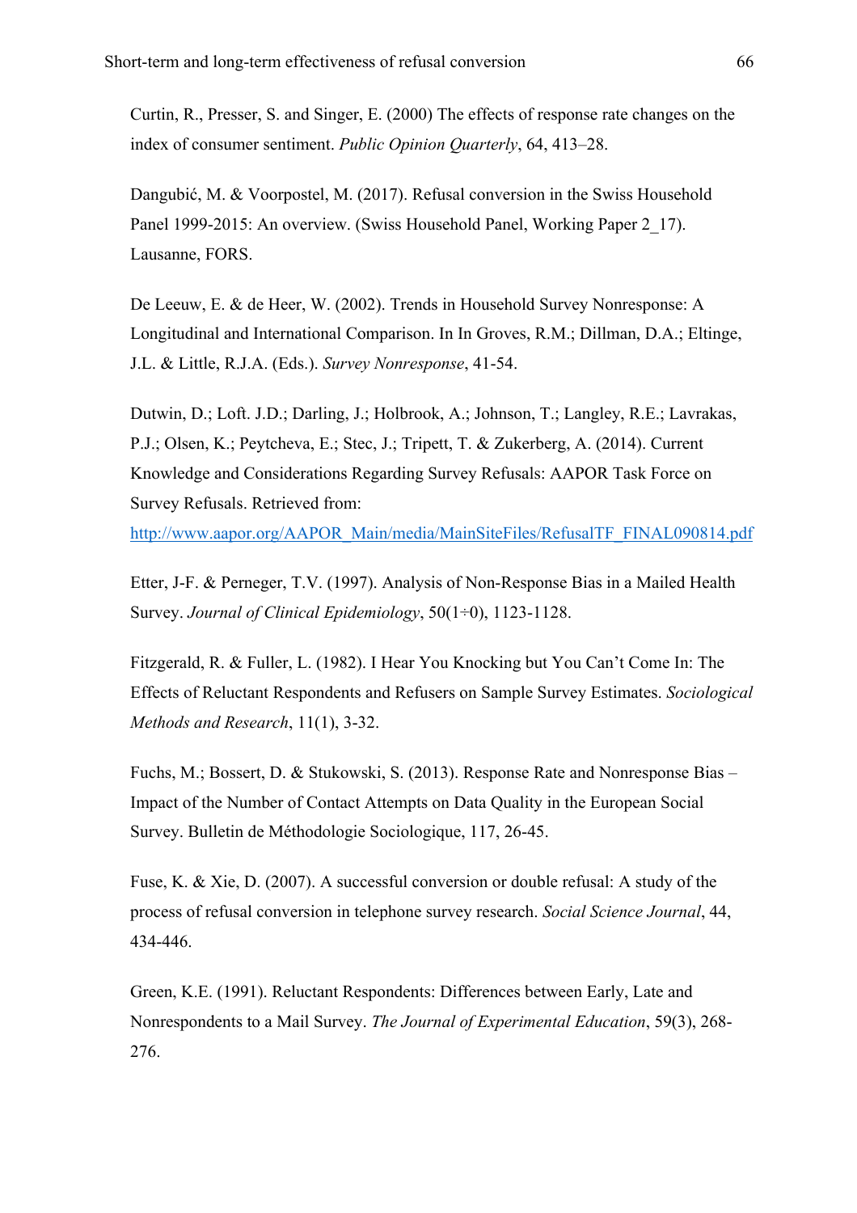Curtin, R., Presser, S. and Singer, E. (2000) The effects of response rate changes on the index of consumer sentiment. *Public Opinion Quarterly*, 64, 413–28.

Dangubić, M. & Voorpostel, M. (2017). Refusal conversion in the Swiss Household Panel 1999-2015: An overview. (Swiss Household Panel, Working Paper 2_17). Lausanne, FORS.

De Leeuw, E. & de Heer, W. (2002). Trends in Household Survey Nonresponse: A Longitudinal and International Comparison. In In Groves, R.M.; Dillman, D.A.; Eltinge, J.L. & Little, R.J.A. (Eds.). *Survey Nonresponse*, 41-54.

Dutwin, D.; Loft. J.D.; Darling, J.; Holbrook, A.; Johnson, T.; Langley, R.E.; Lavrakas, P.J.; Olsen, K.; Peytcheva, E.; Stec, J.; Tripett, T. & Zukerberg, A. (2014). Current Knowledge and Considerations Regarding Survey Refusals: AAPOR Task Force on Survey Refusals. Retrieved from: http://www.aapor.org/AAPOR_Main/media/MainSiteFiles/RefusalTF_FINAL090814.pdf

Etter, J-F. & Perneger, T.V. (1997). Analysis of Non-Response Bias in a Mailed Health Survey. *Journal of Clinical Epidemiology*, 50(1÷0), 1123-1128.

Fitzgerald, R. & Fuller, L. (1982). I Hear You Knocking but You Can't Come In: The Effects of Reluctant Respondents and Refusers on Sample Survey Estimates. *Sociological Methods and Research*, 11(1), 3-32.

Fuchs, M.; Bossert, D. & Stukowski, S. (2013). Response Rate and Nonresponse Bias – Impact of the Number of Contact Attempts on Data Quality in the European Social Survey. Bulletin de Méthodologie Sociologique, 117, 26-45.

Fuse, K. & Xie, D. (2007). A successful conversion or double refusal: A study of the process of refusal conversion in telephone survey research. *Social Science Journal*, 44, 434-446.

Green, K.E. (1991). Reluctant Respondents: Differences between Early, Late and Nonrespondents to a Mail Survey. *The Journal of Experimental Education*, 59(3), 268-276.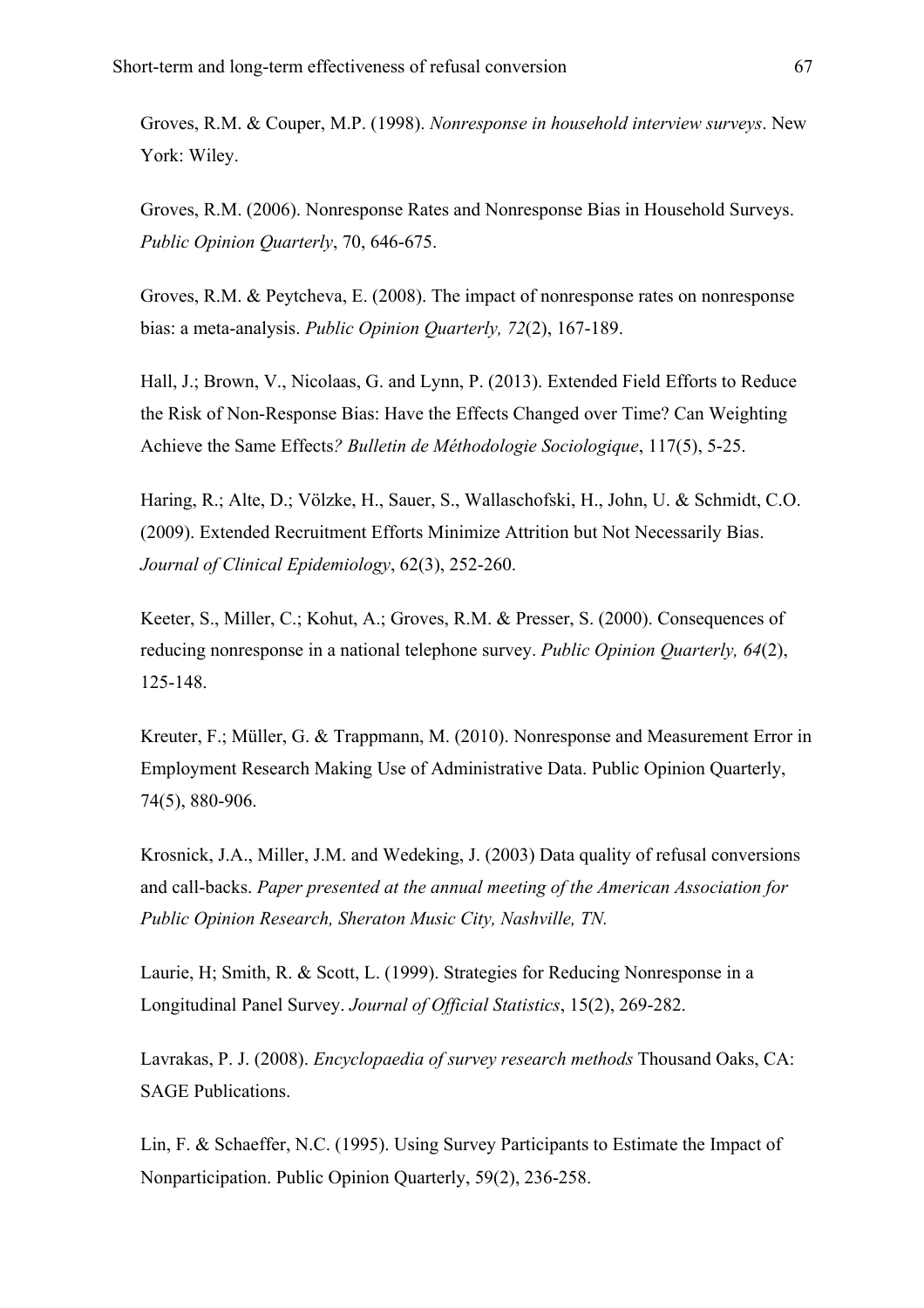Groves, R.M. & Couper, M.P. (1998). *Nonresponse in household interview surveys*. New York: Wiley.

Groves, R.M. (2006). Nonresponse Rates and Nonresponse Bias in Household Surveys. *Public Opinion Quarterly*, 70, 646-675.

Groves, R.M. & Peytcheva, E. (2008). The impact of nonresponse rates on nonresponse bias: a meta-analysis. *Public Opinion Quarterly, 72*(2), 167-189.

Hall, J.; Brown, V., Nicolaas, G. and Lynn, P. (2013). Extended Field Efforts to Reduce the Risk of Non-Response Bias: Have the Effects Changed over Time? Can Weighting Achieve the Same Effects*? Bulletin de Méthodologie Sociologique*, 117(5), 5-25.

Haring, R.; Alte, D.; Völzke, H., Sauer, S., Wallaschofski, H., John, U. & Schmidt, C.O. (2009). Extended Recruitment Efforts Minimize Attrition but Not Necessarily Bias. *Journal of Clinical Epidemiology*, 62(3), 252-260.

Keeter, S., Miller, C.; Kohut, A.; Groves, R.M. & Presser, S. (2000). Consequences of reducing nonresponse in a national telephone survey. *Public Opinion Quarterly, 64*(2), 125-148.

Kreuter, F.; Müller, G. & Trappmann, M. (2010). Nonresponse and Measurement Error in Employment Research Making Use of Administrative Data. Public Opinion Quarterly, 74(5), 880-906.

Krosnick, J.A., Miller, J.M. and Wedeking, J. (2003) Data quality of refusal conversions and call-backs. *Paper presented at the annual meeting of the American Association for Public Opinion Research, Sheraton Music City, Nashville, TN.*

Laurie, H; Smith, R. & Scott, L. (1999). Strategies for Reducing Nonresponse in a Longitudinal Panel Survey. *Journal of Official Statistics*, 15(2), 269-282.

Lavrakas, P. J. (2008). *Encyclopaedia of survey research methods* Thousand Oaks, CA: SAGE Publications.

Lin, F. & Schaeffer, N.C. (1995). Using Survey Participants to Estimate the Impact of Nonparticipation. Public Opinion Quarterly, 59(2), 236-258.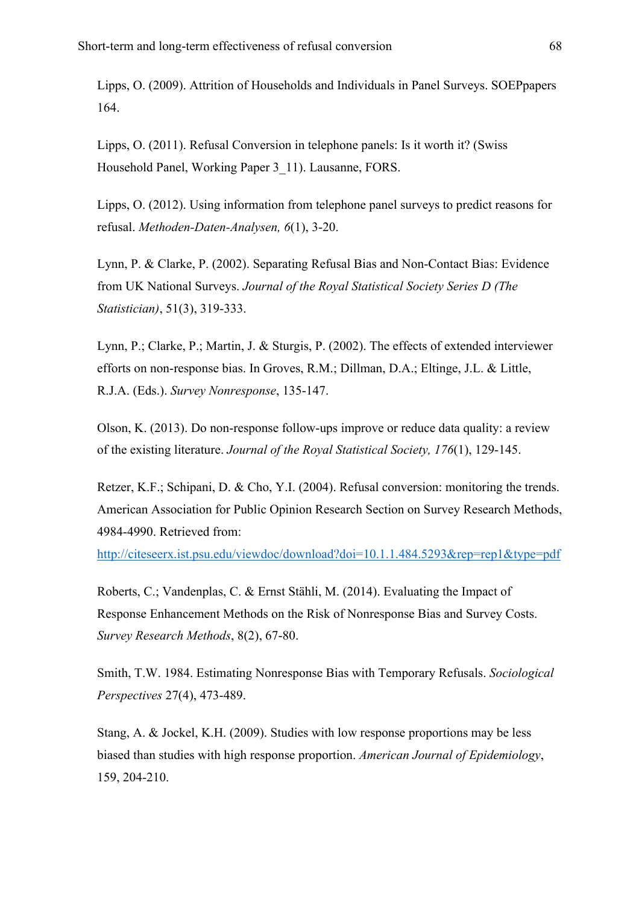Lipps, O. (2009). Attrition of Households and Individuals in Panel Surveys. SOEPpapers 164.

Lipps, O. (2011). Refusal Conversion in telephone panels: Is it worth it? (Swiss Household Panel, Working Paper 3_11). Lausanne, FORS.

Lipps, O. (2012). Using information from telephone panel surveys to predict reasons for refusal. *Methoden-Daten-Analysen, 6*(1), 3-20.

Lynn, P. & Clarke, P. (2002). Separating Refusal Bias and Non-Contact Bias: Evidence from UK National Surveys. *Journal of the Royal Statistical Society Series D (The Statistician)*, 51(3), 319-333.

Lynn, P.; Clarke, P.; Martin, J. & Sturgis, P. (2002). The effects of extended interviewer efforts on non-response bias. In Groves, R.M.; Dillman, D.A.; Eltinge, J.L. & Little, R.J.A. (Eds.). *Survey Nonresponse*, 135-147.

Olson, K. (2013). Do non-response follow-ups improve or reduce data quality: a review of the existing literature. *Journal of the Royal Statistical Society, 176*(1), 129-145.

Retzer, K.F.; Schipani, D. & Cho, Y.I. (2004). Refusal conversion: monitoring the trends. American Association for Public Opinion Research Section on Survey Research Methods, 4984-4990. Retrieved from: http://citeseerx.ist.psu.edu/viewdoc/download?doi=10.1.1.484.5293&rep=rep1&type=pdf

Roberts, C.; Vandenplas, C. & Ernst Stähli, M. (2014). Evaluating the Impact of Response Enhancement Methods on the Risk of Nonresponse Bias and Survey Costs. *Survey Research Methods*, 8(2), 67-80.

Smith, T.W. 1984. Estimating Nonresponse Bias with Temporary Refusals. *Sociological Perspectives* 27(4), 473-489.

Stang, A. & Jockel, K.H. (2009). Studies with low response proportions may be less biased than studies with high response proportion. *American Journal of Epidemiology*, 159, 204-210.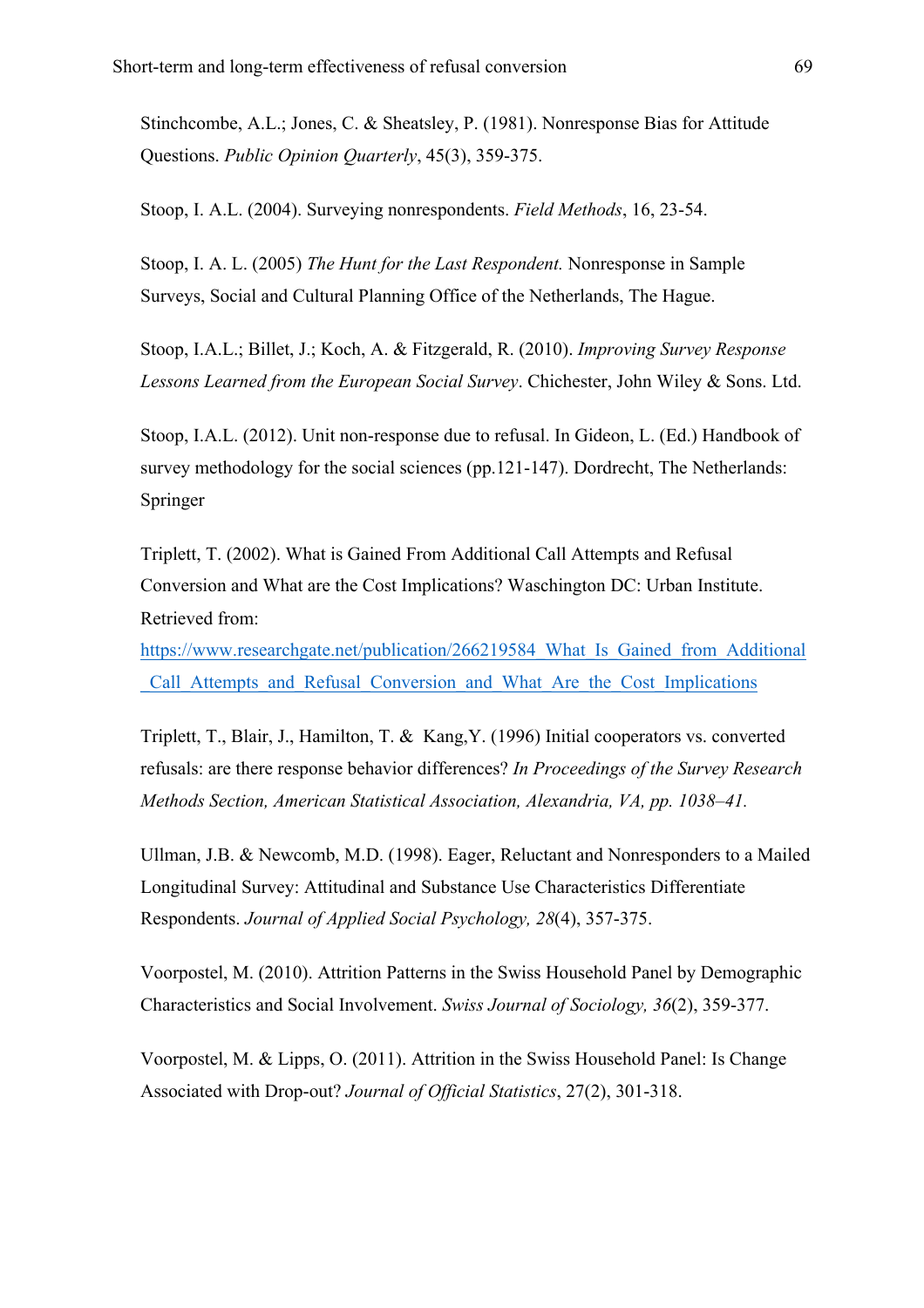Stinchcombe, A.L.; Jones, C. & Sheatsley, P. (1981). Nonresponse Bias for Attitude Questions. *Public Opinion Quarterly*, 45(3), 359-375.

Stoop, I. A.L. (2004). Surveying nonrespondents. *Field Methods*, 16, 23-54.

Stoop, I. A. L. (2005) *The Hunt for the Last Respondent.* Nonresponse in Sample Surveys, Social and Cultural Planning Office of the Netherlands, The Hague.

Stoop, I.A.L.; Billet, J.; Koch, A. & Fitzgerald, R. (2010). *Improving Survey Response Lessons Learned from the European Social Survey*. Chichester, John Wiley & Sons. Ltd.

Stoop, I.A.L. (2012). Unit non-response due to refusal. In Gideon, L. (Ed.) Handbook of survey methodology for the social sciences (pp.121-147). Dordrecht, The Netherlands: Springer

Triplett, T. (2002). What is Gained From Additional Call Attempts and Refusal Conversion and What are the Cost Implications? Waschington DC: Urban Institute. Retrieved from: [https://www.researchgate.net/publication/266219584_What_Is_Gained_from_Additional_Call_Attempts_and_Refusal_Conversion_and_What_Are_the_Cost_Implications](https://www.researchgate.net/publication/266219584_What_Is_Gained_from_Additional_Call_Attempts_and_Refusal_Conversion_and_What_Are_the_Cost_Implications)

Triplett, T., Blair, J., Hamilton, T. & Kang,Y. (1996) Initial cooperators vs. converted refusals: are there response behavior differences? *In Proceedings of the Survey Research Methods Section, American Statistical Association, Alexandria, VA, pp. 1038–41.*

Ullman, J.B. & Newcomb, M.D. (1998). Eager, Reluctant and Nonresponders to a Mailed Longitudinal Survey: Attitudinal and Substance Use Characteristics Differentiate Respondents. *Journal of Applied Social Psychology, 28*(4), 357-375.

Voorpostel, M. (2010). Attrition Patterns in the Swiss Household Panel by Demographic Characteristics and Social Involvement. *Swiss Journal of Sociology, 36*(2), 359-377.

Voorpostel, M. & Lipps, O. (2011). Attrition in the Swiss Household Panel: Is Change Associated with Drop-out? *Journal of Official Statistics*, 27(2), 301-318.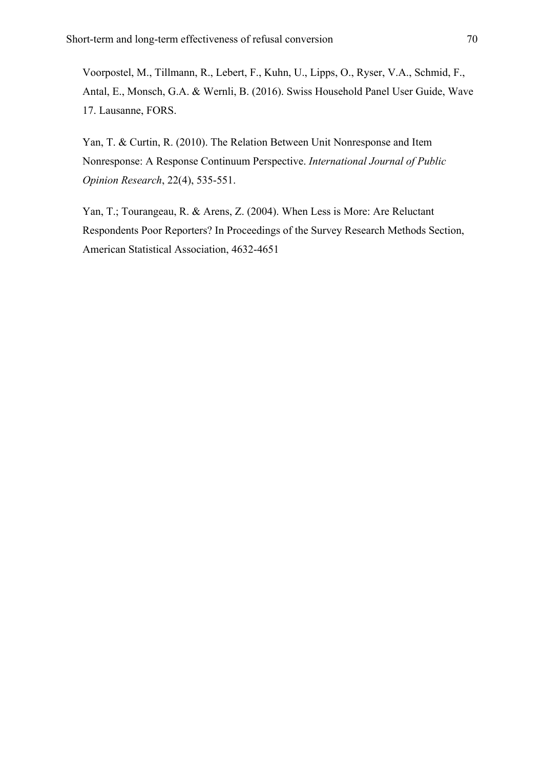Voorpostel, M., Tillmann, R., Lebert, F., Kuhn, U., Lipps, O., Ryser, V.A., Schmid, F., Antal, E., Monsch, G.A. & Wernli, B. (2016). Swiss Household Panel User Guide, Wave 17. Lausanne, FORS.

Yan, T. & Curtin, R. (2010). The Relation Between Unit Nonresponse and Item Nonresponse: A Response Continuum Perspective. *International Journal of Public Opinion Research*, 22(4), 535-551.

Yan, T.; Tourangeau, R. & Arens, Z. (2004). When Less is More: Are Reluctant Respondents Poor Reporters? In Proceedings of the Survey Research Methods Section, American Statistical Association, 4632-4651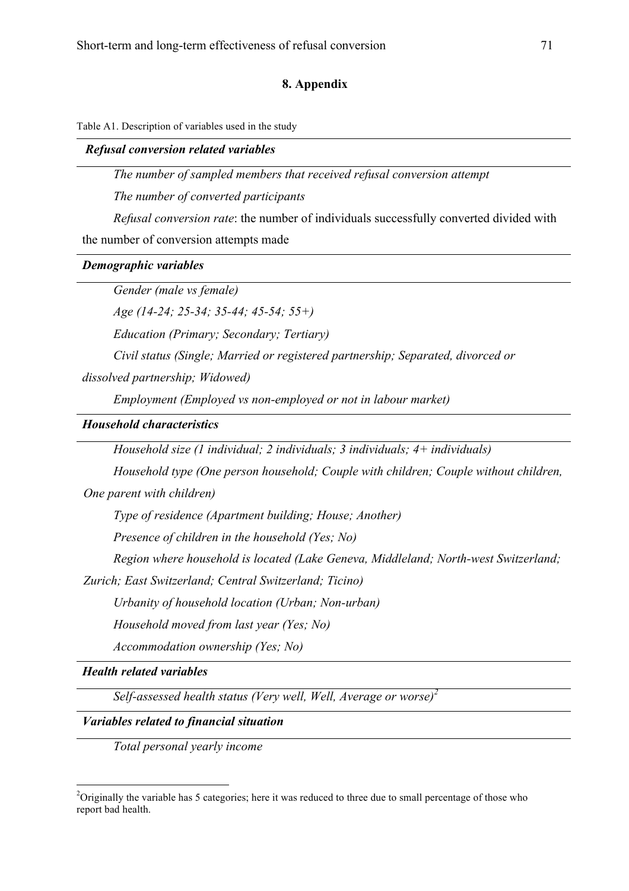## 8. Appendix

Table A1. Description of variables used in the study

***Refusal conversion related variables***

*The number of sampled members that received refusal conversion attempt*

*The number of converted participants*

*Refusal conversion rate*: the number of individuals successfully converted divided with the number of conversion attempts made

***Demographic variables***

*Gender (male vs female)*

*Age (14-24; 25-34; 35-44; 45-54; 55+)*

*Education (Primary; Secondary; Tertiary)*

*Civil status (Single; Married or registered partnership; Separated, divorced or dissolved partnership; Widowed)*

*Employment (Employed vs non-employed or not in labour market)*

***Household characteristics***

*Household size (1 individual; 2 individuals; 3 individuals; 4+ individuals)*

*Household type (One person household; Couple with children; Couple without children, One parent with children)*

*Type of residence (Apartment building; House; Another)*

*Presence of children in the household (Yes; No)*

*Region where household is located (Lake Geneva, Middleland; North-west Switzerland; Zurich; East Switzerland; Central Switzerland; Ticino)*

*Urbanity of household location (Urban; Non-urban)*

*Household moved from last year (Yes; No)*

*Accommodation ownership (Yes; No)*

***Health related variables***

*Self-assessed health status (Very well, Well, Average or worse)*[2]

***Variables related to financial situation***

*Total personal yearly income*

---

[2] Originally the variable has 5 categories; here it was reduced to three due to small percentage of those who report bad health.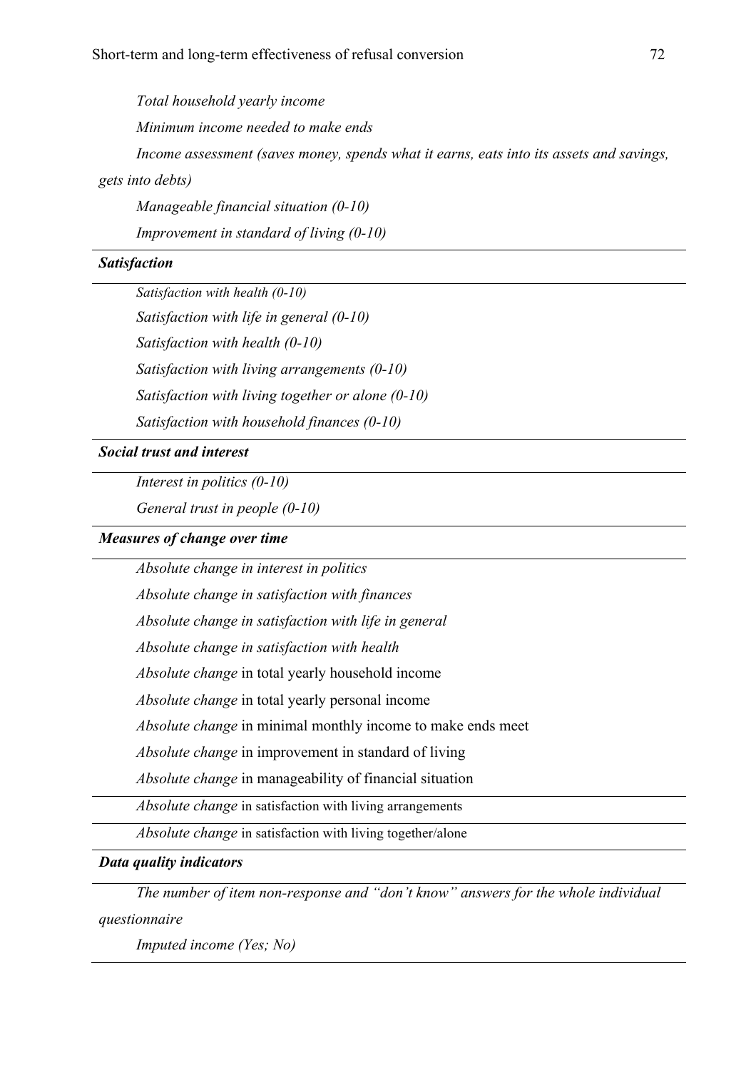*Total household yearly income*

*Minimum income needed to make ends*

*Income assessment (saves money, spends what it earns, eats into its assets and savings, gets into debts)*

*Manageable financial situation (0-10)*

*Improvement in standard of living (0-10)*

***Satisfaction***

*Satisfaction with health (0-10)*

*Satisfaction with life in general (0-10)*

*Satisfaction with health (0-10)*

*Satisfaction with living arrangements (0-10)*

*Satisfaction with living together or alone (0-10)*

*Satisfaction with household finances (0-10)*

***Social trust and interest***

*Interest in politics (0-10)*

*General trust in people (0-10)*

***Measures of change over time***

*Absolute change in interest in politics*

*Absolute change in satisfaction with finances*

*Absolute change in satisfaction with life in general*

*Absolute change in satisfaction with health*

*Absolute change* in total yearly household income

*Absolute change* in total yearly personal income

*Absolute change* in minimal monthly income to make ends meet

*Absolute change* in improvement in standard of living

*Absolute change* in manageability of financial situation

*Absolute change* in satisfaction with living arrangements

*Absolute change* in satisfaction with living together/alone

***Data quality indicators***

*The number of item non-response and "don't know" answers for the whole individual questionnaire*

*Imputed income (Yes; No)*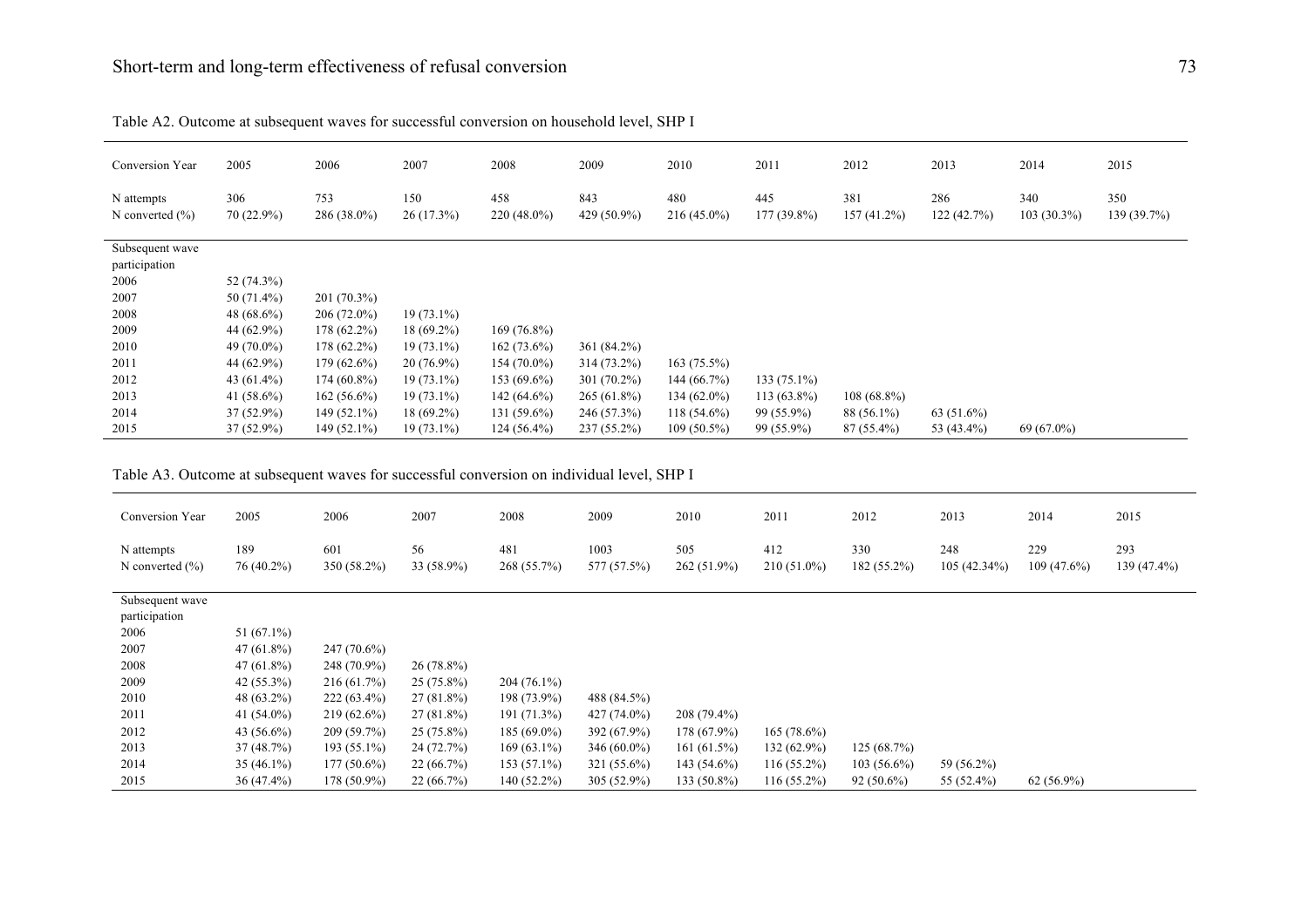Table A2. Outcome at subsequent waves for successful conversion on household level, SHP I

| Conversion Year | 2005 | 2006 | 2007 | 2008 | 2009 | 2010 | 2011 | 2012 | 2013 | 2014 | 2015 |
|---|---|---|---|---|---|---|---|---|---|---|---|
| N attempts | 306 | 753 | 150 | 458 | 843 | 480 | 445 | 381 | 286 | 340 | 350 |
| N converted (%) | 70 (22.9%) | 286 (38.0%) | 26 (17.3%) | 220 (48.0%) | 429 (50.9%) | 216 (45.0%) | 177 (39.8%) | 157 (41.2%) | 122 (42.7%) | 103 (30.3%) | 139 (39.7%) |
| Subsequent wave participation | | | | | | | | | | | |
| 2006 | 52 (74.3%) | | | | | | | | | | |
| 2007 | 50 (71.4%) | 201 (70.3%) | | | | | | | | | |
| 2008 | 48 (68.6%) | 206 (72.0%) | 19 (73.1%) | | | | | | | | |
| 2009 | 44 (62.9%) | 178 (62.2%) | 18 (69.2%) | 169 (76.8%) | | | | | | | |
| 2010 | 49 (70.0%) | 178 (62.2%) | 19 (73.1%) | 162 (73.6%) | 361 (84.2%) | | | | | | |
| 2011 | 44 (62.9%) | 179 (62.6%) | 20 (76.9%) | 154 (70.0%) | 314 (73.2%) | 163 (75.5%) | | | | | |
| 2012 | 43 (61.4%) | 174 (60.8%) | 19 (73.1%) | 153 (69.6%) | 301 (70.2%) | 144 (66.7%) | 133 (75.1%) | | | | |
| 2013 | 41 (58.6%) | 162 (56.6%) | 19 (73.1%) | 142 (64.6%) | 265 (61.8%) | 134 (62.0%) | 113 (63.8%) | 108 (68.8%) | | | |
| 2014 | 37 (52.9%) | 149 (52.1%) | 18 (69.2%) | 131 (59.6%) | 246 (57.3%) | 118 (54.6%) | 99 (55.9%) | 88 (56.1%) | 63 (51.6%) | | |
| 2015 | 37 (52.9%) | 149 (52.1%) | 19 (73.1%) | 124 (56.4%) | 237 (55.2%) | 109 (50.5%) | 99 (55.9%) | 87 (55.4%) | 53 (43.4%) | 69 (67.0%) | |

Table A3. Outcome at subsequent waves for successful conversion on individual level, SHP I

| Conversion Year | 2005 | 2006 | 2007 | 2008 | 2009 | 2010 | 2011 | 2012 | 2013 | 2014 | 2015 |
|---|---|---|---|---|---|---|---|---|---|---|---|
| N attempts | 189 | 601 | 56 | 481 | 1003 | 505 | 412 | 330 | 248 | 229 | 293 |
| N converted (%) | 76 (40.2%) | 350 (58.2%) | 33 (58.9%) | 268 (55.7%) | 577 (57.5%) | 262 (51.9%) | 210 (51.0%) | 182 (55.2%) | 105 (42.34%) | 109 (47.6%) | 139 (47.4%) |
| Subsequent wave participation | | | | | | | | | | | |
| 2006 | 51 (67.1%) | | | | | | | | | | |
| 2007 | 47 (61.8%) | 247 (70.6%) | | | | | | | | | |
| 2008 | 47 (61.8%) | 248 (70.9%) | 26 (78.8%) | | | | | | | | |
| 2009 | 42 (55.3%) | 216 (61.7%) | 25 (75.8%) | 204 (76.1%) | | | | | | | |
| 2010 | 48 (63.2%) | 222 (63.4%) | 27 (81.8%) | 198 (73.9%) | 488 (84.5%) | | | | | | |
| 2011 | 41 (54.0%) | 219 (62.6%) | 27 (81.8%) | 191 (71.3%) | 427 (74.0%) | 208 (79.4%) | | | | | |
| 2012 | 43 (56.6%) | 209 (59.7%) | 25 (75.8%) | 185 (69.0%) | 392 (67.9%) | 178 (67.9%) | 165 (78.6%) | | | | |
| 2013 | 37 (48.7%) | 193 (55.1%) | 24 (72.7%) | 169 (63.1%) | 346 (60.0%) | 161 (61.5%) | 132 (62.9%) | 125 (68.7%) | | | |
| 2014 | 35 (46.1%) | 177 (50.6%) | 22 (66.7%) | 153 (57.1%) | 321 (55.6%) | 143 (54.6%) | 116 (55.2%) | 103 (56.6%) | 59 (56.2%) | | |
| 2015 | 36 (47.4%) | 178 (50.9%) | 22 (66.7%) | 140 (52.2%) | 305 (52.9%) | 133 (50.8%) | 116 (55.2%) | 92 (50.6%) | 55 (52.4%) | 62 (56.9%) | |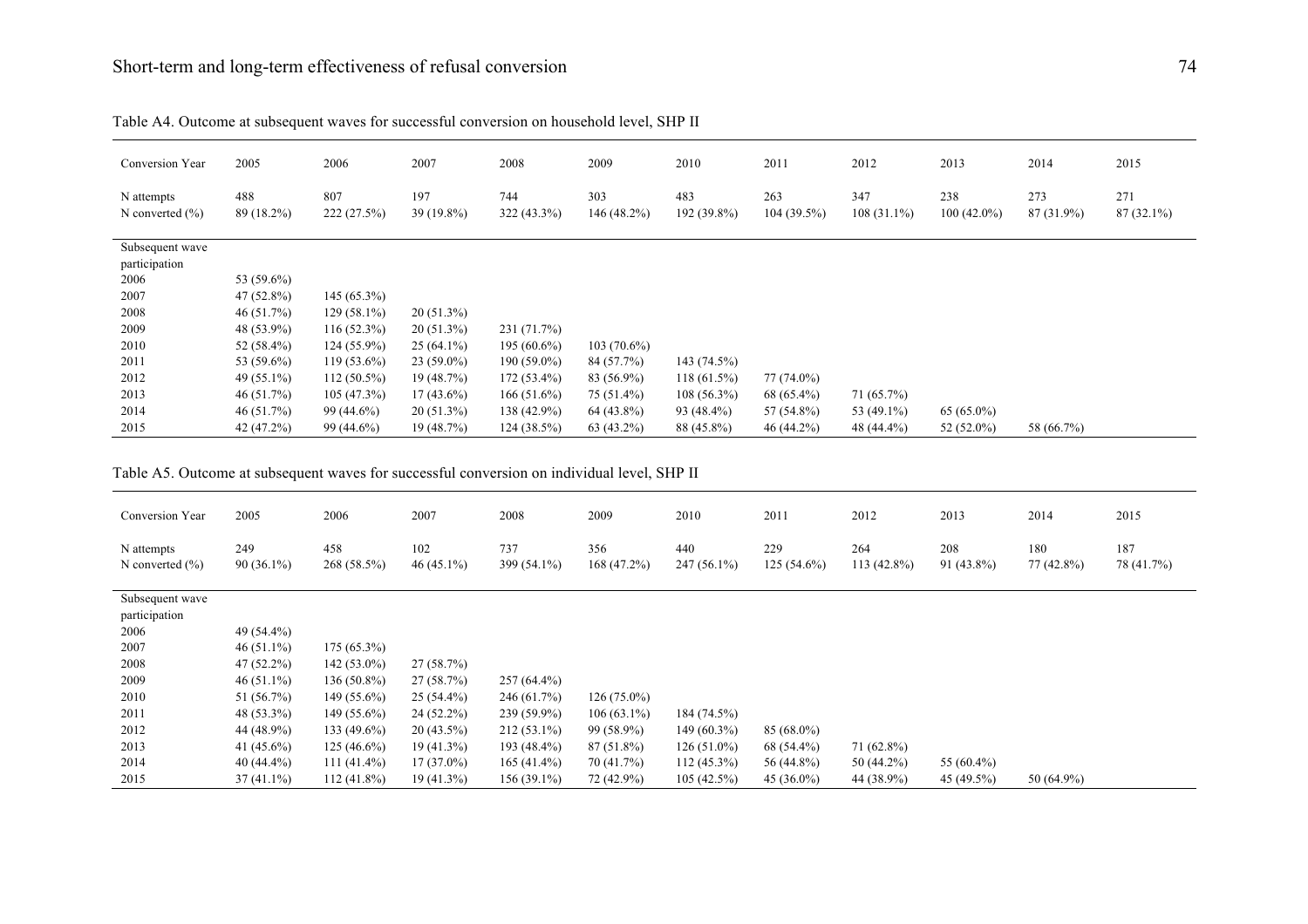Table A4. Outcome at subsequent waves for successful conversion on household level, SHP II

| Conversion Year | 2005 | 2006 | 2007 | 2008 | 2009 | 2010 | 2011 | 2012 | 2013 | 2014 | 2015 |
|---|---|---|---|---|---|---|---|---|---|---|---|
| N attempts | 488 | 807 | 197 | 744 | 303 | 483 | 263 | 347 | 238 | 273 | 271 |
| N converted (%) | 89 (18.2%) | 222 (27.5%) | 39 (19.8%) | 322 (43.3%) | 146 (48.2%) | 192 (39.8%) | 104 (39.5%) | 108 (31.1%) | 100 (42.0%) | 87 (31.9%) | 87 (32.1%) |
| Subsequent wave participation | | | | | | | | | | | |
| 2006 | 53 (59.6%) | | | | | | | | | | |
| 2007 | 47 (52.8%) | 145 (65.3%) | | | | | | | | | |
| 2008 | 46 (51.7%) | 129 (58.1%) | 20 (51.3%) | | | | | | | | |
| 2009 | 48 (53.9%) | 116 (52.3%) | 20 (51.3%) | 231 (71.7%) | | | | | | | |
| 2010 | 52 (58.4%) | 124 (55.9%) | 25 (64.1%) | 195 (60.6%) | 103 (70.6%) | | | | | | |
| 2011 | 53 (59.6%) | 119 (53.6%) | 23 (59.0%) | 190 (59.0%) | 84 (57.7%) | 143 (74.5%) | | | | | |
| 2012 | 49 (55.1%) | 112 (50.5%) | 19 (48.7%) | 172 (53.4%) | 83 (56.9%) | 118 (61.5%) | 77 (74.0%) | | | | |
| 2013 | 46 (51.7%) | 105 (47.3%) | 17 (43.6%) | 166 (51.6%) | 75 (51.4%) | 108 (56.3%) | 68 (65.4%) | 71 (65.7%) | | | |
| 2014 | 46 (51.7%) | 99 (44.6%) | 20 (51.3%) | 138 (42.9%) | 64 (43.8%) | 93 (48.4%) | 57 (54.8%) | 53 (49.1%) | 65 (65.0%) | | |
| 2015 | 42 (47.2%) | 99 (44.6%) | 19 (48.7%) | 124 (38.5%) | 63 (43.2%) | 88 (45.8%) | 46 (44.2%) | 48 (44.4%) | 52 (52.0%) | 58 (66.7%) | |

Table A5. Outcome at subsequent waves for successful conversion on individual level, SHP II

| Conversion Year | 2005 | 2006 | 2007 | 2008 | 2009 | 2010 | 2011 | 2012 | 2013 | 2014 | 2015 |
|---|---|---|---|---|---|---|---|---|---|---|---|
| N attempts | 249 | 458 | 102 | 737 | 356 | 440 | 229 | 264 | 208 | 180 | 187 |
| N converted (%) | 90 (36.1%) | 268 (58.5%) | 46 (45.1%) | 399 (54.1%) | 168 (47.2%) | 247 (56.1%) | 125 (54.6%) | 113 (42.8%) | 91 (43.8%) | 77 (42.8%) | 78 (41.7%) |
| Subsequent wave participation | | | | | | | | | | | |
| 2006 | 49 (54.4%) | | | | | | | | | | |
| 2007 | 46 (51.1%) | 175 (65.3%) | | | | | | | | | |
| 2008 | 47 (52.2%) | 142 (53.0%) | 27 (58.7%) | | | | | | | | |
| 2009 | 46 (51.1%) | 136 (50.8%) | 27 (58.7%) | 257 (64.4%) | | | | | | | |
| 2010 | 51 (56.7%) | 149 (55.6%) | 25 (54.4%) | 246 (61.7%) | 126 (75.0%) | | | | | | |
| 2011 | 48 (53.3%) | 149 (55.6%) | 24 (52.2%) | 239 (59.9%) | 106 (63.1%) | 184 (74.5%) | | | | | |
| 2012 | 44 (48.9%) | 133 (49.6%) | 20 (43.5%) | 212 (53.1%) | 99 (58.9%) | 149 (60.3%) | 85 (68.0%) | | | | |
| 2013 | 41 (45.6%) | 125 (46.6%) | 19 (41.3%) | 193 (48.4%) | 87 (51.8%) | 126 (51.0%) | 68 (54.4%) | 71 (62.8%) | | | |
| 2014 | 40 (44.4%) | 111 (41.4%) | 17 (37.0%) | 165 (41.4%) | 70 (41.7%) | 112 (45.3%) | 56 (44.8%) | 50 (44.2%) | 55 (60.4%) | | |
| 2015 | 37 (41.1%) | 112 (41.8%) | 19 (41.3%) | 156 (39.1%) | 72 (42.9%) | 105 (42.5%) | 45 (36.0%) | 44 (38.9%) | 45 (49.5%) | 50 (64.9%) | |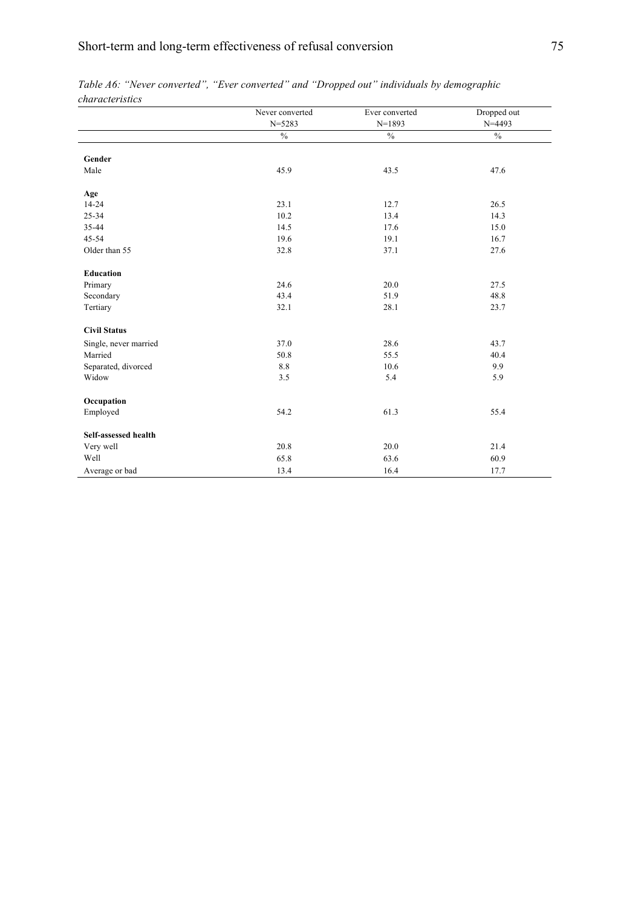*Table A6: "Never converted", "Ever converted" and "Dropped out" individuals by demographic characteristics*

| | Never converted N=5283 | Ever converted N=1893 | Dropped out N=4493 |
|---|---|---|---|
| | % | % | % |
| **Gender** | | | |
| Male | 45.9 | 43.5 | 47.6 |
| **Age** | | | |
| 14-24 | 23.1 | 12.7 | 26.5 |
| 25-34 | 10.2 | 13.4 | 14.3 |
| 35-44 | 14.5 | 17.6 | 15.0 |
| 45-54 | 19.6 | 19.1 | 16.7 |
| Older than 55 | 32.8 | 37.1 | 27.6 |
| **Education** | | | |
| Primary | 24.6 | 20.0 | 27.5 |
| Secondary | 43.4 | 51.9 | 48.8 |
| Tertiary | 32.1 | 28.1 | 23.7 |
| **Civil Status** | | | |
| Single, never married | 37.0 | 28.6 | 43.7 |
| Married | 50.8 | 55.5 | 40.4 |
| Separated, divorced | 8.8 | 10.6 | 9.9 |
| Widow | 3.5 | 5.4 | 5.9 |
| **Occupation** | | | |
| Employed | 54.2 | 61.3 | 55.4 |
| **Self-assessed health** | | | |
| Very well | 20.8 | 20.0 | 21.4 |
| Well | 65.8 | 63.6 | 60.9 |
| Average or bad | 13.4 | 16.4 | 17.7 |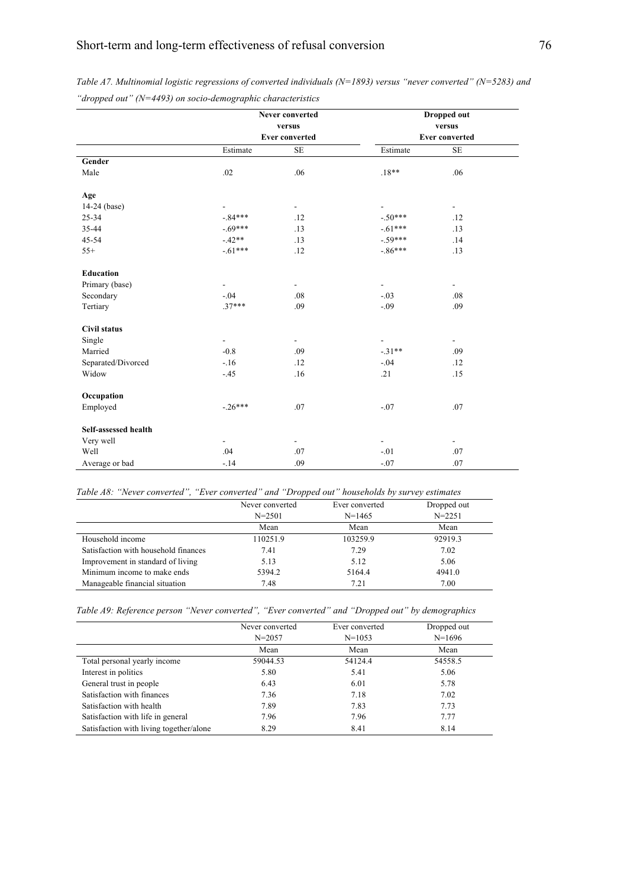*Table A7. Multinomial logistic regressions of converted individuals (N=1893) versus "never converted" (N=5283) and "dropped out" (N=4493) on socio-demographic characteristics*

| | Never converted versus Ever converted | | Dropped out versus Ever converted | |
|---|---|---|---|---|
| | Estimate | SE | Estimate | SE |
| **Gender** | | | | |
| Male | .02 | .06 | .18** | .06 |
| **Age** | | | | |
| 14-24 (base) | - | - | - | - |
| 25-34 | -.84*** | .12 | -.50*** | .12 |
| 35-44 | -.69*** | .13 | -.61*** | .13 |
| 45-54 | -.42** | .13 | -.59*** | .14 |
| 55+ | -.61*** | .12 | -.86*** | .13 |
| **Education** | | | | |
| Primary (base) | - | - | - | - |
| Secondary | -.04 | .08 | -.03 | .08 |
| Tertiary | .37*** | .09 | -.09 | .09 |
| **Civil status** | | | | |
| Single | - | - | - | - |
| Married | -0.8 | .09 | -.31** | .09 |
| Separated/Divorced | -.16 | .12 | -.04 | .12 |
| Widow | -.45 | .16 | .21 | .15 |
| **Occupation** | | | | |
| Employed | -.26*** | .07 | -.07 | .07 |
| **Self-assessed health** | | | | |
| Very well | - | - | - | - |
| Well | .04 | .07 | -.01 | .07 |
| Average or bad | -.14 | .09 | -.07 | .07 |

*Table A8: "Never converted", "Ever converted" and "Dropped out" households by survey estimates*

| | Never converted N=2501 | Ever converted N=1465 | Dropped out N=2251 |
|---|---|---|---|
| | Mean | Mean | Mean |
| Household income | 110251.9 | 103259.9 | 92919.3 |
| Satisfaction with household finances | 7.41 | 7.29 | 7.02 |
| Improvement in standard of living | 5.13 | 5.12 | 5.06 |
| Minimum income to make ends | 5394.2 | 5164.4 | 4941.0 |
| Manageable financial situation | 7.48 | 7.21 | 7.00 |

*Table A9: Reference person "Never converted", "Ever converted" and "Dropped out" by demographics*

| | Never converted N=2057 | Ever converted N=1053 | Dropped out N=1696 |
|---|---|---|---|
| | Mean | Mean | Mean |
| Total personal yearly income | 59044.53 | 54124.4 | 54558.5 |
| Interest in politics | 5.80 | 5.41 | 5.06 |
| General trust in people | 6.43 | 6.01 | 5.78 |
| Satisfaction with finances | 7.36 | 7.18 | 7.02 |
| Satisfaction with health | 7.89 | 7.83 | 7.73 |
| Satisfaction with life in general | 7.96 | 7.96 | 7.77 |
| Satisfaction with living together/alone | 8.29 | 8.41 | 8.14 |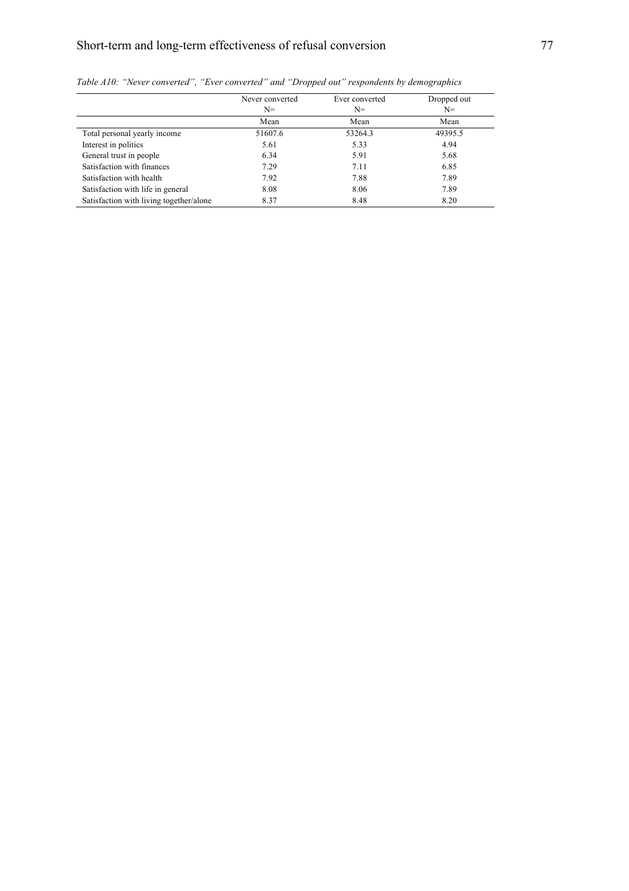*Table A10: "Never converted", "Ever converted" and "Dropped out" respondents by demographics*

| | Never converted | Ever converted | Dropped out |
|---|---|---|---|
| | N= | N= | N= |
| | Mean | Mean | Mean |
| Total personal yearly income | 51607.6 | 53264.3 | 49395.5 |
| Interest in politics | 5.61 | 5.33 | 4.94 |
| General trust in people | 6.34 | 5.91 | 5.68 |
| Satisfaction with finances | 7.29 | 7.11 | 6.85 |
| Satisfaction with health | 7.92 | 7.88 | 7.89 |
| Satisfaction with life in general | 8.08 | 8.06 | 7.89 |
| Satisfaction with living together/alone | 8.37 | 8.48 | 8.20 |